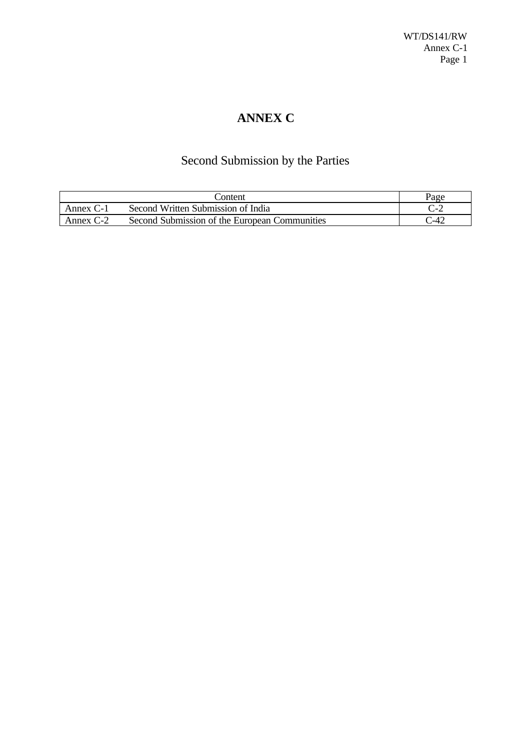# ANNEX C

## Second Submission by the Parties

| Content | | Page |
|---|---|---|
| Annex C-1 | Second Written Submission of India | C-2 |
| Annex C-2 | Second Submission of the European Communities | C-42 |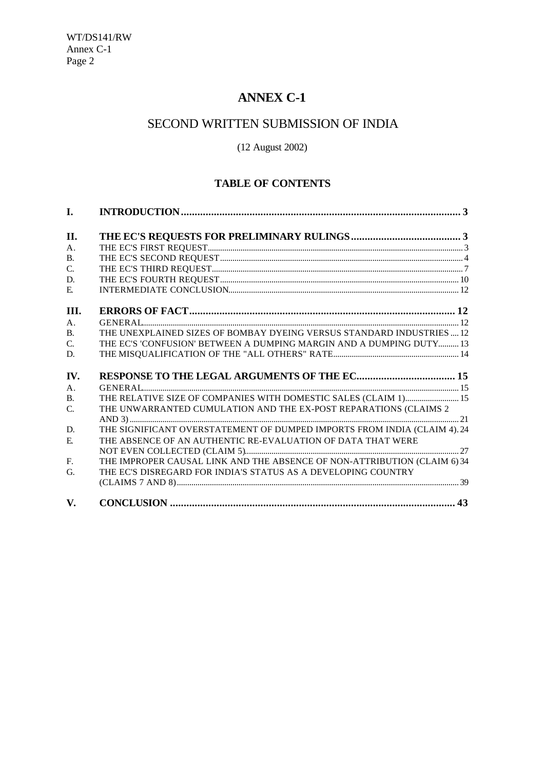# ANNEX C-1

## SECOND WRITTEN SUBMISSION OF INDIA

(12 August 2002)

### TABLE OF CONTENTS

| | | |
|---|---|---|
| **I.** | **INTRODUCTION** | **3** |
| **II.** | **THE EC'S REQUESTS FOR PRELIMINARY RULINGS** | **3** |
| A. | THE EC'S FIRST REQUEST | 3 |
| B. | THE EC'S SECOND REQUEST | 4 |
| C. | THE EC'S THIRD REQUEST | 7 |
| D. | THE EC'S FOURTH REQUEST | 10 |
| E. | INTERMEDIATE CONCLUSION | 12 |
| **III.** | **ERRORS OF FACT** | **12** |
| A. | GENERAL | 12 |
| B. | THE UNEXPLAINED SIZES OF BOMBAY DYEING VERSUS STANDARD INDUSTRIES | 12 |
| C. | THE EC'S 'CONFUSION' BETWEEN A DUMPING MARGIN AND A DUMPING DUTY | 13 |
| D. | THE MISQUALIFICATION OF THE "ALL OTHERS" RATE | 14 |
| **IV.** | **RESPONSE TO THE LEGAL ARGUMENTS OF THE EC** | **15** |
| A. | GENERAL | 15 |
| B. | THE RELATIVE SIZE OF COMPANIES WITH DOMESTIC SALES (CLAIM 1) | 15 |
| C. | THE UNWARRANTED CUMULATION AND THE EX-POST REPARATIONS (CLAIMS 2 AND 3) | 21 |
| D. | THE SIGNIFICANT OVERSTATEMENT OF DUMPED IMPORTS FROM INDIA (CLAIM 4) | 24 |
| E. | THE ABSENCE OF AN AUTHENTIC RE-EVALUATION OF DATA THAT WERE NOT EVEN COLLECTED (CLAIM 5) | 27 |
| F. | THE IMPROPER CAUSAL LINK AND THE ABSENCE OF NON-ATTRIBUTION (CLAIM 6) | 34 |
| G. | THE EC'S DISREGARD FOR INDIA'S STATUS AS A DEVELOPING COUNTRY (CLAIMS 7 AND 8) | 39 |
| **V.** | **CONCLUSION** | **43** |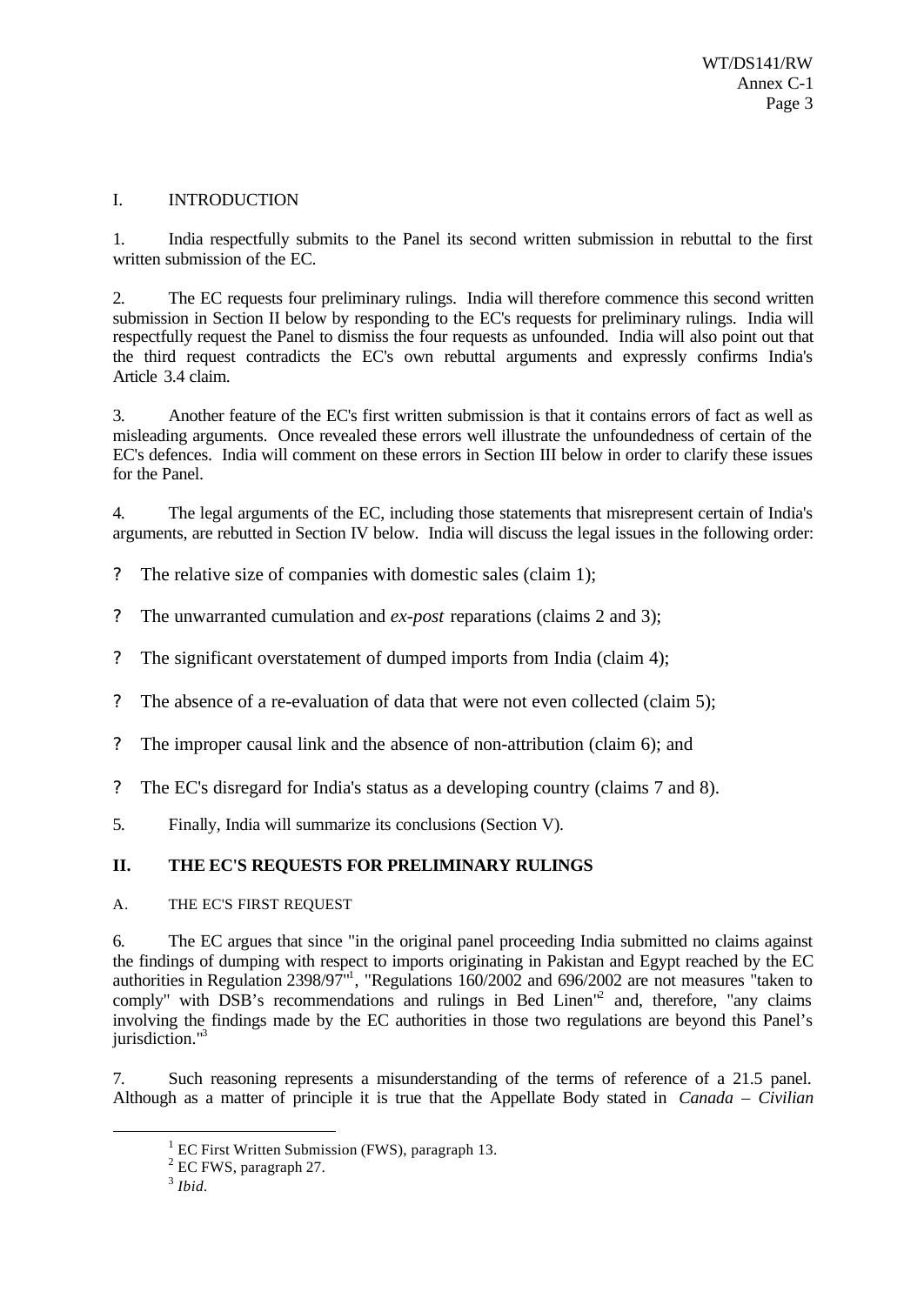## I. INTRODUCTION

1. India respectfully submits to the Panel its second written submission in rebuttal to the first written submission of the EC.

2. The EC requests four preliminary rulings. India will therefore commence this second written submission in Section II below by responding to the EC's requests for preliminary rulings. India will respectfully request the Panel to dismiss the four requests as unfounded. India will also point out that the third request contradicts the EC's own rebuttal arguments and expressly confirms India's Article 3.4 claim.

3. Another feature of the EC's first written submission is that it contains errors of fact as well as misleading arguments. Once revealed these errors well illustrate the unfoundedness of certain of the EC's defences. India will comment on these errors in Section III below in order to clarify these issues for the Panel.

4. The legal arguments of the EC, including those statements that misrepresent certain of India's arguments, are rebutted in Section IV below. India will discuss the legal issues in the following order:

- The relative size of companies with domestic sales (claim 1);
- The unwarranted cumulation and *ex-post* reparations (claims 2 and 3);
- The significant overstatement of dumped imports from India (claim 4);
- The absence of a re-evaluation of data that were not even collected (claim 5);
- The improper causal link and the absence of non-attribution (claim 6); and
- The EC's disregard for India's status as a developing country (claims 7 and 8).

5. Finally, India will summarize its conclusions (Section V).

## II. THE EC'S REQUESTS FOR PRELIMINARY RULINGS

### A. THE EC'S FIRST REQUEST

6. The EC argues that since "in the original panel proceeding India submitted no claims against the findings of dumping with respect to imports originating in Pakistan and Egypt reached by the EC authorities in Regulation 2398/97"[1], "Regulations 160/2002 and 696/2002 are not measures "taken to comply" with DSB's recommendations and rulings in Bed Linen"[2] and, therefore, "any claims involving the findings made by the EC authorities in those two regulations are beyond this Panel's jurisdiction."[3]

7. Such reasoning represents a misunderstanding of the terms of reference of a 21.5 panel. Although as a matter of principle it is true that the Appellate Body stated in *Canada – Civilian*

---

[1] EC First Written Submission (FWS), paragraph 13.

[2] EC FWS, paragraph 27.

[3] *Ibid.*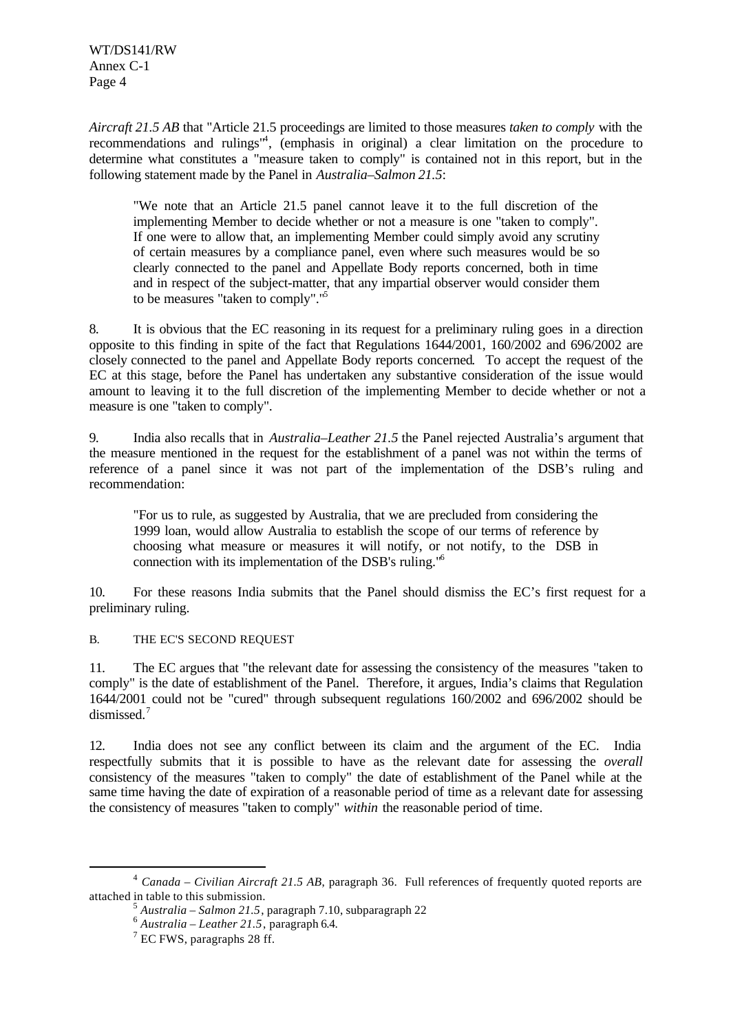*Aircraft 21.5 AB* that "Article 21.5 proceedings are limited to those measures *taken to comply* with the recommendations and rulings"[4], (emphasis in original) a clear limitation on the procedure to determine what constitutes a "measure taken to comply" is contained not in this report, but in the following statement made by the Panel in *Australia–Salmon 21.5*:

> "We note that an Article 21.5 panel cannot leave it to the full discretion of the implementing Member to decide whether or not a measure is one "taken to comply". If one were to allow that, an implementing Member could simply avoid any scrutiny of certain measures by a compliance panel, even where such measures would be so clearly connected to the panel and Appellate Body reports concerned, both in time and in respect of the subject-matter, that any impartial observer would consider them to be measures "taken to comply"."[5]

8. It is obvious that the EC reasoning in its request for a preliminary ruling goes in a direction opposite to this finding in spite of the fact that Regulations 1644/2001, 160/2002 and 696/2002 are closely connected to the panel and Appellate Body reports concerned. To accept the request of the EC at this stage, before the Panel has undertaken any substantive consideration of the issue would amount to leaving it to the full discretion of the implementing Member to decide whether or not a measure is one "taken to comply".

9. India also recalls that in *Australia–Leather 21.5* the Panel rejected Australia's argument that the measure mentioned in the request for the establishment of a panel was not within the terms of reference of a panel since it was not part of the implementation of the DSB's ruling and recommendation:

> "For us to rule, as suggested by Australia, that we are precluded from considering the 1999 loan, would allow Australia to establish the scope of our terms of reference by choosing what measure or measures it will notify, or not notify, to the DSB in connection with its implementation of the DSB's ruling."[6]

10. For these reasons India submits that the Panel should dismiss the EC's first request for a preliminary ruling.

### B. THE EC'S SECOND REQUEST

11. The EC argues that "the relevant date for assessing the consistency of the measures "taken to comply" is the date of establishment of the Panel. Therefore, it argues, India's claims that Regulation 1644/2001 could not be "cured" through subsequent regulations 160/2002 and 696/2002 should be dismissed.[7]

12. India does not see any conflict between its claim and the argument of the EC. India respectfully submits that it is possible to have as the relevant date for assessing the *overall* consistency of the measures "taken to comply" the date of establishment of the Panel while at the same time having the date of expiration of a reasonable period of time as a relevant date for assessing the consistency of measures "taken to comply" *within* the reasonable period of time.

---

[4] *Canada – Civilian Aircraft 21.5 AB*, paragraph 36. Full references of frequently quoted reports are attached in table to this submission.

[5] *Australia – Salmon 21.5*, paragraph 7.10, subparagraph 22

[6] *Australia – Leather 21.5*, paragraph 6.4.

[7] EC FWS, paragraphs 28 ff.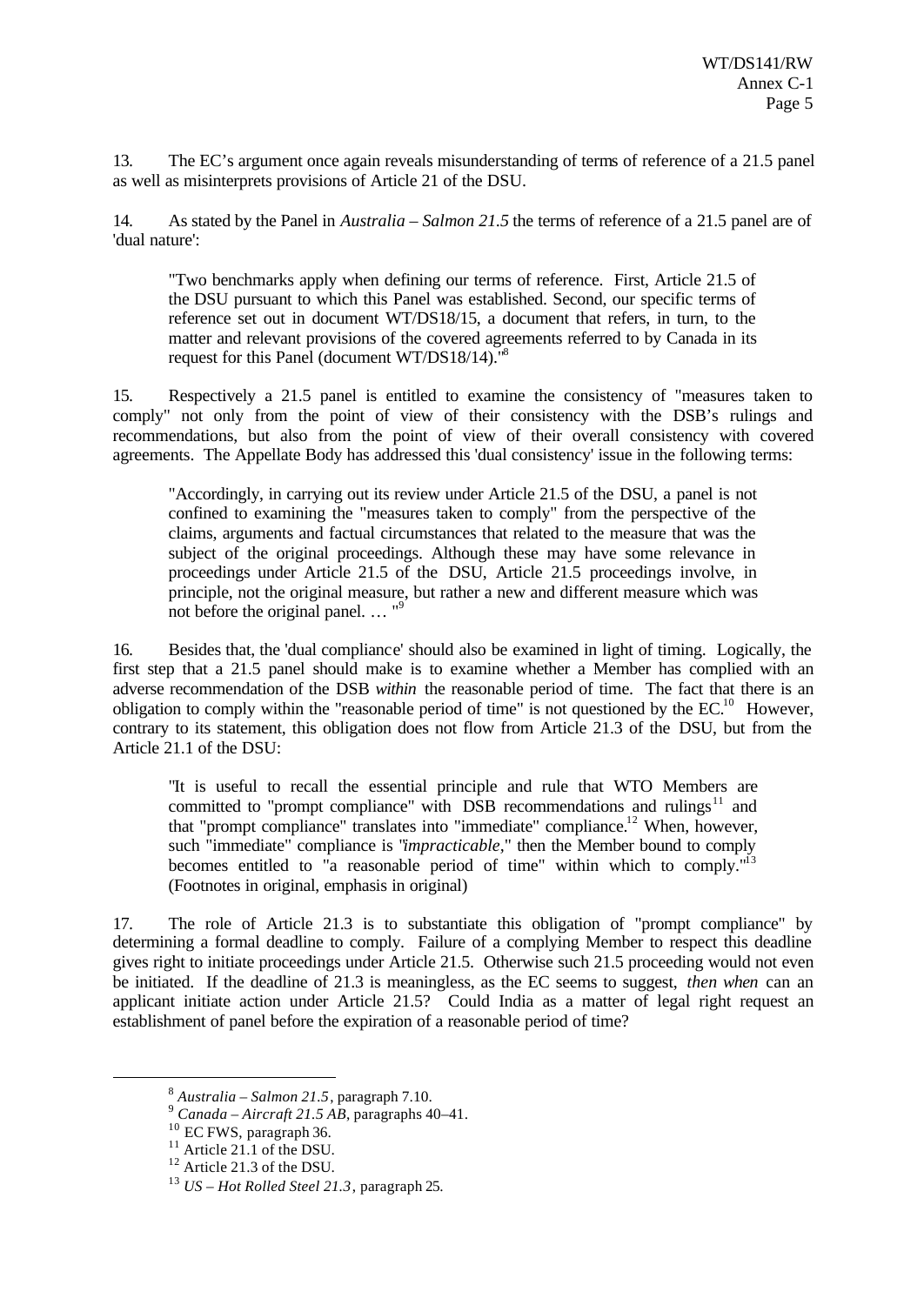13. The EC's argument once again reveals misunderstanding of terms of reference of a 21.5 panel as well as misinterprets provisions of Article 21 of the DSU.

14. As stated by the Panel in *Australia – Salmon 21.5* the terms of reference of a 21.5 panel are of 'dual nature':

> "Two benchmarks apply when defining our terms of reference. First, Article 21.5 of the DSU pursuant to which this Panel was established. Second, our specific terms of reference set out in document WT/DS18/15, a document that refers, in turn, to the matter and relevant provisions of the covered agreements referred to by Canada in its request for this Panel (document WT/DS18/14)."[8]

15. Respectively a 21.5 panel is entitled to examine the consistency of "measures taken to comply" not only from the point of view of their consistency with the DSB's rulings and recommendations, but also from the point of view of their overall consistency with covered agreements. The Appellate Body has addressed this 'dual consistency' issue in the following terms:

> "Accordingly, in carrying out its review under Article 21.5 of the DSU, a panel is not confined to examining the "measures taken to comply" from the perspective of the claims, arguments and factual circumstances that related to the measure that was the subject of the original proceedings. Although these may have some relevance in proceedings under Article 21.5 of the DSU, Article 21.5 proceedings involve, in principle, not the original measure, but rather a new and different measure which was not before the original panel. … "[9]

16. Besides that, the 'dual compliance' should also be examined in light of timing. Logically, the first step that a 21.5 panel should make is to examine whether a Member has complied with an adverse recommendation of the DSB *within* the reasonable period of time. The fact that there is an obligation to comply within the "reasonable period of time" is not questioned by the EC.[10] However, contrary to its statement, this obligation does not flow from Article 21.3 of the DSU, but from the Article 21.1 of the DSU:

> "It is useful to recall the essential principle and rule that WTO Members are committed to "prompt compliance" with DSB recommendations and rulings[11] and that "prompt compliance" translates into "immediate" compliance.[12] When, however, such "immediate" compliance is "*impracticable*," then the Member bound to comply becomes entitled to "a reasonable period of time" within which to comply."[13] (Footnotes in original, emphasis in original)

17. The role of Article 21.3 is to substantiate this obligation of "prompt compliance" by determining a formal deadline to comply. Failure of a complying Member to respect this deadline gives right to initiate proceedings under Article 21.5. Otherwise such 21.5 proceeding would not even be initiated. If the deadline of 21.3 is meaningless, as the EC seems to suggest, *then when* can an applicant initiate action under Article 21.5? Could India as a matter of legal right request an establishment of panel before the expiration of a reasonable period of time?

---

[8] *Australia – Salmon 21.5*, paragraph 7.10.

[9] *Canada – Aircraft 21.5 AB*, paragraphs 40–41.

[10] EC FWS, paragraph 36.

[11] Article 21.1 of the DSU.

[12] Article 21.3 of the DSU.

[13] *US – Hot Rolled Steel 21.3*, paragraph 25.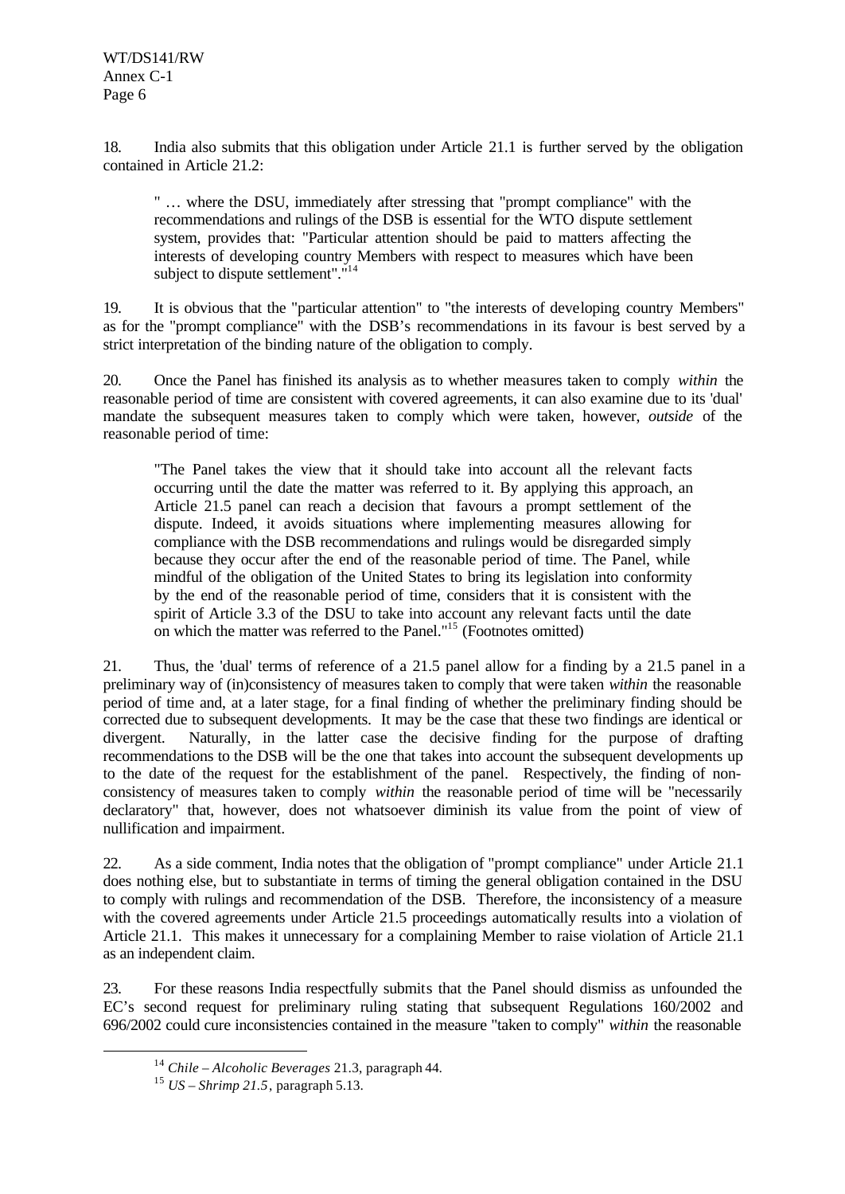18. India also submits that this obligation under Article 21.1 is further served by the obligation contained in Article 21.2:

> " … where the DSU, immediately after stressing that "prompt compliance" with the recommendations and rulings of the DSB is essential for the WTO dispute settlement system, provides that: "Particular attention should be paid to matters affecting the interests of developing country Members with respect to measures which have been subject to dispute settlement"."[14]

19. It is obvious that the "particular attention" to "the interests of developing country Members" as for the "prompt compliance" with the DSB's recommendations in its favour is best served by a strict interpretation of the binding nature of the obligation to comply.

20. Once the Panel has finished its analysis as to whether measures taken to comply *within* the reasonable period of time are consistent with covered agreements, it can also examine due to its 'dual' mandate the subsequent measures taken to comply which were taken, however, *outside* of the reasonable period of time:

> "The Panel takes the view that it should take into account all the relevant facts occurring until the date the matter was referred to it. By applying this approach, an Article 21.5 panel can reach a decision that favours a prompt settlement of the dispute. Indeed, it avoids situations where implementing measures allowing for compliance with the DSB recommendations and rulings would be disregarded simply because they occur after the end of the reasonable period of time. The Panel, while mindful of the obligation of the United States to bring its legislation into conformity by the end of the reasonable period of time, considers that it is consistent with the spirit of Article 3.3 of the DSU to take into account any relevant facts until the date on which the matter was referred to the Panel."[15] (Footnotes omitted)

21. Thus, the 'dual' terms of reference of a 21.5 panel allow for a finding by a 21.5 panel in a preliminary way of (in)consistency of measures taken to comply that were taken *within* the reasonable period of time and, at a later stage, for a final finding of whether the preliminary finding should be corrected due to subsequent developments. It may be the case that these two findings are identical or divergent. Naturally, in the latter case the decisive finding for the purpose of drafting recommendations to the DSB will be the one that takes into account the subsequent developments up to the date of the request for the establishment of the panel. Respectively, the finding of non-consistency of measures taken to comply *within* the reasonable period of time will be "necessarily declaratory" that, however, does not whatsoever diminish its value from the point of view of nullification and impairment.

22. As a side comment, India notes that the obligation of "prompt compliance" under Article 21.1 does nothing else, but to substantiate in terms of timing the general obligation contained in the DSU to comply with rulings and recommendation of the DSB. Therefore, the inconsistency of a measure with the covered agreements under Article 21.5 proceedings automatically results into a violation of Article 21.1. This makes it unnecessary for a complaining Member to raise violation of Article 21.1 as an independent claim.

23. For these reasons India respectfully submits that the Panel should dismiss as unfounded the EC's second request for preliminary ruling stating that subsequent Regulations 160/2002 and 696/2002 could cure inconsistencies contained in the measure "taken to comply" *within* the reasonable

---

[14] *Chile – Alcoholic Beverages* 21.3, paragraph 44.

[15] *US – Shrimp 21.5*, paragraph 5.13.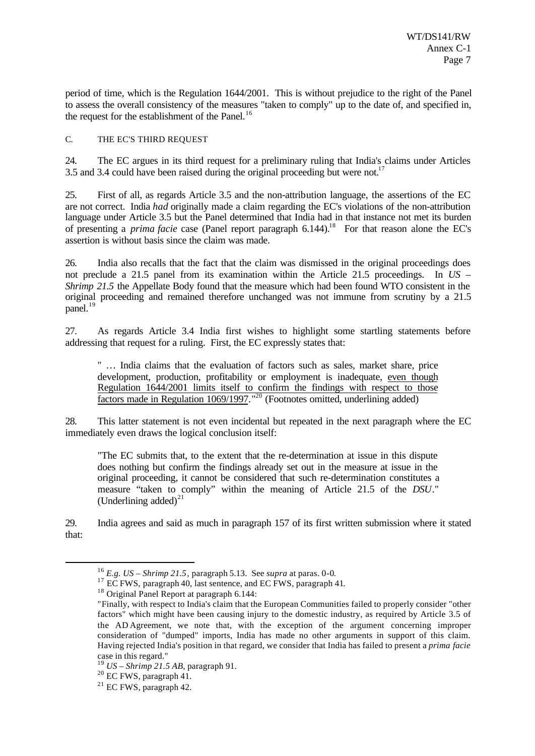period of time, which is the Regulation 1644/2001. This is without prejudice to the right of the Panel to assess the overall consistency of the measures "taken to comply" up to the date of, and specified in, the request for the establishment of the Panel.[16]

C. THE EC'S THIRD REQUEST

24. The EC argues in its third request for a preliminary ruling that India's claims under Articles 3.5 and 3.4 could have been raised during the original proceeding but were not.[17]

25. First of all, as regards Article 3.5 and the non-attribution language, the assertions of the EC are not correct. India *had* originally made a claim regarding the EC's violations of the non-attribution language under Article 3.5 but the Panel determined that India had in that instance not met its burden of presenting a *prima facie* case (Panel report paragraph 6.144).[18] For that reason alone the EC's assertion is without basis since the claim was made.

26. India also recalls that the fact that the claim was dismissed in the original proceedings does not preclude a 21.5 panel from its examination within the Article 21.5 proceedings. In *US – Shrimp 21.5* the Appellate Body found that the measure which had been found WTO consistent in the original proceeding and remained therefore unchanged was not immune from scrutiny by a 21.5 panel.[19]

27. As regards Article 3.4 India first wishes to highlight some startling statements before addressing that request for a ruling. First, the EC expressly states that:

> " … India claims that the evaluation of factors such as sales, market share, price development, production, profitability or employment is inadequate, <u>even though Regulation 1644/2001 limits itself to confirm the findings with respect to those factors made in Regulation 1069/1997</u>."[20] (Footnotes omitted, underlining added)

28. This latter statement is not even incidental but repeated in the next paragraph where the EC immediately even draws the logical conclusion itself:

> "The EC submits that, to the extent that the re-determination at issue in this dispute does nothing but confirm the findings already set out in the measure at issue in the original proceeding, it cannot be considered that such re-determination constitutes a measure "taken to comply" within the meaning of Article 21.5 of the *DSU*." (Underlining added)[21]

29. India agrees and said as much in paragraph 157 of its first written submission where it stated that:

---

[16] *E.g. US – Shrimp 21.5*, paragraph 5.13. See *supra* at paras. 0-0.

[17] EC FWS, paragraph 40, last sentence, and EC FWS, paragraph 41.

[18] Original Panel Report at paragraph 6.144:

"Finally, with respect to India's claim that the European Communities failed to properly consider "other factors" which might have been causing injury to the domestic industry, as required by Article 3.5 of the AD Agreement, we note that, with the exception of the argument concerning improper consideration of "dumped" imports, India has made no other arguments in support of this claim. Having rejected India's position in that regard, we consider that India has failed to present a *prima facie* case in this regard."

[19] *US – Shrimp 21.5 AB*, paragraph 91.

[20] EC FWS, paragraph 41.

[21] EC FWS, paragraph 42.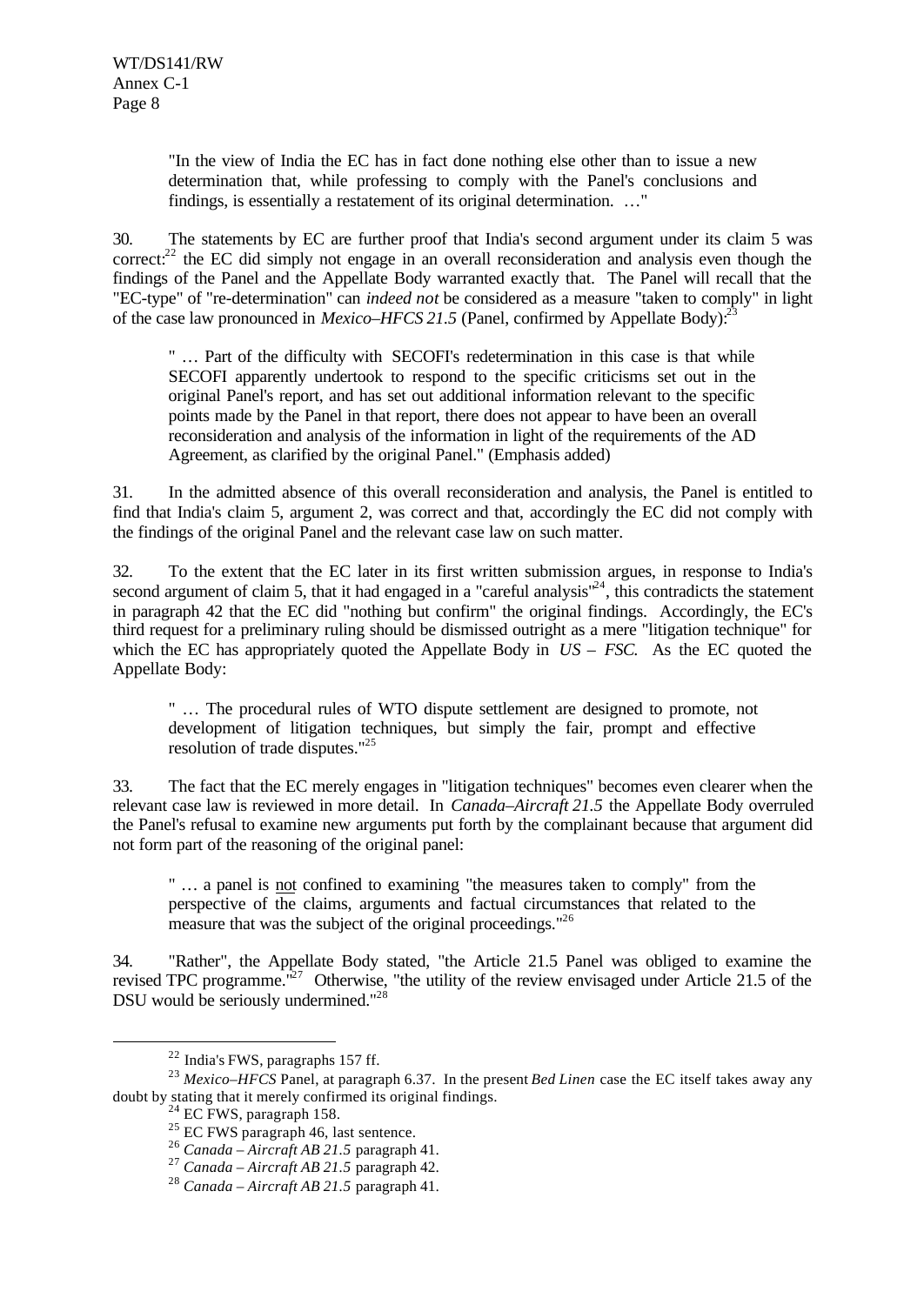> "In the view of India the EC has in fact done nothing else other than to issue a new determination that, while professing to comply with the Panel's conclusions and findings, is essentially a restatement of its original determination. …"

30. The statements by EC are further proof that India's second argument under its claim 5 was correct:[22] the EC did simply not engage in an overall reconsideration and analysis even though the findings of the Panel and the Appellate Body warranted exactly that. The Panel will recall that the "EC-type" of "re-determination" can *indeed not* be considered as a measure "taken to comply" in light of the case law pronounced in *Mexico–HFCS 21.5* (Panel, confirmed by Appellate Body):[23]

> " … Part of the difficulty with SECOFI's redetermination in this case is that while SECOFI apparently undertook to respond to the specific criticisms set out in the original Panel's report, and has set out additional information relevant to the specific points made by the Panel in that report, there does not appear to have been an overall reconsideration and analysis of the information in light of the requirements of the AD Agreement, as clarified by the original Panel." (Emphasis added)

31. In the admitted absence of this overall reconsideration and analysis, the Panel is entitled to find that India's claim 5, argument 2, was correct and that, accordingly the EC did not comply with the findings of the original Panel and the relevant case law on such matter.

32. To the extent that the EC later in its first written submission argues, in response to India's second argument of claim 5, that it had engaged in a "careful analysis"[24], this contradicts the statement in paragraph 42 that the EC did "nothing but confirm" the original findings. Accordingly, the EC's third request for a preliminary ruling should be dismissed outright as a mere "litigation technique" for which the EC has appropriately quoted the Appellate Body in *US – FSC*. As the EC quoted the Appellate Body:

> " … The procedural rules of WTO dispute settlement are designed to promote, not development of litigation techniques, but simply the fair, prompt and effective resolution of trade disputes."[25]

33. The fact that the EC merely engages in "litigation techniques" becomes even clearer when the relevant case law is reviewed in more detail. In *Canada–Aircraft 21.5* the Appellate Body overruled the Panel's refusal to examine new arguments put forth by the complainant because that argument did not form part of the reasoning of the original panel:

> " … a panel is <u>not</u> confined to examining "the measures taken to comply" from the perspective of the claims, arguments and factual circumstances that related to the measure that was the subject of the original proceedings."[26]

34. "Rather", the Appellate Body stated, "the Article 21.5 Panel was obliged to examine the revised TPC programme."[27] Otherwise, "the utility of the review envisaged under Article 21.5 of the DSU would be seriously undermined."[28]

---

[22] India's FWS, paragraphs 157 ff.

[23] *Mexico–HFCS* Panel, at paragraph 6.37. In the present *Bed Linen* case the EC itself takes away any doubt by stating that it merely confirmed its original findings.

[24] EC FWS, paragraph 158.

[25] EC FWS paragraph 46, last sentence.

[26] *Canada – Aircraft AB 21.5* paragraph 41.

[27] *Canada – Aircraft AB 21.5* paragraph 42.

[28] *Canada – Aircraft AB 21.5* paragraph 41.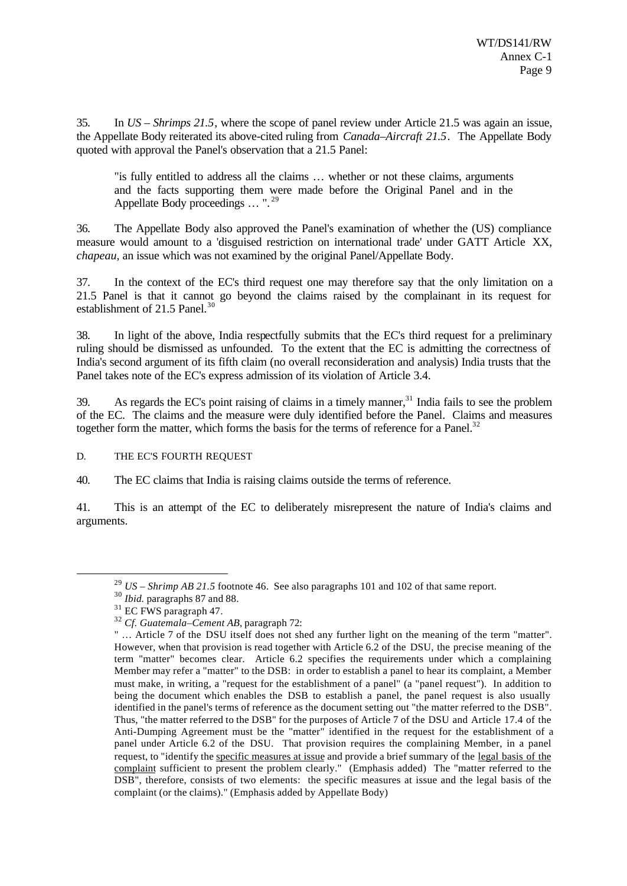35. In *US – Shrimps 21.5*, where the scope of panel review under Article 21.5 was again an issue, the Appellate Body reiterated its above-cited ruling from *Canada–Aircraft 21.5*. The Appellate Body quoted with approval the Panel's observation that a 21.5 Panel:

> "is fully entitled to address all the claims … whether or not these claims, arguments and the facts supporting them were made before the Original Panel and in the Appellate Body proceedings … ".[29]

36. The Appellate Body also approved the Panel's examination of whether the (US) compliance measure would amount to a 'disguised restriction on international trade' under GATT Article XX, *chapeau*, an issue which was not examined by the original Panel/Appellate Body.

37. In the context of the EC's third request one may therefore say that the only limitation on a 21.5 Panel is that it cannot go beyond the claims raised by the complainant in its request for establishment of 21.5 Panel.[30]

38. In light of the above, India respectfully submits that the EC's third request for a preliminary ruling should be dismissed as unfounded. To the extent that the EC is admitting the correctness of India's second argument of its fifth claim (no overall reconsideration and analysis) India trusts that the Panel takes note of the EC's express admission of its violation of Article 3.4.

39. As regards the EC's point raising of claims in a timely manner,[31] India fails to see the problem of the EC. The claims and the measure were duly identified before the Panel. Claims and measures together form the matter, which forms the basis for the terms of reference for a Panel.[32]

D. THE EC'S FOURTH REQUEST

40. The EC claims that India is raising claims outside the terms of reference.

41. This is an attempt of the EC to deliberately misrepresent the nature of India's claims and arguments.

---

[29] *US – Shrimp AB 21.5* footnote 46. See also paragraphs 101 and 102 of that same report.

[30] *Ibid.* paragraphs 87 and 88.

[31] EC FWS paragraph 47.

[32] *Cf. Guatemala–Cement AB*, paragraph 72:

" … Article 7 of the DSU itself does not shed any further light on the meaning of the term "matter". However, when that provision is read together with Article 6.2 of the DSU, the precise meaning of the term "matter" becomes clear. Article 6.2 specifies the requirements under which a complaining Member may refer a "matter" to the DSB: in order to establish a panel to hear its complaint, a Member must make, in writing, a "request for the establishment of a panel" (a "panel request"). In addition to being the document which enables the DSB to establish a panel, the panel request is also usually identified in the panel's terms of reference as the document setting out "the matter referred to the DSB". Thus, "the matter referred to the DSB" for the purposes of Article 7 of the DSU and Article 17.4 of the Anti-Dumping Agreement must be the "matter" identified in the request for the establishment of a panel under Article 6.2 of the DSU. That provision requires the complaining Member, in a panel request, to "identify the <u>specific measures at issue</u> and provide a brief summary of the <u>legal basis of the complaint</u> sufficient to present the problem clearly." (Emphasis added) The "matter referred to the DSB", therefore, consists of two elements: the specific measures at issue and the legal basis of the complaint (or the claims)." (Emphasis added by Appellate Body)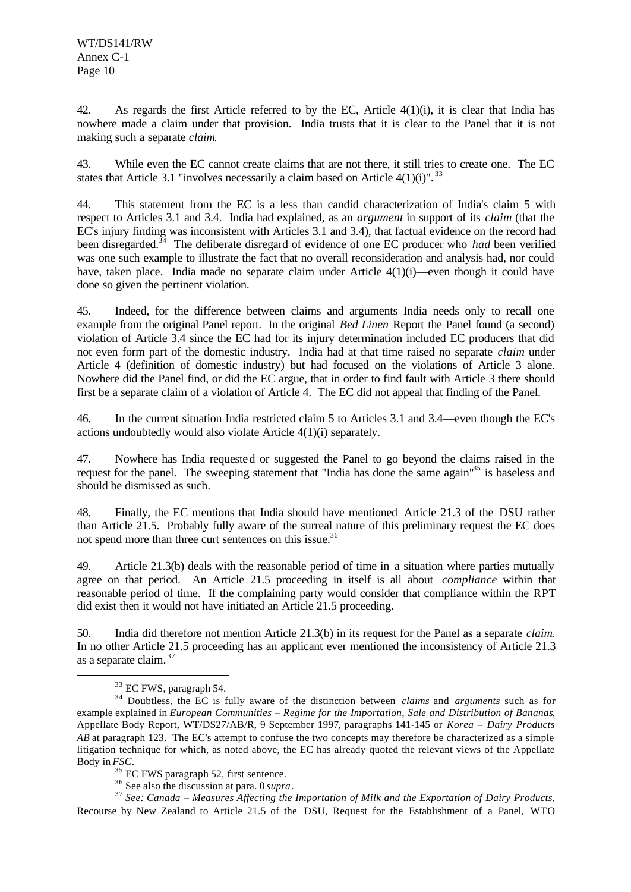42. As regards the first Article referred to by the EC, Article 4(1)(i), it is clear that India has nowhere made a claim under that provision. India trusts that it is clear to the Panel that it is not making such a separate *claim*.

43. While even the EC cannot create claims that are not there, it still tries to create one. The EC states that Article 3.1 "involves necessarily a claim based on Article 4(1)(i)".[33]

44. This statement from the EC is a less than candid characterization of India's claim 5 with respect to Articles 3.1 and 3.4. India had explained, as an *argument* in support of its *claim* (that the EC's injury finding was inconsistent with Articles 3.1 and 3.4), that factual evidence on the record had been disregarded.[34] The deliberate disregard of evidence of one EC producer who *had* been verified was one such example to illustrate the fact that no overall reconsideration and analysis had, nor could have, taken place. India made no separate claim under Article 4(1)(i)—even though it could have done so given the pertinent violation.

45. Indeed, for the difference between claims and arguments India needs only to recall one example from the original Panel report. In the original *Bed Linen* Report the Panel found (a second) violation of Article 3.4 since the EC had for its injury determination included EC producers that did not even form part of the domestic industry. India had at that time raised no separate *claim* under Article 4 (definition of domestic industry) but had focused on the violations of Article 3 alone. Nowhere did the Panel find, or did the EC argue, that in order to find fault with Article 3 there should first be a separate claim of a violation of Article 4. The EC did not appeal that finding of the Panel.

46. In the current situation India restricted claim 5 to Articles 3.1 and 3.4—even though the EC's actions undoubtedly would also violate Article 4(1)(i) separately.

47. Nowhere has India requested or suggested the Panel to go beyond the claims raised in the request for the panel. The sweeping statement that "India has done the same again"[35] is baseless and should be dismissed as such.

48. Finally, the EC mentions that India should have mentioned Article 21.3 of the DSU rather than Article 21.5. Probably fully aware of the surreal nature of this preliminary request the EC does not spend more than three curt sentences on this issue.[36]

49. Article 21.3(b) deals with the reasonable period of time in a situation where parties mutually agree on that period. An Article 21.5 proceeding in itself is all about *compliance* within that reasonable period of time. If the complaining party would consider that compliance within the RPT did exist then it would not have initiated an Article 21.5 proceeding.

50. India did therefore not mention Article 21.3(b) in its request for the Panel as a separate *claim*. In no other Article 21.5 proceeding has an applicant ever mentioned the inconsistency of Article 21.3 as a separate claim.[37]

---

[33] EC FWS, paragraph 54.

[34] Doubtless, the EC is fully aware of the distinction between *claims* and *arguments* such as for example explained in *European Communities – Regime for the Importation, Sale and Distribution of Bananas*, Appellate Body Report, WT/DS27/AB/R, 9 September 1997, paragraphs 141-145 or *Korea – Dairy Products AB* at paragraph 123. The EC's attempt to confuse the two concepts may therefore be characterized as a simple litigation technique for which, as noted above, the EC has already quoted the relevant views of the Appellate Body in *FSC*.

[35] EC FWS paragraph 52, first sentence.

[36] See also the discussion at para. 0 *supra*.

[37] *See: Canada – Measures Affecting the Importation of Milk and the Exportation of Dairy Products,* Recourse by New Zealand to Article 21.5 of the DSU, Request for the Establishment of a Panel, WTO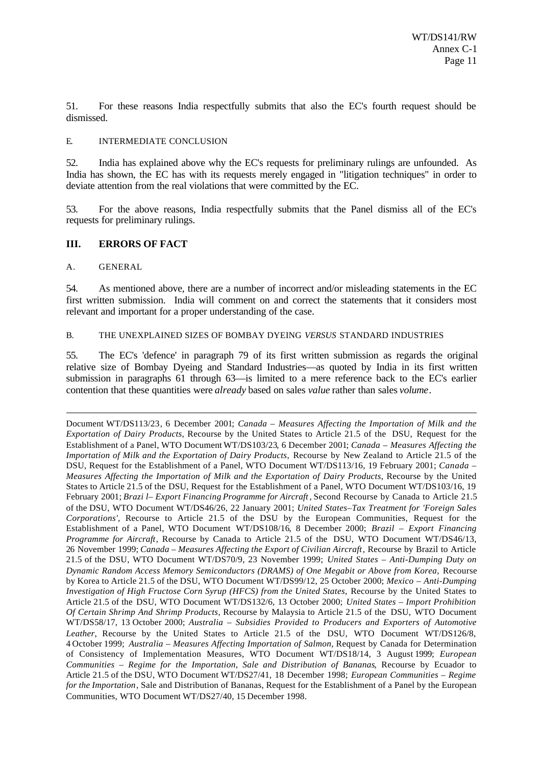51. For these reasons India respectfully submits that also the EC's fourth request should be dismissed.

E. INTERMEDIATE CONCLUSION

52. India has explained above why the EC's requests for preliminary rulings are unfounded. As India has shown, the EC has with its requests merely engaged in "litigation techniques" in order to deviate attention from the real violations that were committed by the EC.

53. For the above reasons, India respectfully submits that the Panel dismiss all of the EC's requests for preliminary rulings.

## III. ERRORS OF FACT

A. GENERAL

54. As mentioned above, there are a number of incorrect and/or misleading statements in the EC first written submission. India will comment on and correct the statements that it considers most relevant and important for a proper understanding of the case.

B. THE UNEXPLAINED SIZES OF BOMBAY DYEING *VERSUS* STANDARD INDUSTRIES

55. The EC's 'defence' in paragraph 79 of its first written submission as regards the original relative size of Bombay Dyeing and Standard Industries—as quoted by India in its first written submission in paragraphs 61 through 63—is limited to a mere reference back to the EC's earlier contention that these quantities were *already* based on sales *value* rather than sales *volume*.

---

Document WT/DS113/23, 6 December 2001; *Canada – Measures Affecting the Importation of Milk and the Exportation of Dairy Products*, Recourse by the United States to Article 21.5 of the DSU, Request for the Establishment of a Panel, WTO Document WT/DS103/23, 6 December 2001; *Canada – Measures Affecting the Importation of Milk and the Exportation of Dairy Products*, Recourse by New Zealand to Article 21.5 of the DSU, Request for the Establishment of a Panel, WTO Document WT/DS113/16, 19 February 2001; *Canada – Measures Affecting the Importation of Milk and the Exportation of Dairy Products*, Recourse by the United States to Article 21.5 of the DSU, Request for the Establishment of a Panel, WTO Document WT/DS103/16, 19 February 2001; *Brazil – Export Financing Programme for Aircraft*, Second Recourse by Canada to Article 21.5 of the DSU, WTO Document WT/DS46/26, 22 January 2001; *United States–Tax Treatment for 'Foreign Sales Corporations'*, Recourse to Article 21.5 of the DSU by the European Communities, Request for the Establishment of a Panel, WTO Document WT/DS108/16, 8 December 2000; *Brazil – Export Financing Programme for Aircraft*, Recourse by Canada to Article 21.5 of the DSU, WTO Document WT/DS46/13, 26 November 1999; *Canada – Measures Affecting the Export of Civilian Aircraft*, Recourse by Brazil to Article 21.5 of the DSU, WTO Document WT/DS70/9, 23 November 1999; *United States – Anti-Dumping Duty on Dynamic Random Access Memory Semiconductors (DRAMS) of One Megabit or Above from Korea*, Recourse by Korea to Article 21.5 of the DSU, WTO Document WT/DS99/12, 25 October 2000; *Mexico – Anti-Dumping Investigation of High Fructose Corn Syrup (HFCS) from the United States*, Recourse by the United States to Article 21.5 of the DSU, WTO Document WT/DS132/6, 13 October 2000; *United States – Import Prohibition Of Certain Shrimp And Shrimp Products*, Recourse by Malaysia to Article 21.5 of the DSU, WTO Document WT/DS58/17, 13 October 2000; *Australia – Subsidies Provided to Producers and Exporters of Automotive Leather*, Recourse by the United States to Article 21.5 of the DSU, WTO Document WT/DS126/8, 4 October 1999; *Australia – Measures Affecting Importation of Salmon*, Request by Canada for Determination of Consistency of Implementation Measures, WTO Document WT/DS18/14, 3 August 1999; *European Communities – Regime for the Importation, Sale and Distribution of Bananas*, Recourse by Ecuador to Article 21.5 of the DSU, WTO Document WT/DS27/41, 18 December 1998; *European Communities – Regime for the Importation*, Sale and Distribution of Bananas, Request for the Establishment of a Panel by the European Communities, WTO Document WT/DS27/40, 15 December 1998.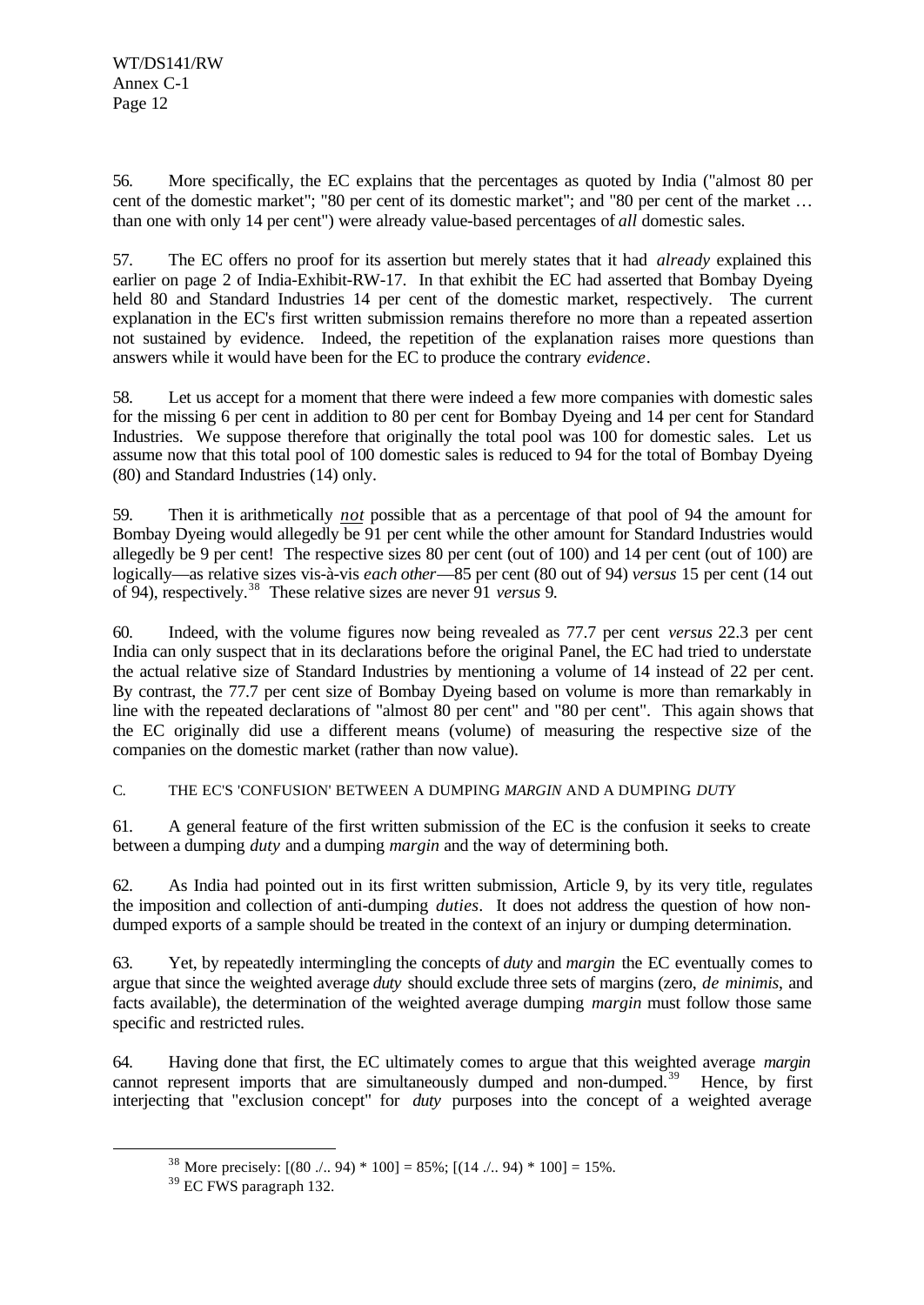56. More specifically, the EC explains that the percentages as quoted by India ("almost 80 per cent of the domestic market"; "80 per cent of its domestic market"; and "80 per cent of the market … than one with only 14 per cent") were already value-based percentages of *all* domestic sales.

57. The EC offers no proof for its assertion but merely states that it had *already* explained this earlier on page 2 of India-Exhibit-RW-17. In that exhibit the EC had asserted that Bombay Dyeing held 80 and Standard Industries 14 per cent of the domestic market, respectively. The current explanation in the EC's first written submission remains therefore no more than a repeated assertion not sustained by evidence. Indeed, the repetition of the explanation raises more questions than answers while it would have been for the EC to produce the contrary *evidence*.

58. Let us accept for a moment that there were indeed a few more companies with domestic sales for the missing 6 per cent in addition to 80 per cent for Bombay Dyeing and 14 per cent for Standard Industries. We suppose therefore that originally the total pool was 100 for domestic sales. Let us assume now that this total pool of 100 domestic sales is reduced to 94 for the total of Bombay Dyeing (80) and Standard Industries (14) only.

59. Then it is arithmetically ***not*** possible that as a percentage of that pool of 94 the amount for Bombay Dyeing would allegedly be 91 per cent while the other amount for Standard Industries would allegedly be 9 per cent! The respective sizes 80 per cent (out of 100) and 14 per cent (out of 100) are logically—as relative sizes vis-à-vis *each other*—85 per cent (80 out of 94) *versus* 15 per cent (14 out of 94), respectively.[38] These relative sizes are never 91 *versus* 9.

60. Indeed, with the volume figures now being revealed as 77.7 per cent *versus* 22.3 per cent India can only suspect that in its declarations before the original Panel, the EC had tried to understate the actual relative size of Standard Industries by mentioning a volume of 14 instead of 22 per cent. By contrast, the 77.7 per cent size of Bombay Dyeing based on volume is more than remarkably in line with the repeated declarations of "almost 80 per cent" and "80 per cent". This again shows that the EC originally did use a different means (volume) of measuring the respective size of the companies on the domestic market (rather than now value).

### C. THE EC'S 'CONFUSION' BETWEEN A DUMPING *MARGIN* AND A DUMPING *DUTY*

61. A general feature of the first written submission of the EC is the confusion it seeks to create between a dumping *duty* and a dumping *margin* and the way of determining both.

62. As India had pointed out in its first written submission, Article 9, by its very title, regulates the imposition and collection of anti-dumping *duties*. It does not address the question of how non-dumped exports of a sample should be treated in the context of an injury or dumping determination.

63. Yet, by repeatedly intermingling the concepts of *duty* and *margin* the EC eventually comes to argue that since the weighted average *duty* should exclude three sets of margins (zero, *de minimis*, and facts available), the determination of the weighted average dumping *margin* must follow those same specific and restricted rules.

64. Having done that first, the EC ultimately comes to argue that this weighted average *margin* cannot represent imports that are simultaneously dumped and non-dumped.[39] Hence, by first interjecting that "exclusion concept" for *duty* purposes into the concept of a weighted average

---

[38] More precisely: [(80 ./.. 94) * 100] = 85%; [(14 ./.. 94) * 100] = 15%.

[39] EC FWS paragraph 132.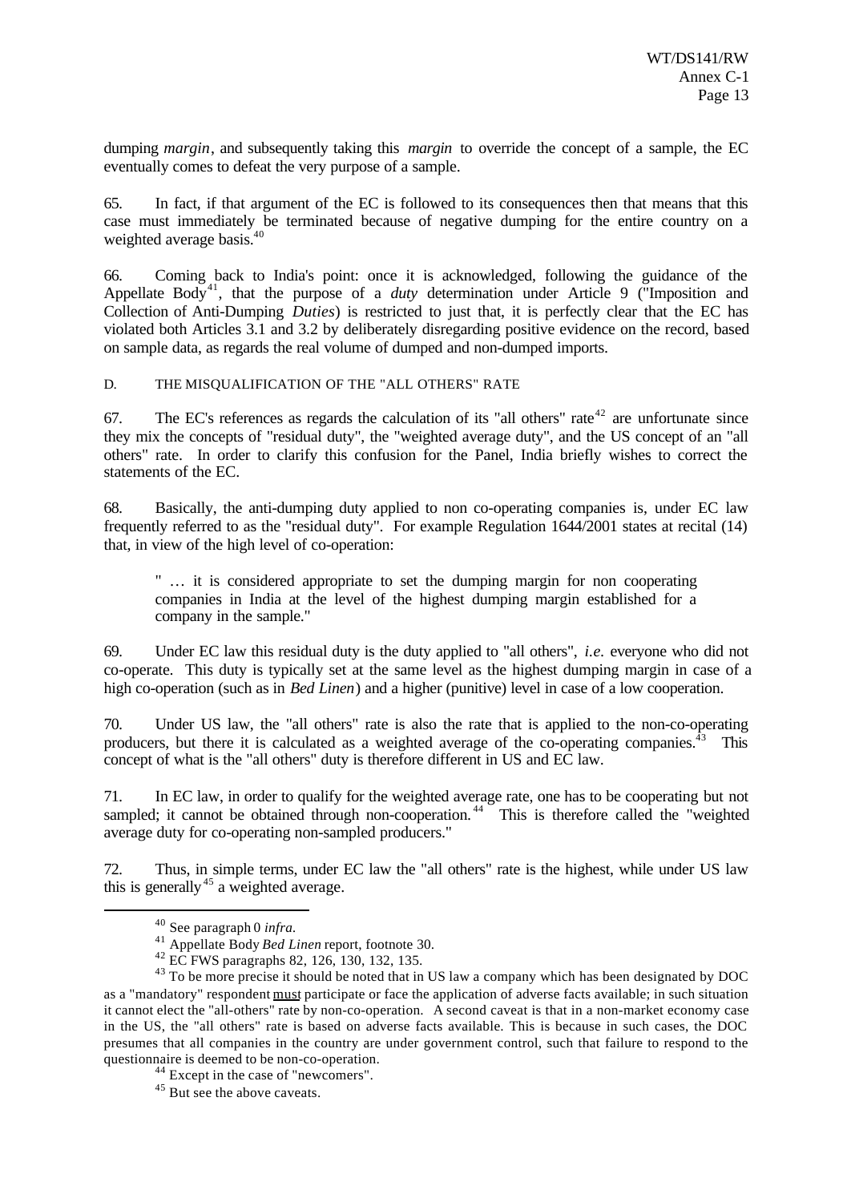dumping *margin*, and subsequently taking this *margin* to override the concept of a sample, the EC eventually comes to defeat the very purpose of a sample.

65. In fact, if that argument of the EC is followed to its consequences then that means that this case must immediately be terminated because of negative dumping for the entire country on a weighted average basis.[40]

66. Coming back to India's point: once it is acknowledged, following the guidance of the Appellate Body[41], that the purpose of a *duty* determination under Article 9 ("Imposition and Collection of Anti-Dumping *Duties*) is restricted to just that, it is perfectly clear that the EC has violated both Articles 3.1 and 3.2 by deliberately disregarding positive evidence on the record, based on sample data, as regards the real volume of dumped and non-dumped imports.

### D. THE MISQUALIFICATION OF THE "ALL OTHERS" RATE

67. The EC's references as regards the calculation of its "all others" rate[42] are unfortunate since they mix the concepts of "residual duty", the "weighted average duty", and the US concept of an "all others" rate. In order to clarify this confusion for the Panel, India briefly wishes to correct the statements of the EC.

68. Basically, the anti-dumping duty applied to non co-operating companies is, under EC law frequently referred to as the "residual duty". For example Regulation 1644/2001 states at recital (14) that, in view of the high level of co-operation:

> " … it is considered appropriate to set the dumping margin for non cooperating companies in India at the level of the highest dumping margin established for a company in the sample."

69. Under EC law this residual duty is the duty applied to "all others", *i.e.* everyone who did not co-operate. This duty is typically set at the same level as the highest dumping margin in case of a high co-operation (such as in *Bed Linen*) and a higher (punitive) level in case of a low cooperation.

70. Under US law, the "all others" rate is also the rate that is applied to the non-co-operating producers, but there it is calculated as a weighted average of the co-operating companies.[43] This concept of what is the "all others" duty is therefore different in US and EC law.

71. In EC law, in order to qualify for the weighted average rate, one has to be cooperating but not sampled; it cannot be obtained through non-cooperation.[44] This is therefore called the "weighted average duty for co-operating non-sampled producers."

72. Thus, in simple terms, under EC law the "all others" rate is the highest, while under US law this is generally[45] a weighted average.

---

[40] See paragraph 0 *infra*.

[41] Appellate Body *Bed Linen* report, footnote 30.

[42] EC FWS paragraphs 82, 126, 130, 132, 135.

[43] To be more precise it should be noted that in US law a company which has been designated by DOC as a "mandatory" respondent must participate or face the application of adverse facts available; in such situation it cannot elect the "all-others" rate by non-co-operation. A second caveat is that in a non-market economy case in the US, the "all others" rate is based on adverse facts available. This is because in such cases, the DOC presumes that all companies in the country are under government control, such that failure to respond to the questionnaire is deemed to be non-co-operation.

[44] Except in the case of "newcomers".

[45] But see the above caveats.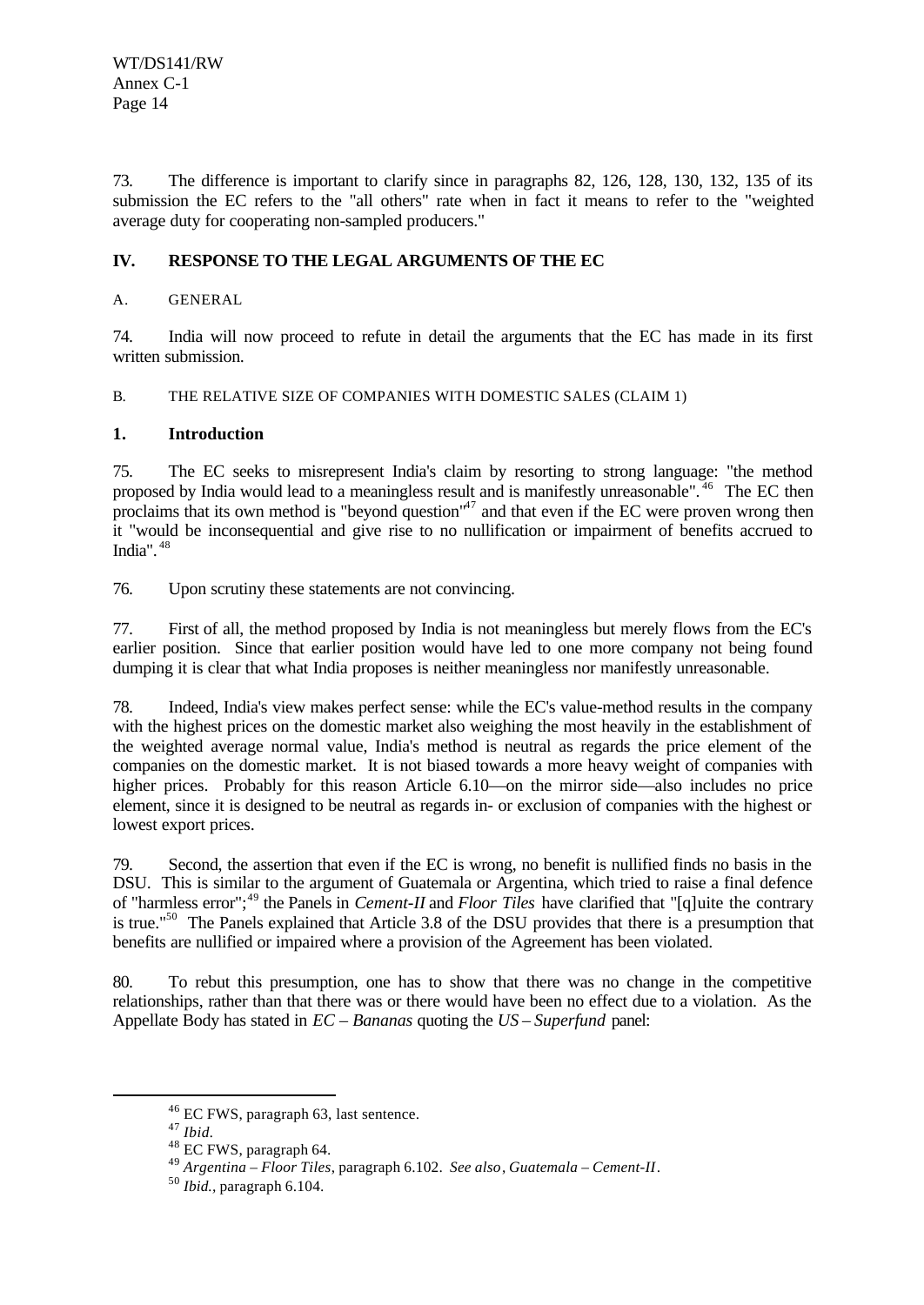73. The difference is important to clarify since in paragraphs 82, 126, 128, 130, 132, 135 of its submission the EC refers to the "all others" rate when in fact it means to refer to the "weighted average duty for cooperating non-sampled producers."

## IV. RESPONSE TO THE LEGAL ARGUMENTS OF THE EC

### A. GENERAL

74. India will now proceed to refute in detail the arguments that the EC has made in its first written submission.

### B. THE RELATIVE SIZE OF COMPANIES WITH DOMESTIC SALES (CLAIM 1)

#### 1. Introduction

75. The EC seeks to misrepresent India's claim by resorting to strong language: "the method proposed by India would lead to a meaningless result and is manifestly unreasonable".[46] The EC then proclaims that its own method is "beyond question"[47] and that even if the EC were proven wrong then it "would be inconsequential and give rise to no nullification or impairment of benefits accrued to India".[48]

76. Upon scrutiny these statements are not convincing.

77. First of all, the method proposed by India is not meaningless but merely flows from the EC's earlier position. Since that earlier position would have led to one more company not being found dumping it is clear that what India proposes is neither meaningless nor manifestly unreasonable.

78. Indeed, India's view makes perfect sense: while the EC's value-method results in the company with the highest prices on the domestic market also weighing the most heavily in the establishment of the weighted average normal value, India's method is neutral as regards the price element of the companies on the domestic market. It is not biased towards a more heavy weight of companies with higher prices. Probably for this reason Article 6.10—on the mirror side—also includes no price element, since it is designed to be neutral as regards in- or exclusion of companies with the highest or lowest export prices.

79. Second, the assertion that even if the EC is wrong, no benefit is nullified finds no basis in the DSU. This is similar to the argument of Guatemala or Argentina, which tried to raise a final defence of "harmless error";[49] the Panels in *Cement-II* and *Floor Tiles* have clarified that "[q]uite the contrary is true."[50] The Panels explained that Article 3.8 of the DSU provides that there is a presumption that benefits are nullified or impaired where a provision of the Agreement has been violated.

80. To rebut this presumption, one has to show that there was no change in the competitive relationships, rather than that there was or there would have been no effect due to a violation. As the Appellate Body has stated in *EC – Bananas* quoting the *US – Superfund* panel:

---

[46] EC FWS, paragraph 63, last sentence.

[47] *Ibid.*

[48] EC FWS, paragraph 64.

[49] *Argentina – Floor Tiles*, paragraph 6.102. *See also*, *Guatemala – Cement-II*.

[50] *Ibid.*, paragraph 6.104.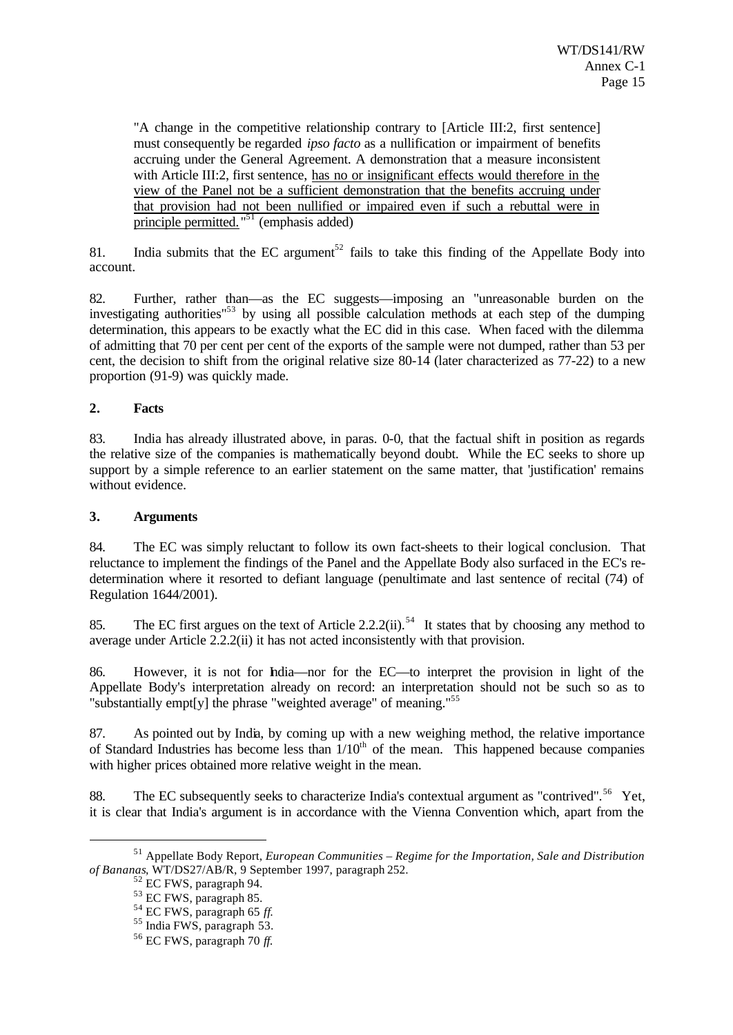"A change in the competitive relationship contrary to [Article III:2, first sentence] must consequently be regarded *ipso facto* as a nullification or impairment of benefits accruing under the General Agreement. A demonstration that a measure inconsistent with Article III:2, first sentence, has no or insignificant effects would therefore in the view of the Panel not be a sufficient demonstration that the benefits accruing under that provision had not been nullified or impaired even if such a rebuttal were in principle permitted."[51] (emphasis added)

81. India submits that the EC argument[52] fails to take this finding of the Appellate Body into account.

82. Further, rather than—as the EC suggests—imposing an "unreasonable burden on the investigating authorities"[53] by using all possible calculation methods at each step of the dumping determination, this appears to be exactly what the EC did in this case. When faced with the dilemma of admitting that 70 per cent per cent of the exports of the sample were not dumped, rather than 53 per cent, the decision to shift from the original relative size 80-14 (later characterized as 77-22) to a new proportion (91-9) was quickly made.

### 2. Facts

83. India has already illustrated above, in paras. 0-0, that the factual shift in position as regards the relative size of the companies is mathematically beyond doubt. While the EC seeks to shore up support by a simple reference to an earlier statement on the same matter, that 'justification' remains without evidence.

### 3. Arguments

84. The EC was simply reluctant to follow its own fact-sheets to their logical conclusion. That reluctance to implement the findings of the Panel and the Appellate Body also surfaced in the EC's re-determination where it resorted to defiant language (penultimate and last sentence of recital (74) of Regulation 1644/2001).

85. The EC first argues on the text of Article 2.2.2(ii).[54] It states that by choosing any method to average under Article 2.2.2(ii) it has not acted inconsistently with that provision.

86. However, it is not for India—nor for the EC—to interpret the provision in light of the Appellate Body's interpretation already on record: an interpretation should not be such so as to "substantially empt[y] the phrase "weighted average" of meaning."[55]

87. As pointed out by India, by coming up with a new weighing method, the relative importance of Standard Industries has become less than 1/10th of the mean. This happened because companies with higher prices obtained more relative weight in the mean.

88. The EC subsequently seeks to characterize India's contextual argument as "contrived".[56] Yet, it is clear that India's argument is in accordance with the Vienna Convention which, apart from the

---

[51] Appellate Body Report, *European Communities – Regime for the Importation, Sale and Distribution of Bananas*, WT/DS27/AB/R, 9 September 1997, paragraph 252.

[52] EC FWS, paragraph 94.

[53] EC FWS, paragraph 85.

[54] EC FWS, paragraph 65 *ff.*

[55] India FWS, paragraph 53.

[56] EC FWS, paragraph 70 *ff.*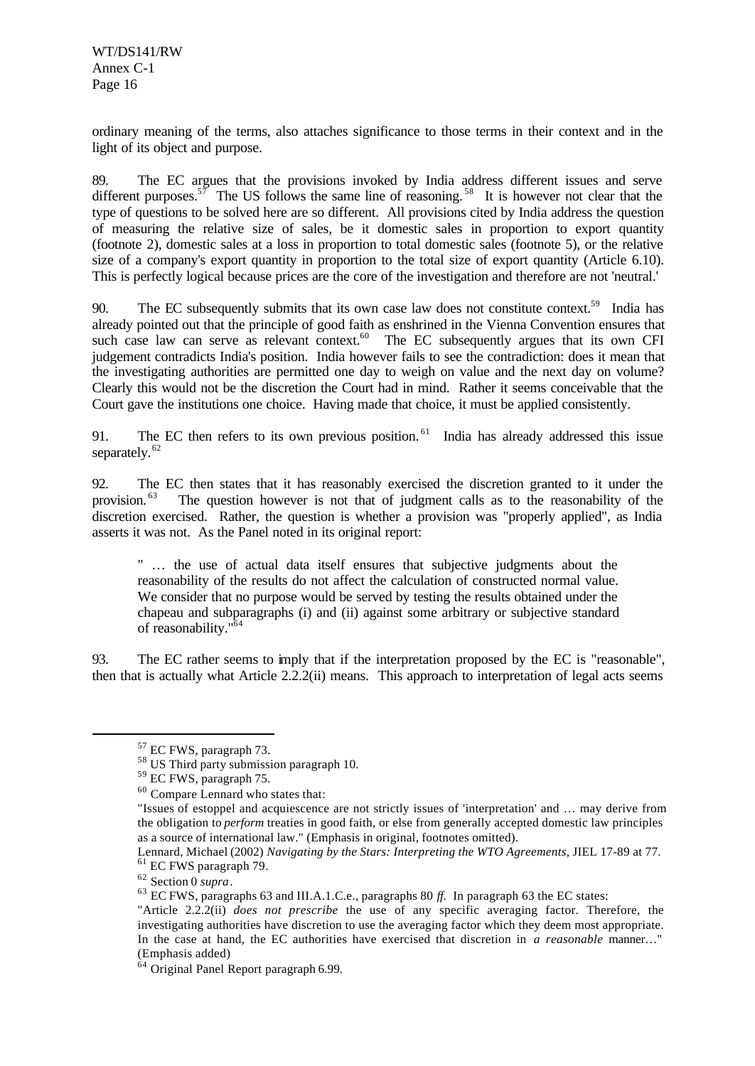ordinary meaning of the terms, also attaches significance to those terms in their context and in the light of its object and purpose.

89. The EC argues that the provisions invoked by India address different issues and serve different purposes.[57] The US follows the same line of reasoning.[58] It is however not clear that the type of questions to be solved here are so different. All provisions cited by India address the question of measuring the relative size of sales, be it domestic sales in proportion to export quantity (footnote 2), domestic sales at a loss in proportion to total domestic sales (footnote 5), or the relative size of a company's export quantity in proportion to the total size of export quantity (Article 6.10). This is perfectly logical because prices are the core of the investigation and therefore are not 'neutral.'

90. The EC subsequently submits that its own case law does not constitute context.[59] India has already pointed out that the principle of good faith as enshrined in the Vienna Convention ensures that such case law can serve as relevant context.[60] The EC subsequently argues that its own CFI judgement contradicts India's position. India however fails to see the contradiction: does it mean that the investigating authorities are permitted one day to weigh on value and the next day on volume? Clearly this would not be the discretion the Court had in mind. Rather it seems conceivable that the Court gave the institutions one choice. Having made that choice, it must be applied consistently.

91. The EC then refers to its own previous position.[61] India has already addressed this issue separately.[62]

92. The EC then states that it has reasonably exercised the discretion granted to it under the provision.[63] The question however is not that of judgment calls as to the reasonability of the discretion exercised. Rather, the question is whether a provision was "properly applied", as India asserts it was not. As the Panel noted in its original report:

> " … the use of actual data itself ensures that subjective judgments about the reasonability of the results do not affect the calculation of constructed normal value. We consider that no purpose would be served by testing the results obtained under the chapeau and subparagraphs (i) and (ii) against some arbitrary or subjective standard of reasonability."[64]

93. The EC rather seems to imply that if the interpretation proposed by the EC is "reasonable", then that is actually what Article 2.2.2(ii) means. This approach to interpretation of legal acts seems

---

[57] EC FWS, paragraph 73.

[58] US Third party submission paragraph 10.

[59] EC FWS, paragraph 75.

[60] Compare Lennard who states that:

"Issues of estoppel and acquiescence are not strictly issues of 'interpretation' and … may derive from the obligation to *perform* treaties in good faith, or else from generally accepted domestic law principles as a source of international law." (Emphasis in original, footnotes omitted).

Lennard, Michael (2002) *Navigating by the Stars: Interpreting the WTO Agreements*, JIEL 17-89 at 77.

[61] EC FWS paragraph 79.

[62] Section 0 *supra*.

[63] EC FWS, paragraphs 63 and III.A.1.C.e., paragraphs 80 *ff.* In paragraph 63 the EC states:

"Article 2.2.2(ii) *does not prescribe* the use of any specific averaging factor. Therefore, the investigating authorities have discretion to use the averaging factor which they deem most appropriate. In the case at hand, the EC authorities have exercised that discretion in *a reasonable* manner…" (Emphasis added)

[64] Original Panel Report paragraph 6.99.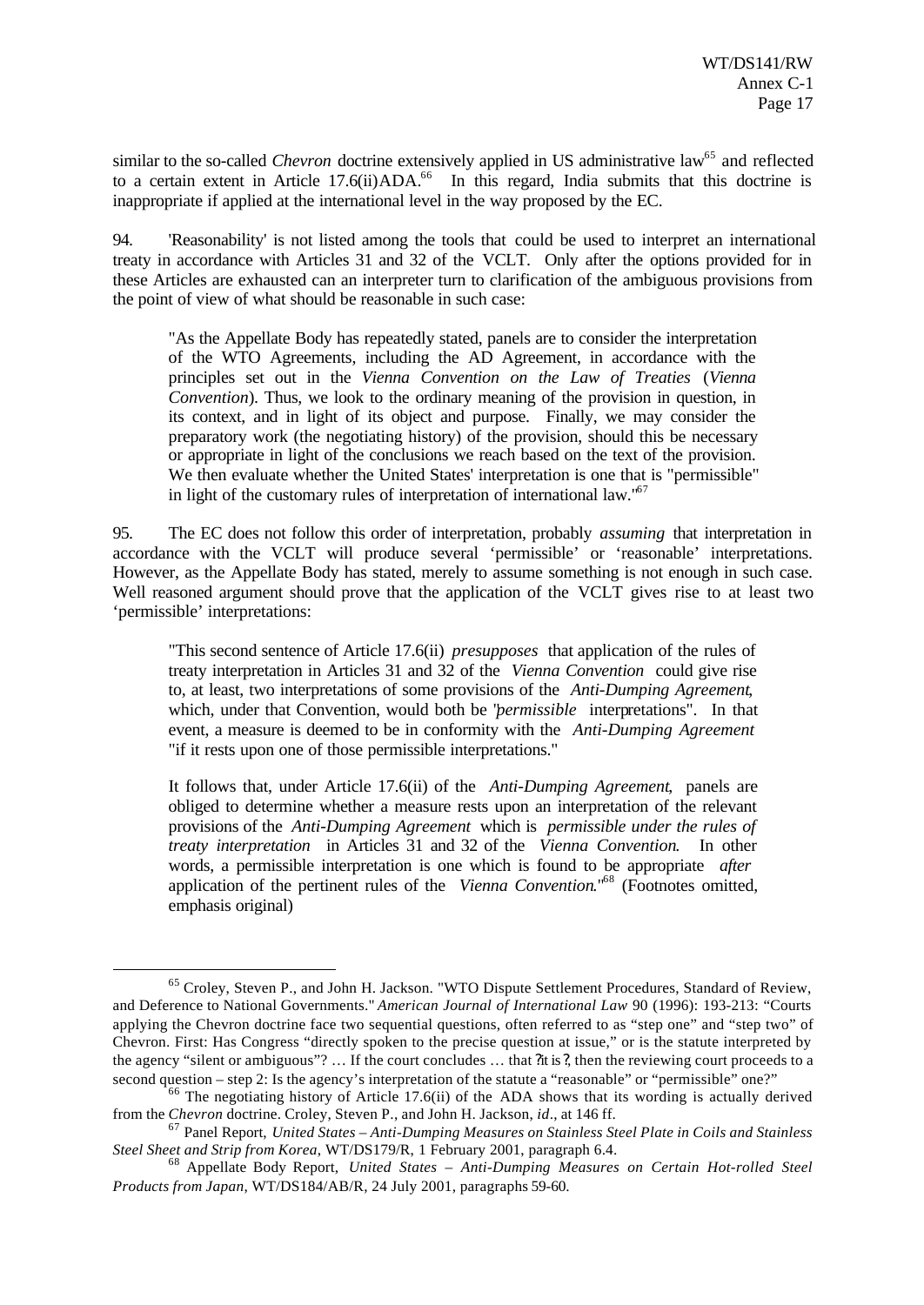similar to the so-called *Chevron* doctrine extensively applied in US administrative law[65] and reflected to a certain extent in Article 17.6(ii)ADA.[66] In this regard, India submits that this doctrine is inappropriate if applied at the international level in the way proposed by the EC.

94. 'Reasonability' is not listed among the tools that could be used to interpret an international treaty in accordance with Articles 31 and 32 of the VCLT. Only after the options provided for in these Articles are exhausted can an interpreter turn to clarification of the ambiguous provisions from the point of view of what should be reasonable in such case:

> "As the Appellate Body has repeatedly stated, panels are to consider the interpretation of the WTO Agreements, including the AD Agreement, in accordance with the principles set out in the *Vienna Convention on the Law of Treaties* (*Vienna Convention*). Thus, we look to the ordinary meaning of the provision in question, in its context, and in light of its object and purpose. Finally, we may consider the preparatory work (the negotiating history) of the provision, should this be necessary or appropriate in light of the conclusions we reach based on the text of the provision. We then evaluate whether the United States' interpretation is one that is "permissible" in light of the customary rules of interpretation of international law."[67]

95. The EC does not follow this order of interpretation, probably *assuming* that interpretation in accordance with the VCLT will produce several 'permissible' or 'reasonable' interpretations. However, as the Appellate Body has stated, merely to assume something is not enough in such case. Well reasoned argument should prove that the application of the VCLT gives rise to at least two 'permissible' interpretations:

> "This second sentence of Article 17.6(ii) *presupposes* that application of the rules of treaty interpretation in Articles 31 and 32 of the *Vienna Convention* could give rise to, at least, two interpretations of some provisions of the *Anti-Dumping Agreement*, which, under that Convention, would both be "*permissible* interpretations". In that event, a measure is deemed to be in conformity with the *Anti-Dumping Agreement* "if it rests upon one of those permissible interpretations."
>
> It follows that, under Article 17.6(ii) of the *Anti-Dumping Agreement*, panels are obliged to determine whether a measure rests upon an interpretation of the relevant provisions of the *Anti-Dumping Agreement* which is *permissible under the rules of treaty interpretation* in Articles 31 and 32 of the *Vienna Convention*. In other words, a permissible interpretation is one which is found to be appropriate *after* application of the pertinent rules of the *Vienna Convention*."[68] (Footnotes omitted, emphasis original)

---

[65] Croley, Steven P., and John H. Jackson. "WTO Dispute Settlement Procedures, Standard of Review, and Deference to National Governments." *American Journal of International Law* 90 (1996): 193-213: "Courts applying the Chevron doctrine face two sequential questions, often referred to as "step one" and "step two" of Chevron. First: Has Congress "directly spoken to the precise question at issue," or is the statute interpreted by the agency "silent or ambiguous"? … If the court concludes … that ?it is?, then the reviewing court proceeds to a second question – step 2: Is the agency's interpretation of the statute a "reasonable" or "permissible" one?"

[66] The negotiating history of Article 17.6(ii) of the ADA shows that its wording is actually derived from the *Chevron* doctrine. Croley, Steven P., and John H. Jackson, *id*., at 146 ff.

[67] Panel Report, *United States – Anti-Dumping Measures on Stainless Steel Plate in Coils and Stainless Steel Sheet and Strip from Korea*, WT/DS179/R, 1 February 2001, paragraph 6.4.

[68] Appellate Body Report, *United States – Anti-Dumping Measures on Certain Hot-rolled Steel Products from Japan*, WT/DS184/AB/R, 24 July 2001, paragraphs 59-60.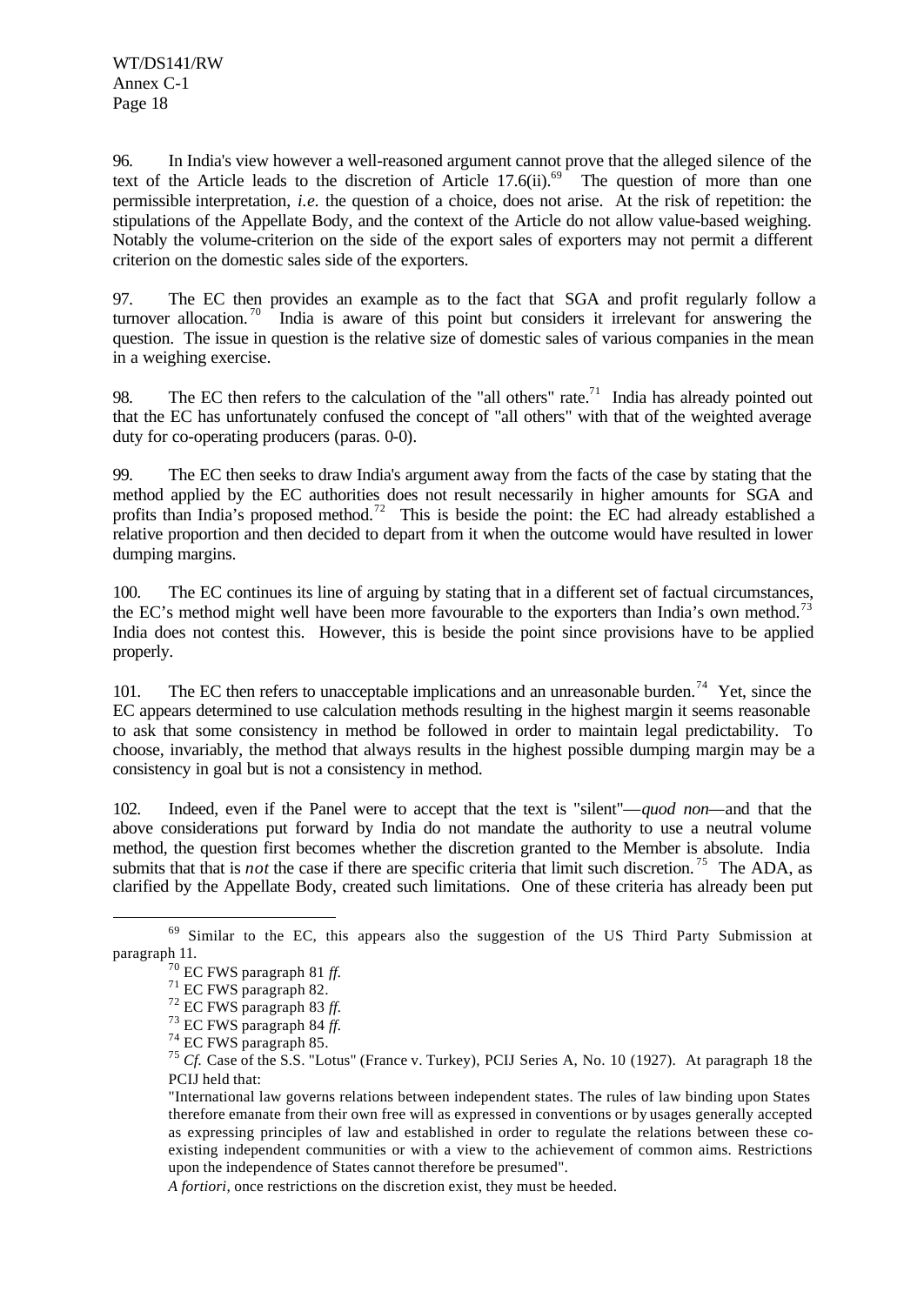96. In India's view however a well-reasoned argument cannot prove that the alleged silence of the text of the Article leads to the discretion of Article 17.6(ii).[69] The question of more than one permissible interpretation, *i.e.* the question of a choice, does not arise. At the risk of repetition: the stipulations of the Appellate Body, and the context of the Article do not allow value-based weighing. Notably the volume-criterion on the side of the export sales of exporters may not permit a different criterion on the domestic sales side of the exporters.

97. The EC then provides an example as to the fact that SGA and profit regularly follow a turnover allocation.[70] India is aware of this point but considers it irrelevant for answering the question. The issue in question is the relative size of domestic sales of various companies in the mean in a weighing exercise.

98. The EC then refers to the calculation of the "all others" rate.[71] India has already pointed out that the EC has unfortunately confused the concept of "all others" with that of the weighted average duty for co-operating producers (paras. 0-0).

99. The EC then seeks to draw India's argument away from the facts of the case by stating that the method applied by the EC authorities does not result necessarily in higher amounts for SGA and profits than India's proposed method.[72] This is beside the point: the EC had already established a relative proportion and then decided to depart from it when the outcome would have resulted in lower dumping margins.

100. The EC continues its line of arguing by stating that in a different set of factual circumstances, the EC's method might well have been more favourable to the exporters than India's own method.[73] India does not contest this. However, this is beside the point since provisions have to be applied properly.

101. The EC then refers to unacceptable implications and an unreasonable burden.[74] Yet, since the EC appears determined to use calculation methods resulting in the highest margin it seems reasonable to ask that some consistency in method be followed in order to maintain legal predictability. To choose, invariably, the method that always results in the highest possible dumping margin may be a consistency in goal but is not a consistency in method.

102. Indeed, even if the Panel were to accept that the text is "silent"—*quod non*—and that the above considerations put forward by India do not mandate the authority to use a neutral volume method, the question first becomes whether the discretion granted to the Member is absolute. India submits that that is *not* the case if there are specific criteria that limit such discretion.[75] The ADA, as clarified by the Appellate Body, created such limitations. One of these criteria has already been put

---

[69] Similar to the EC, this appears also the suggestion of the US Third Party Submission at paragraph 11.

[70] EC FWS paragraph 81 *ff.*

[71] EC FWS paragraph 82.

[72] EC FWS paragraph 83 *ff.*

[73] EC FWS paragraph 84 *ff.*

[74] EC FWS paragraph 85.

[75] *Cf.* Case of the S.S. "Lotus" (France v. Turkey), PCIJ Series A, No. 10 (1927). At paragraph 18 the PCIJ held that:

"International law governs relations between independent states. The rules of law binding upon States therefore emanate from their own free will as expressed in conventions or by usages generally accepted as expressing principles of law and established in order to regulate the relations between these co-existing independent communities or with a view to the achievement of common aims. Restrictions upon the independence of States cannot therefore be presumed".

*A fortiori*, once restrictions on the discretion exist, they must be heeded.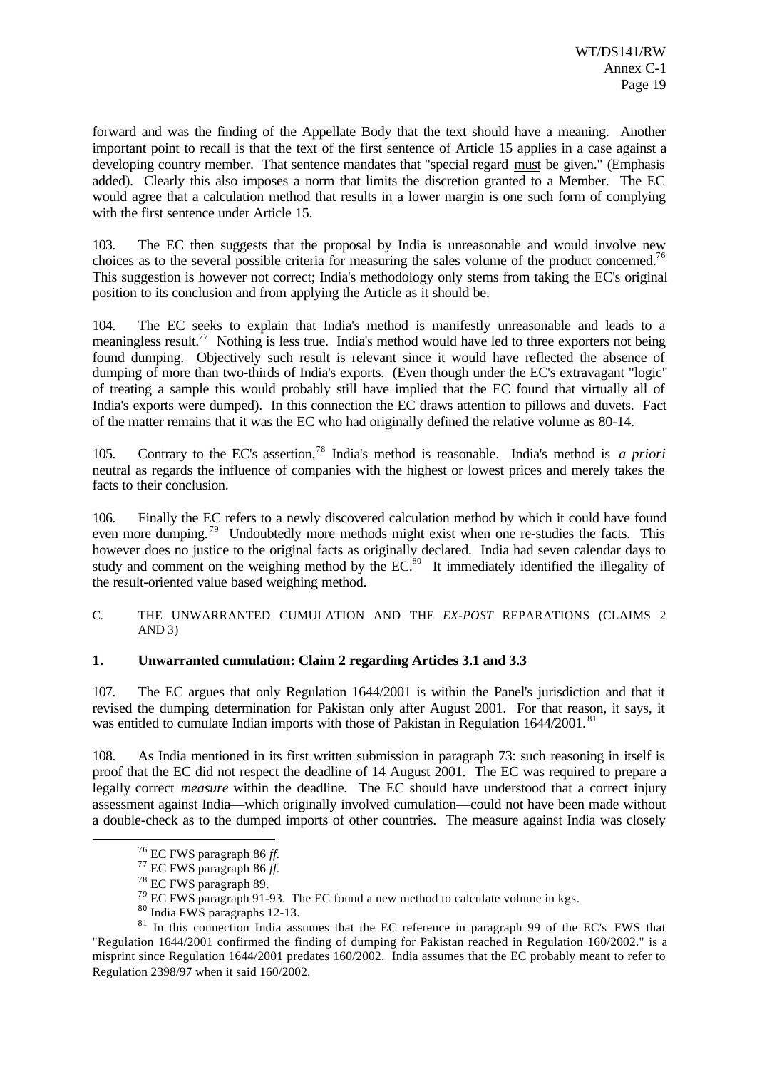forward and was the finding of the Appellate Body that the text should have a meaning. Another important point to recall is that the text of the first sentence of Article 15 applies in a case against a developing country member. That sentence mandates that "special regard must be given." (Emphasis added). Clearly this also imposes a norm that limits the discretion granted to a Member. The EC would agree that a calculation method that results in a lower margin is one such form of complying with the first sentence under Article 15.

103. The EC then suggests that the proposal by India is unreasonable and would involve new choices as to the several possible criteria for measuring the sales volume of the product concerned.[76] This suggestion is however not correct; India's methodology only stems from taking the EC's original position to its conclusion and from applying the Article as it should be.

104. The EC seeks to explain that India's method is manifestly unreasonable and leads to a meaningless result.[77] Nothing is less true. India's method would have led to three exporters not being found dumping. Objectively such result is relevant since it would have reflected the absence of dumping of more than two-thirds of India's exports. (Even though under the EC's extravagant "logic" of treating a sample this would probably still have implied that the EC found that virtually all of India's exports were dumped). In this connection the EC draws attention to pillows and duvets. Fact of the matter remains that it was the EC who had originally defined the relative volume as 80-14.

105. Contrary to the EC's assertion,[78] India's method is reasonable. India's method is *a priori* neutral as regards the influence of companies with the highest or lowest prices and merely takes the facts to their conclusion.

106. Finally the EC refers to a newly discovered calculation method by which it could have found even more dumping.[79] Undoubtedly more methods might exist when one re-studies the facts. This however does no justice to the original facts as originally declared. India had seven calendar days to study and comment on the weighing method by the EC.[80] It immediately identified the illegality of the result-oriented value based weighing method.

C. THE UNWARRANTED CUMULATION AND THE *EX-POST* REPARATIONS (CLAIMS 2 AND 3)

**1. Unwarranted cumulation: Claim 2 regarding Articles 3.1 and 3.3**

107. The EC argues that only Regulation 1644/2001 is within the Panel's jurisdiction and that it revised the dumping determination for Pakistan only after August 2001. For that reason, it says, it was entitled to cumulate Indian imports with those of Pakistan in Regulation 1644/2001.[81]

108. As India mentioned in its first written submission in paragraph 73: such reasoning in itself is proof that the EC did not respect the deadline of 14 August 2001. The EC was required to prepare a legally correct *measure* within the deadline. The EC should have understood that a correct injury assessment against India—which originally involved cumulation—could not have been made without a double-check as to the dumped imports of other countries. The measure against India was closely

[76] EC FWS paragraph 86 *ff.*

[77] EC FWS paragraph 86 *ff.*

[78] EC FWS paragraph 89.

[79] EC FWS paragraph 91-93. The EC found a new method to calculate volume in kgs.

[80] India FWS paragraphs 12-13.

[81] In this connection India assumes that the EC reference in paragraph 99 of the EC's FWS that "Regulation 1644/2001 confirmed the finding of dumping for Pakistan reached in Regulation 160/2002." is a misprint since Regulation 1644/2001 predates 160/2002. India assumes that the EC probably meant to refer to Regulation 2398/97 when it said 160/2002.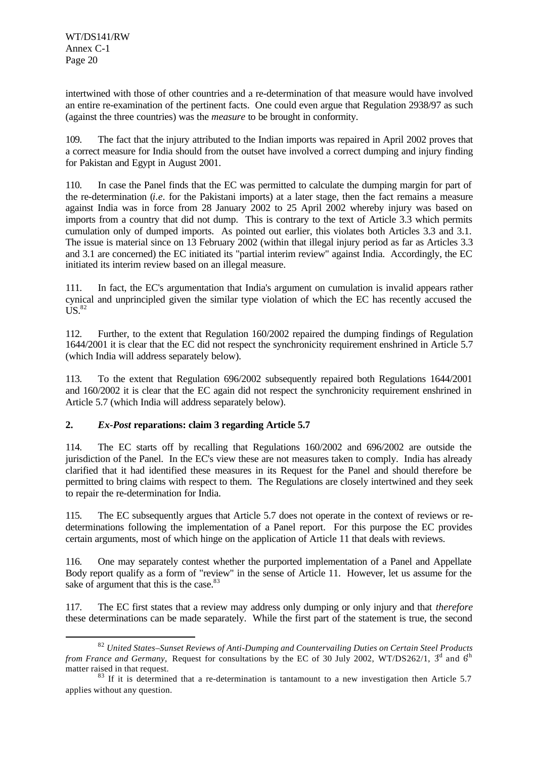intertwined with those of other countries and a re-determination of that measure would have involved an entire re-examination of the pertinent facts. One could even argue that Regulation 2938/97 as such (against the three countries) was the *measure* to be brought in conformity.

109. The fact that the injury attributed to the Indian imports was repaired in April 2002 proves that a correct measure for India should from the outset have involved a correct dumping and injury finding for Pakistan and Egypt in August 2001.

110. In case the Panel finds that the EC was permitted to calculate the dumping margin for part of the re-determination (*i.e.* for the Pakistani imports) at a later stage, then the fact remains a measure against India was in force from 28 January 2002 to 25 April 2002 whereby injury was based on imports from a country that did not dump. This is contrary to the text of Article 3.3 which permits cumulation only of dumped imports. As pointed out earlier, this violates both Articles 3.3 and 3.1. The issue is material since on 13 February 2002 (within that illegal injury period as far as Articles 3.3 and 3.1 are concerned) the EC initiated its "partial interim review" against India. Accordingly, the EC initiated its interim review based on an illegal measure.

111. In fact, the EC's argumentation that India's argument on cumulation is invalid appears rather cynical and unprincipled given the similar type violation of which the EC has recently accused the US.[82]

112. Further, to the extent that Regulation 160/2002 repaired the dumping findings of Regulation 1644/2001 it is clear that the EC did not respect the synchronicity requirement enshrined in Article 5.7 (which India will address separately below).

113. To the extent that Regulation 696/2002 subsequently repaired both Regulations 1644/2001 and 160/2002 it is clear that the EC again did not respect the synchronicity requirement enshrined in Article 5.7 (which India will address separately below).

**2. *Ex-Post* reparations: claim 3 regarding Article 5.7**

114. The EC starts off by recalling that Regulations 160/2002 and 696/2002 are outside the jurisdiction of the Panel. In the EC's view these are not measures taken to comply. India has already clarified that it had identified these measures in its Request for the Panel and should therefore be permitted to bring claims with respect to them. The Regulations are closely intertwined and they seek to repair the re-determination for India.

115. The EC subsequently argues that Article 5.7 does not operate in the context of reviews or re-determinations following the implementation of a Panel report. For this purpose the EC provides certain arguments, most of which hinge on the application of Article 11 that deals with reviews.

116. One may separately contest whether the purported implementation of a Panel and Appellate Body report qualify as a form of "review" in the sense of Article 11. However, let us assume for the sake of argument that this is the case.[83]

117. The EC first states that a review may address only dumping or only injury and that *therefore* these determinations can be made separately. While the first part of the statement is true, the second

---

[82] *United States–Sunset Reviews of Anti-Dumping and Countervailing Duties on Certain Steel Products from France and Germany,* Request for consultations by the EC of 30 July 2002, WT/DS262/1, 3rd and 6th matter raised in that request.

[83] If it is determined that a re-determination is tantamount to a new investigation then Article 5.7 applies without any question.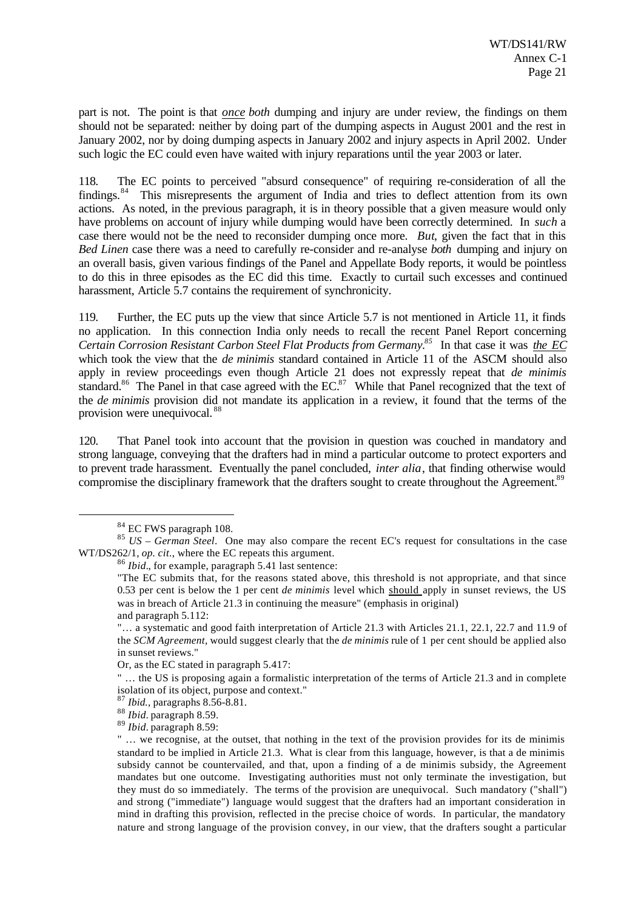part is not. The point is that *once both* dumping and injury are under review, the findings on them should not be separated: neither by doing part of the dumping aspects in August 2001 and the rest in January 2002, nor by doing dumping aspects in January 2002 and injury aspects in April 2002. Under such logic the EC could even have waited with injury reparations until the year 2003 or later.

118. The EC points to perceived "absurd consequence" of requiring re-consideration of all the findings.[84] This misrepresents the argument of India and tries to deflect attention from its own actions. As noted, in the previous paragraph, it is in theory possible that a given measure would only have problems on account of injury while dumping would have been correctly determined. In *such* a case there would not be the need to reconsider dumping once more. *But*, given the fact that in this *Bed Linen* case there was a need to carefully re-consider and re-analyse *both* dumping and injury on an overall basis, given various findings of the Panel and Appellate Body reports, it would be pointless to do this in three episodes as the EC did this time. Exactly to curtail such excesses and continued harassment, Article 5.7 contains the requirement of synchronicity.

119. Further, the EC puts up the view that since Article 5.7 is not mentioned in Article 11, it finds no application. In this connection India only needs to recall the recent Panel Report concerning *Certain Corrosion Resistant Carbon Steel Flat Products from Germany*.[85] In that case it was *the EC* which took the view that the *de minimis* standard contained in Article 11 of the ASCM should also apply in review proceedings even though Article 21 does not expressly repeat that *de minimis* standard.[86] The Panel in that case agreed with the EC.[87] While that Panel recognized that the text of the *de minimis* provision did not mandate its application in a review, it found that the terms of the provision were unequivocal.[88]

120. That Panel took into account that the provision in question was couched in mandatory and strong language, conveying that the drafters had in mind a particular outcome to protect exporters and to prevent trade harassment. Eventually the panel concluded, *inter alia*, that finding otherwise would compromise the disciplinary framework that the drafters sought to create throughout the Agreement.[89]

---

[84] EC FWS paragraph 108.

[85] *US – German Steel*. One may also compare the recent EC's request for consultations in the case WT/DS262/1, *op. cit*., where the EC repeats this argument.

[86] *Ibid*., for example, paragraph 5.41 last sentence:

"The EC submits that, for the reasons stated above, this threshold is not appropriate, and that since 0.53 per cent is below the 1 per cent *de minimis* level which should apply in sunset reviews, the US was in breach of Article 21.3 in continuing the measure" (emphasis in original)

and paragraph 5.112:

"… a systematic and good faith interpretation of Article 21.3 with Articles 21.1, 22.1, 22.7 and 11.9 of the *SCM Agreement*, would suggest clearly that the *de minimis* rule of 1 per cent should be applied also in sunset reviews."

Or, as the EC stated in paragraph 5.417:

" … the US is proposing again a formalistic interpretation of the terms of Article 21.3 and in complete isolation of its object, purpose and context."

[87] *Ibid.*, paragraphs 8.56-8.81.

[88] *Ibid*. paragraph 8.59.

[89] *Ibid*. paragraph 8.59:

" … we recognise, at the outset, that nothing in the text of the provision provides for its de minimis standard to be implied in Article 21.3. What is clear from this language, however, is that a de minimis subsidy cannot be countervailed, and that, upon a finding of a de minimis subsidy, the Agreement mandates but one outcome. Investigating authorities must not only terminate the investigation, but they must do so immediately. The terms of the provision are unequivocal. Such mandatory ("shall") and strong ("immediate") language would suggest that the drafters had an important consideration in mind in drafting this provision, reflected in the precise choice of words. In particular, the mandatory nature and strong language of the provision convey, in our view, that the drafters sought a particular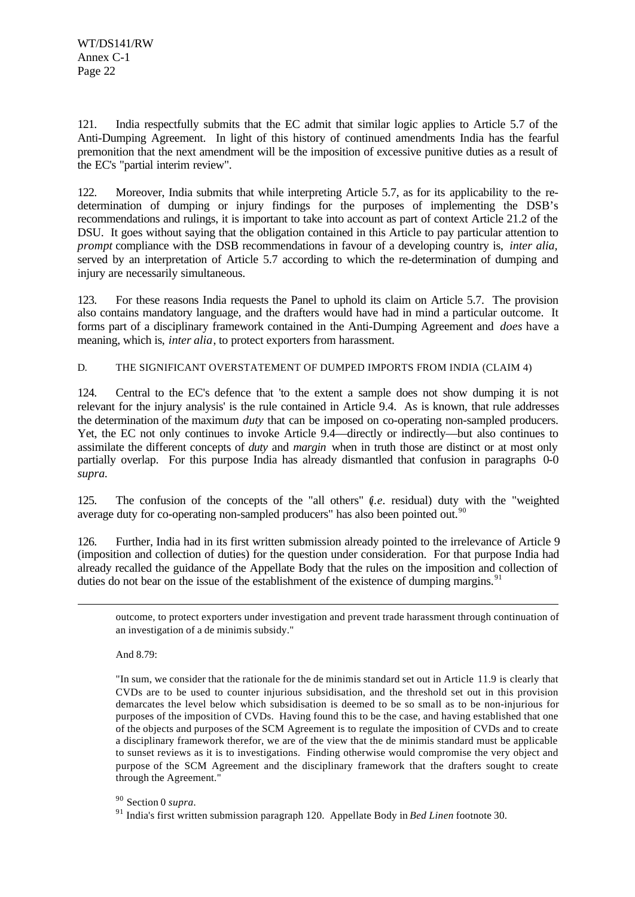121. India respectfully submits that the EC admit that similar logic applies to Article 5.7 of the Anti-Dumping Agreement. In light of this history of continued amendments India has the fearful premonition that the next amendment will be the imposition of excessive punitive duties as a result of the EC's "partial interim review".

122. Moreover, India submits that while interpreting Article 5.7, as for its applicability to the re-determination of dumping or injury findings for the purposes of implementing the DSB's recommendations and rulings, it is important to take into account as part of context Article 21.2 of the DSU. It goes without saying that the obligation contained in this Article to pay particular attention to *prompt* compliance with the DSB recommendations in favour of a developing country is, *inter alia,* served by an interpretation of Article 5.7 according to which the re-determination of dumping and injury are necessarily simultaneous.

123. For these reasons India requests the Panel to uphold its claim on Article 5.7. The provision also contains mandatory language, and the drafters would have had in mind a particular outcome. It forms part of a disciplinary framework contained in the Anti-Dumping Agreement and *does* have a meaning, which is, *inter alia*, to protect exporters from harassment.

D. THE SIGNIFICANT OVERSTATEMENT OF DUMPED IMPORTS FROM INDIA (CLAIM 4)

124. Central to the EC's defence that 'to the extent a sample does not show dumping it is not relevant for the injury analysis' is the rule contained in Article 9.4. As is known, that rule addresses the determination of the maximum *duty* that can be imposed on co-operating non-sampled producers. Yet, the EC not only continues to invoke Article 9.4—directly or indirectly—but also continues to assimilate the different concepts of *duty* and *margin* when in truth those are distinct or at most only partially overlap. For this purpose India has already dismantled that confusion in paragraphs 0-0 *supra.*

125. The confusion of the concepts of the "all others" (*i.e.* residual) duty with the "weighted average duty for co-operating non-sampled producers" has also been pointed out.[90]

126. Further, India had in its first written submission already pointed to the irrelevance of Article 9 (imposition and collection of duties) for the question under consideration. For that purpose India had already recalled the guidance of the Appellate Body that the rules on the imposition and collection of duties do not bear on the issue of the establishment of the existence of dumping margins.[91]

---

outcome, to protect exporters under investigation and prevent trade harassment through continuation of an investigation of a de minimis subsidy."

And 8.79:

"In sum, we consider that the rationale for the de minimis standard set out in Article 11.9 is clearly that CVDs are to be used to counter injurious subsidisation, and the threshold set out in this provision demarcates the level below which subsidisation is deemed to be so small as to be non-injurious for purposes of the imposition of CVDs. Having found this to be the case, and having established that one of the objects and purposes of the SCM Agreement is to regulate the imposition of CVDs and to create a disciplinary framework therefor, we are of the view that the de minimis standard must be applicable to sunset reviews as it is to investigations. Finding otherwise would compromise the very object and purpose of the SCM Agreement and the disciplinary framework that the drafters sought to create through the Agreement."

[90] Section 0 *supra*.

[91] India's first written submission paragraph 120. Appellate Body in *Bed Linen* footnote 30.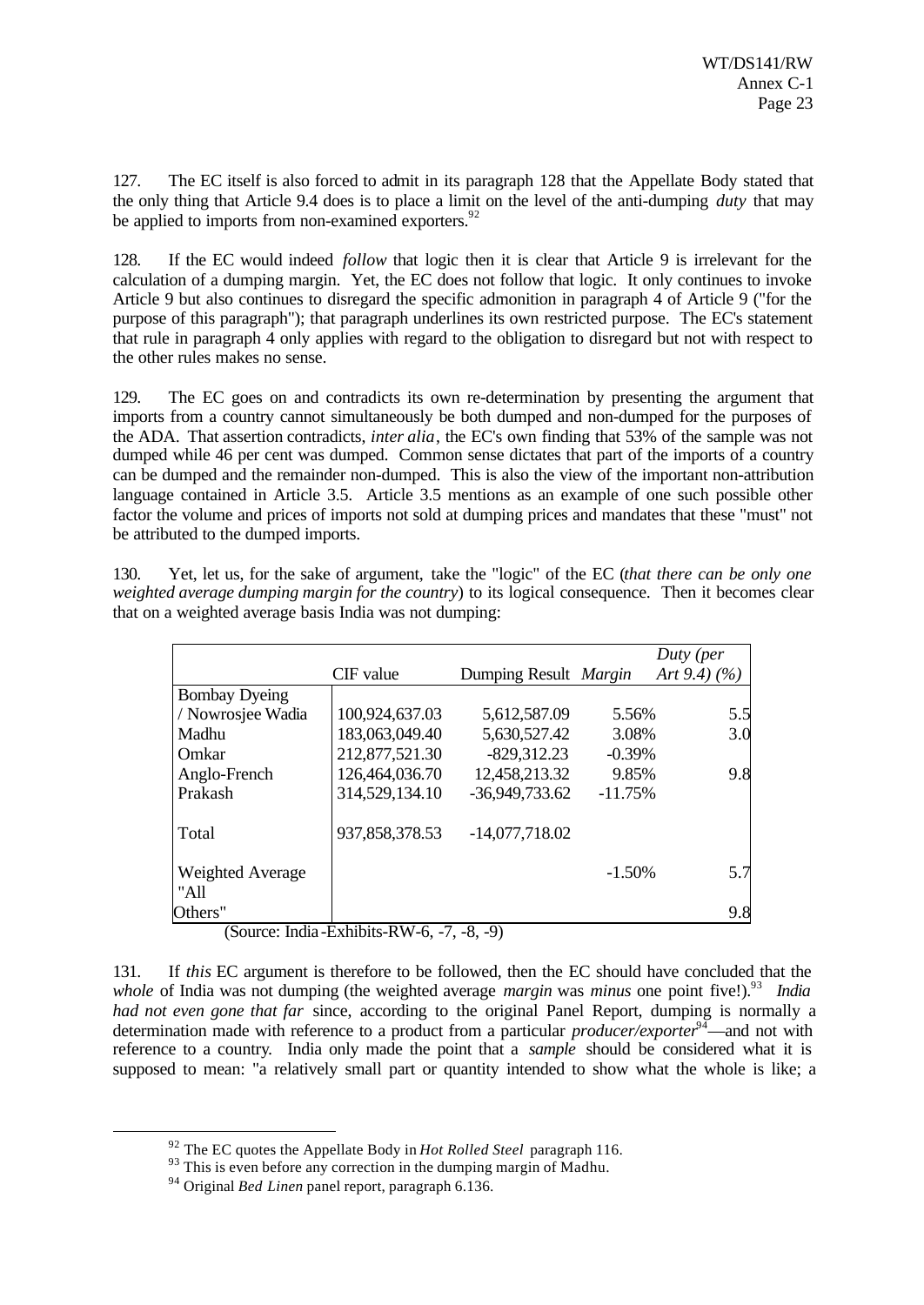127. The EC itself is also forced to admit in its paragraph 128 that the Appellate Body stated that the only thing that Article 9.4 does is to place a limit on the level of the anti-dumping *duty* that may be applied to imports from non-examined exporters.[92]

128. If the EC would indeed *follow* that logic then it is clear that Article 9 is irrelevant for the calculation of a dumping margin. Yet, the EC does not follow that logic. It only continues to invoke Article 9 but also continues to disregard the specific admonition in paragraph 4 of Article 9 ("for the purpose of this paragraph"); that paragraph underlines its own restricted purpose. The EC's statement that rule in paragraph 4 only applies with regard to the obligation to disregard but not with respect to the other rules makes no sense.

129. The EC goes on and contradicts its own re-determination by presenting the argument that imports from a country cannot simultaneously be both dumped and non-dumped for the purposes of the ADA. That assertion contradicts, *inter alia*, the EC's own finding that 53% of the sample was not dumped while 46 per cent was dumped. Common sense dictates that part of the imports of a country can be dumped and the remainder non-dumped. This is also the view of the important non-attribution language contained in Article 3.5. Article 3.5 mentions as an example of one such possible other factor the volume and prices of imports not sold at dumping prices and mandates that these "must" not be attributed to the dumped imports.

130. Yet, let us, for the sake of argument, take the "logic" of the EC (*that there can be only one weighted average dumping margin for the country*) to its logical consequence. Then it becomes clear that on a weighted average basis India was not dumping:

| | CIF value | Dumping Result | *Margin* | *Duty (per Art 9.4) (%)* |
|---|---|---|---|---|
| Bombay Dyeing / Nowrosjee Wadia | 100,924,637.03 | 5,612,587.09 | 5.56% | 5.5 |
| Madhu | 183,063,049.40 | 5,630,527.42 | 3.08% | 3.0 |
| Omkar | 212,877,521.30 | -829,312.23 | -0.39% | |
| Anglo-French | 126,464,036.70 | 12,458,213.32 | 9.85% | 9.8 |
| Prakash | 314,529,134.10 | -36,949,733.62 | -11.75% | |
| Total | 937,858,378.53 | -14,077,718.02 | | |
| Weighted Average | | | -1.50% | 5.7 |
| "All Others" | | | | 9.8 |

(Source: India-Exhibits-RW-6, -7, -8, -9)

131. If *this* EC argument is therefore to be followed, then the EC should have concluded that the *whole* of India was not dumping (the weighted average *margin* was *minus* one point five!).[93] *India had not even gone that far* since, according to the original Panel Report, dumping is normally a determination made with reference to a product from a particular *producer/exporter*[94]—and not with reference to a country. India only made the point that a *sample* should be considered what it is supposed to mean: "a relatively small part or quantity intended to show what the whole is like; a

[92] The EC quotes the Appellate Body in *Hot Rolled Steel* paragraph 116.

[93] This is even before any correction in the dumping margin of Madhu.

[94] Original *Bed Linen* panel report, paragraph 6.136.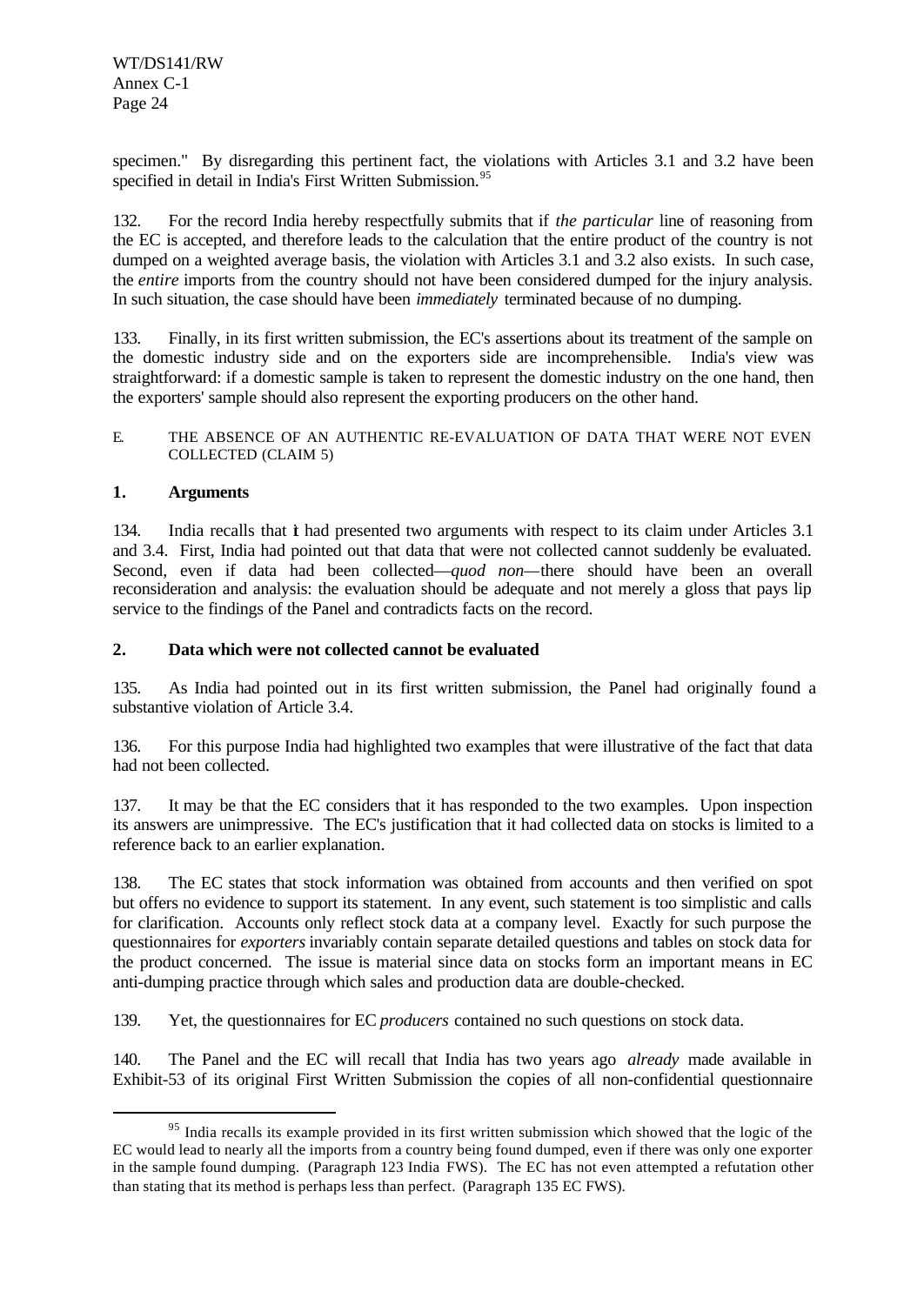specimen." By disregarding this pertinent fact, the violations with Articles 3.1 and 3.2 have been specified in detail in India's First Written Submission.[95]

132. For the record India hereby respectfully submits that if *the particular* line of reasoning from the EC is accepted, and therefore leads to the calculation that the entire product of the country is not dumped on a weighted average basis, the violation with Articles 3.1 and 3.2 also exists. In such case, the *entire* imports from the country should not have been considered dumped for the injury analysis. In such situation, the case should have been *immediately* terminated because of no dumping.

133. Finally, in its first written submission, the EC's assertions about its treatment of the sample on the domestic industry side and on the exporters side are incomprehensible. India's view was straightforward: if a domestic sample is taken to represent the domestic industry on the one hand, then the exporters' sample should also represent the exporting producers on the other hand.

### E. THE ABSENCE OF AN AUTHENTIC RE-EVALUATION OF DATA THAT WERE NOT EVEN COLLECTED (CLAIM 5)

#### 1. Arguments

134. India recalls that it had presented two arguments with respect to its claim under Articles 3.1 and 3.4. First, India had pointed out that data that were not collected cannot suddenly be evaluated. Second, even if data had been collected—*quod non*—there should have been an overall reconsideration and analysis: the evaluation should be adequate and not merely a gloss that pays lip service to the findings of the Panel and contradicts facts on the record.

#### 2. Data which were not collected cannot be evaluated

135. As India had pointed out in its first written submission, the Panel had originally found a substantive violation of Article 3.4.

136. For this purpose India had highlighted two examples that were illustrative of the fact that data had not been collected.

137. It may be that the EC considers that it has responded to the two examples. Upon inspection its answers are unimpressive. The EC's justification that it had collected data on stocks is limited to a reference back to an earlier explanation.

138. The EC states that stock information was obtained from accounts and then verified on spot but offers no evidence to support its statement. In any event, such statement is too simplistic and calls for clarification. Accounts only reflect stock data at a company level. Exactly for such purpose the questionnaires for *exporters* invariably contain separate detailed questions and tables on stock data for the product concerned. The issue is material since data on stocks form an important means in EC anti-dumping practice through which sales and production data are double-checked.

139. Yet, the questionnaires for EC *producers* contained no such questions on stock data.

140. The Panel and the EC will recall that India has two years ago *already* made available in Exhibit-53 of its original First Written Submission the copies of all non-confidential questionnaire

---

[95] India recalls its example provided in its first written submission which showed that the logic of the EC would lead to nearly all the imports from a country being found dumped, even if there was only one exporter in the sample found dumping. (Paragraph 123 India FWS). The EC has not even attempted a refutation other than stating that its method is perhaps less than perfect. (Paragraph 135 EC FWS).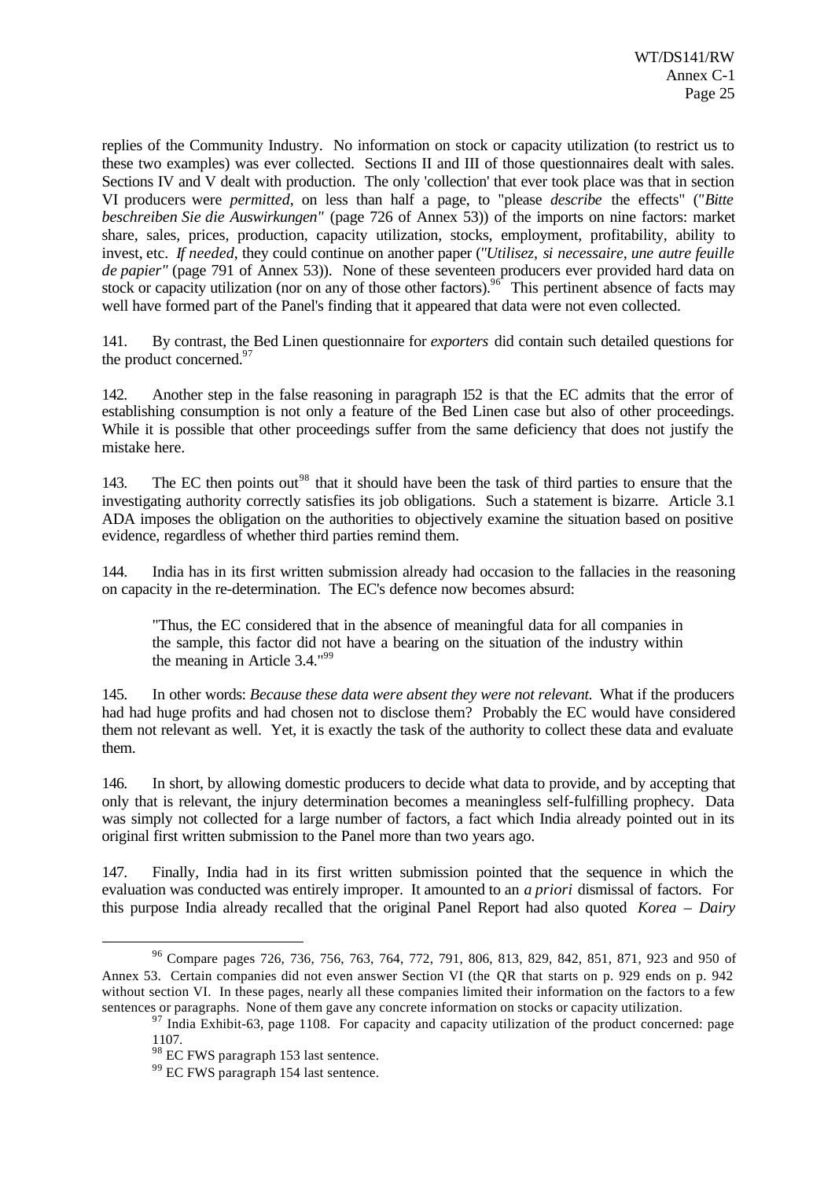replies of the Community Industry. No information on stock or capacity utilization (to restrict us to these two examples) was ever collected. Sections II and III of those questionnaires dealt with sales. Sections IV and V dealt with production. The only 'collection' that ever took place was that in section VI producers were *permitted*, on less than half a page, to "please *describe* the effects" (*"Bitte beschreiben Sie die Auswirkungen"* (page 726 of Annex 53)) of the imports on nine factors: market share, sales, prices, production, capacity utilization, stocks, employment, profitability, ability to invest, etc. *If needed*, they could continue on another paper (*"Utilisez, si necessaire, une autre feuille de papier"* (page 791 of Annex 53)). None of these seventeen producers ever provided hard data on stock or capacity utilization (nor on any of those other factors).[96] This pertinent absence of facts may well have formed part of the Panel's finding that it appeared that data were not even collected.

141. By contrast, the Bed Linen questionnaire for *exporters* did contain such detailed questions for the product concerned.[97]

142. Another step in the false reasoning in paragraph 152 is that the EC admits that the error of establishing consumption is not only a feature of the Bed Linen case but also of other proceedings. While it is possible that other proceedings suffer from the same deficiency that does not justify the mistake here.

143. The EC then points out[98] that it should have been the task of third parties to ensure that the investigating authority correctly satisfies its job obligations. Such a statement is bizarre. Article 3.1 ADA imposes the obligation on the authorities to objectively examine the situation based on positive evidence, regardless of whether third parties remind them.

144. India has in its first written submission already had occasion to the fallacies in the reasoning on capacity in the re-determination. The EC's defence now becomes absurd:

> "Thus, the EC considered that in the absence of meaningful data for all companies in the sample, this factor did not have a bearing on the situation of the industry within the meaning in Article 3.4."[99]

145. In other words: *Because these data were absent they were not relevant.* What if the producers had had huge profits and had chosen not to disclose them? Probably the EC would have considered them not relevant as well. Yet, it is exactly the task of the authority to collect these data and evaluate them.

146. In short, by allowing domestic producers to decide what data to provide, and by accepting that only that is relevant, the injury determination becomes a meaningless self-fulfilling prophecy. Data was simply not collected for a large number of factors, a fact which India already pointed out in its original first written submission to the Panel more than two years ago.

147. Finally, India had in its first written submission pointed that the sequence in which the evaluation was conducted was entirely improper. It amounted to an *a priori* dismissal of factors. For this purpose India already recalled that the original Panel Report had also quoted *Korea – Dairy*

---

[96] Compare pages 726, 736, 756, 763, 764, 772, 791, 806, 813, 829, 842, 851, 871, 923 and 950 of Annex 53. Certain companies did not even answer Section VI (the QR that starts on p. 929 ends on p. 942 without section VI. In these pages, nearly all these companies limited their information on the factors to a few sentences or paragraphs. None of them gave any concrete information on stocks or capacity utilization.

[97] India Exhibit-63, page 1108. For capacity and capacity utilization of the product concerned: page 1107.

[98] EC FWS paragraph 153 last sentence.

[99] EC FWS paragraph 154 last sentence.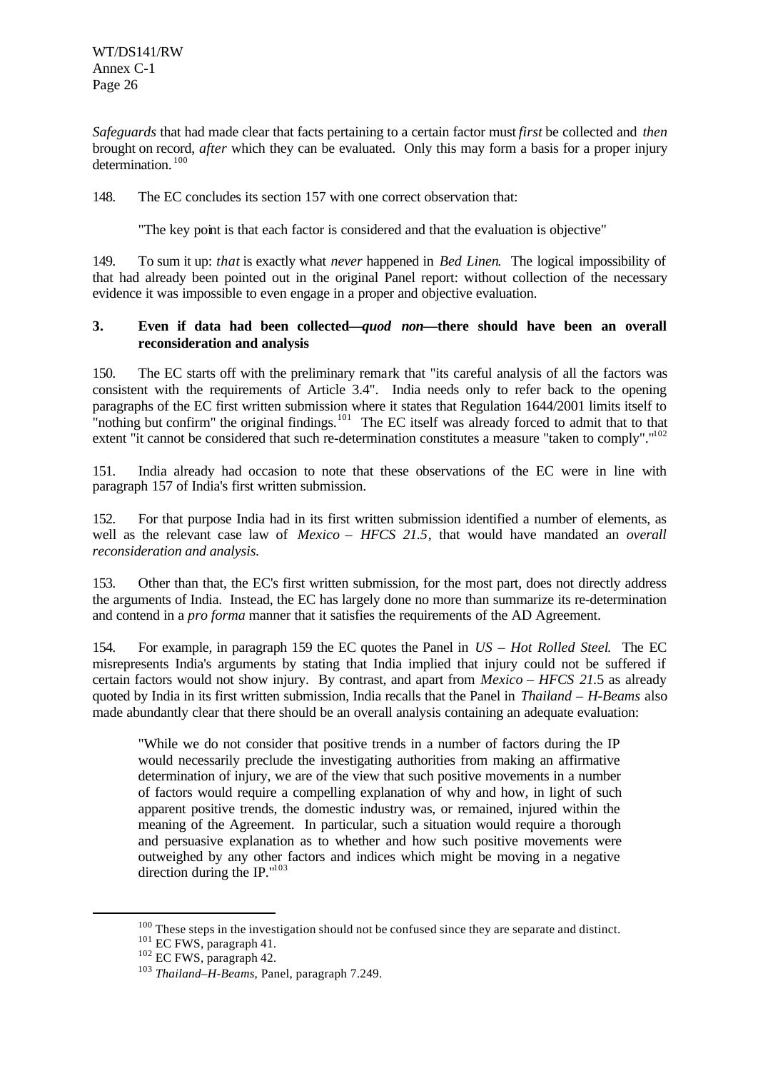*Safeguards* that had made clear that facts pertaining to a certain factor must *first* be collected and *then* brought on record, *after* which they can be evaluated. Only this may form a basis for a proper injury determination.[100]

148. The EC concludes its section 157 with one correct observation that:

> "The key point is that each factor is considered and that the evaluation is objective"

149. To sum it up: *that* is exactly what *never* happened in *Bed Linen*. The logical impossibility of that had already been pointed out in the original Panel report: without collection of the necessary evidence it was impossible to even engage in a proper and objective evaluation.

### 3. Even if data had been collected—*quod non*—there should have been an overall reconsideration and analysis

150. The EC starts off with the preliminary remark that "its careful analysis of all the factors was consistent with the requirements of Article 3.4". India needs only to refer back to the opening paragraphs of the EC first written submission where it states that Regulation 1644/2001 limits itself to "nothing but confirm" the original findings.[101] The EC itself was already forced to admit that to that extent "it cannot be considered that such re-determination constitutes a measure "taken to comply"."[102]

151. India already had occasion to note that these observations of the EC were in line with paragraph 157 of India's first written submission.

152. For that purpose India had in its first written submission identified a number of elements, as well as the relevant case law of *Mexico – HFCS 21.5*, that would have mandated an *overall reconsideration and analysis.*

153. Other than that, the EC's first written submission, for the most part, does not directly address the arguments of India. Instead, the EC has largely done no more than summarize its re-determination and contend in a *pro forma* manner that it satisfies the requirements of the AD Agreement.

154. For example, in paragraph 159 the EC quotes the Panel in *US – Hot Rolled Steel*. The EC misrepresents India's arguments by stating that India implied that injury could not be suffered if certain factors would not show injury. By contrast, and apart from *Mexico – HFCS 21.5* as already quoted by India in its first written submission, India recalls that the Panel in *Thailand – H-Beams* also made abundantly clear that there should be an overall analysis containing an adequate evaluation:

> "While we do not consider that positive trends in a number of factors during the IP would necessarily preclude the investigating authorities from making an affirmative determination of injury, we are of the view that such positive movements in a number of factors would require a compelling explanation of why and how, in light of such apparent positive trends, the domestic industry was, or remained, injured within the meaning of the Agreement. In particular, such a situation would require a thorough and persuasive explanation as to whether and how such positive movements were outweighed by any other factors and indices which might be moving in a negative direction during the IP."[103]

---

[100] These steps in the investigation should not be confused since they are separate and distinct.

[101] EC FWS, paragraph 41.

[102] EC FWS, paragraph 42.

[103] *Thailand–H-Beams*, Panel, paragraph 7.249.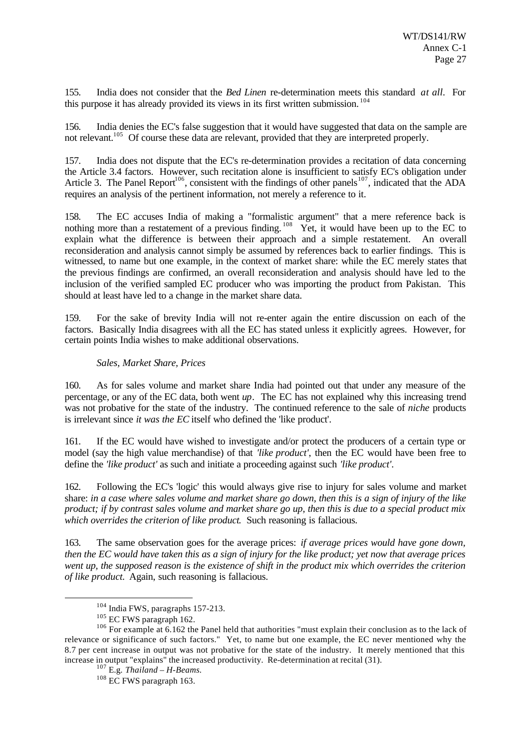155. India does not consider that the *Bed Linen* re-determination meets this standard *at all*. For this purpose it has already provided its views in its first written submission.[104]

156. India denies the EC's false suggestion that it would have suggested that data on the sample are not relevant.[105] Of course these data are relevant, provided that they are interpreted properly.

157. India does not dispute that the EC's re-determination provides a recitation of data concerning the Article 3.4 factors. However, such recitation alone is insufficient to satisfy EC's obligation under Article 3. The Panel Report[106], consistent with the findings of other panels[107], indicated that the ADA requires an analysis of the pertinent information, not merely a reference to it.

158. The EC accuses India of making a "formalistic argument" that a mere reference back is nothing more than a restatement of a previous finding.[108] Yet, it would have been up to the EC to explain what the difference is between their approach and a simple restatement. An overall reconsideration and analysis cannot simply be assumed by references back to earlier findings. This is witnessed, to name but one example, in the context of market share: while the EC merely states that the previous findings are confirmed, an overall reconsideration and analysis should have led to the inclusion of the verified sampled EC producer who was importing the product from Pakistan. This should at least have led to a change in the market share data.

159. For the sake of brevity India will not re-enter again the entire discussion on each of the factors. Basically India disagrees with all the EC has stated unless it explicitly agrees. However, for certain points India wishes to make additional observations.

*Sales, Market Share, Prices*

160. As for sales volume and market share India had pointed out that under any measure of the percentage, or any of the EC data, both went *up*. The EC has not explained why this increasing trend was not probative for the state of the industry. The continued reference to the sale of *niche* products is irrelevant since *it was the EC* itself who defined the 'like product'.

161. If the EC would have wished to investigate and/or protect the producers of a certain type or model (say the high value merchandise) of that *'like product'*, then the EC would have been free to define the *'like product'* as such and initiate a proceeding against such *'like product'*.

162. Following the EC's 'logic' this would always give rise to injury for sales volume and market share: *in a case where sales volume and market share go down, then this is a sign of injury of the like product; if by contrast sales volume and market share go up, then this is due to a special product mix which overrides the criterion of like product*. Such reasoning is fallacious.

163. The same observation goes for the average prices: *if average prices would have gone down, then the EC would have taken this as a sign of injury for the like product; yet now that average prices went up, the supposed reason is the existence of shift in the product mix which overrides the criterion of like product*. Again, such reasoning is fallacious.

---

[104] India FWS, paragraphs 157-213.

[105] EC FWS paragraph 162.

[106] For example at 6.162 the Panel held that authorities "must explain their conclusion as to the lack of relevance or significance of such factors." Yet, to name but one example, the EC never mentioned why the 8.7 per cent increase in output was not probative for the state of the industry. It merely mentioned that this increase in output "explains" the increased productivity. Re-determination at recital (31).

[107] E.g. *Thailand – H-Beams*.

[108] EC FWS paragraph 163.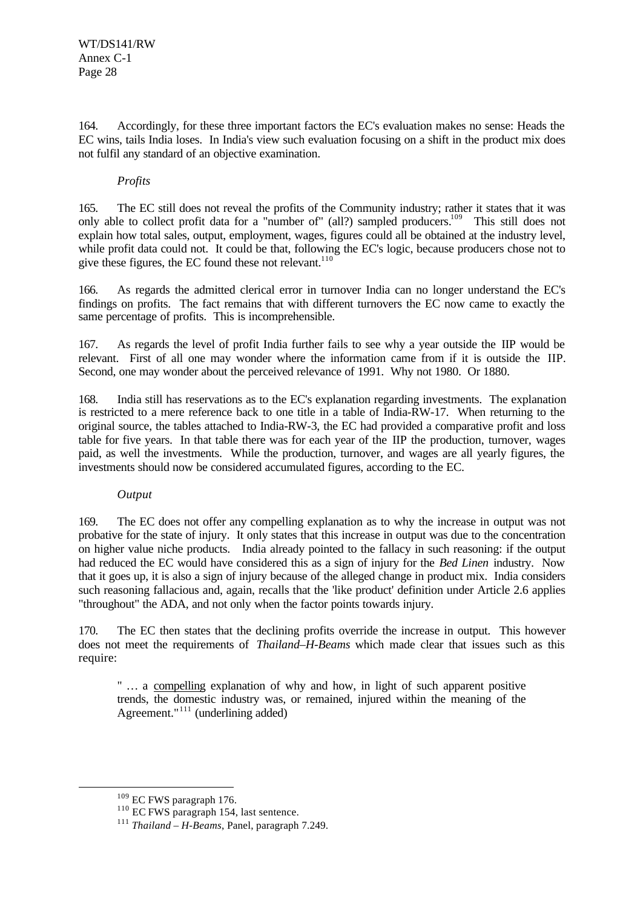164. Accordingly, for these three important factors the EC's evaluation makes no sense: Heads the EC wins, tails India loses. In India's view such evaluation focusing on a shift in the product mix does not fulfil any standard of an objective examination.

*Profits*

165. The EC still does not reveal the profits of the Community industry; rather it states that it was only able to collect profit data for a "number of" (all?) sampled producers.[109] This still does not explain how total sales, output, employment, wages, figures could all be obtained at the industry level, while profit data could not. It could be that, following the EC's logic, because producers chose not to give these figures, the EC found these not relevant.[110]

166. As regards the admitted clerical error in turnover India can no longer understand the EC's findings on profits. The fact remains that with different turnovers the EC now came to exactly the same percentage of profits. This is incomprehensible.

167. As regards the level of profit India further fails to see why a year outside the IIP would be relevant. First of all one may wonder where the information came from if it is outside the IIP. Second, one may wonder about the perceived relevance of 1991. Why not 1980. Or 1880.

168. India still has reservations as to the EC's explanation regarding investments. The explanation is restricted to a mere reference back to one title in a table of India-RW-17. When returning to the original source, the tables attached to India-RW-3, the EC had provided a comparative profit and loss table for five years. In that table there was for each year of the IIP the production, turnover, wages paid, as well the investments. While the production, turnover, and wages are all yearly figures, the investments should now be considered accumulated figures, according to the EC.

*Output*

169. The EC does not offer any compelling explanation as to why the increase in output was not probative for the state of injury. It only states that this increase in output was due to the concentration on higher value niche products. India already pointed to the fallacy in such reasoning: if the output had reduced the EC would have considered this as a sign of injury for the *Bed Linen* industry. Now that it goes up, it is also a sign of injury because of the alleged change in product mix. India considers such reasoning fallacious and, again, recalls that the 'like product' definition under Article 2.6 applies "throughout" the ADA, and not only when the factor points towards injury.

170. The EC then states that the declining profits override the increase in output. This however does not meet the requirements of *Thailand–H-Beams* which made clear that issues such as this require:

> " … a compelling explanation of why and how, in light of such apparent positive trends, the domestic industry was, or remained, injured within the meaning of the Agreement."[111] (underlining added)

---

[109] EC FWS paragraph 176.

[110] EC FWS paragraph 154, last sentence.

[111] *Thailand – H-Beams*, Panel, paragraph 7.249.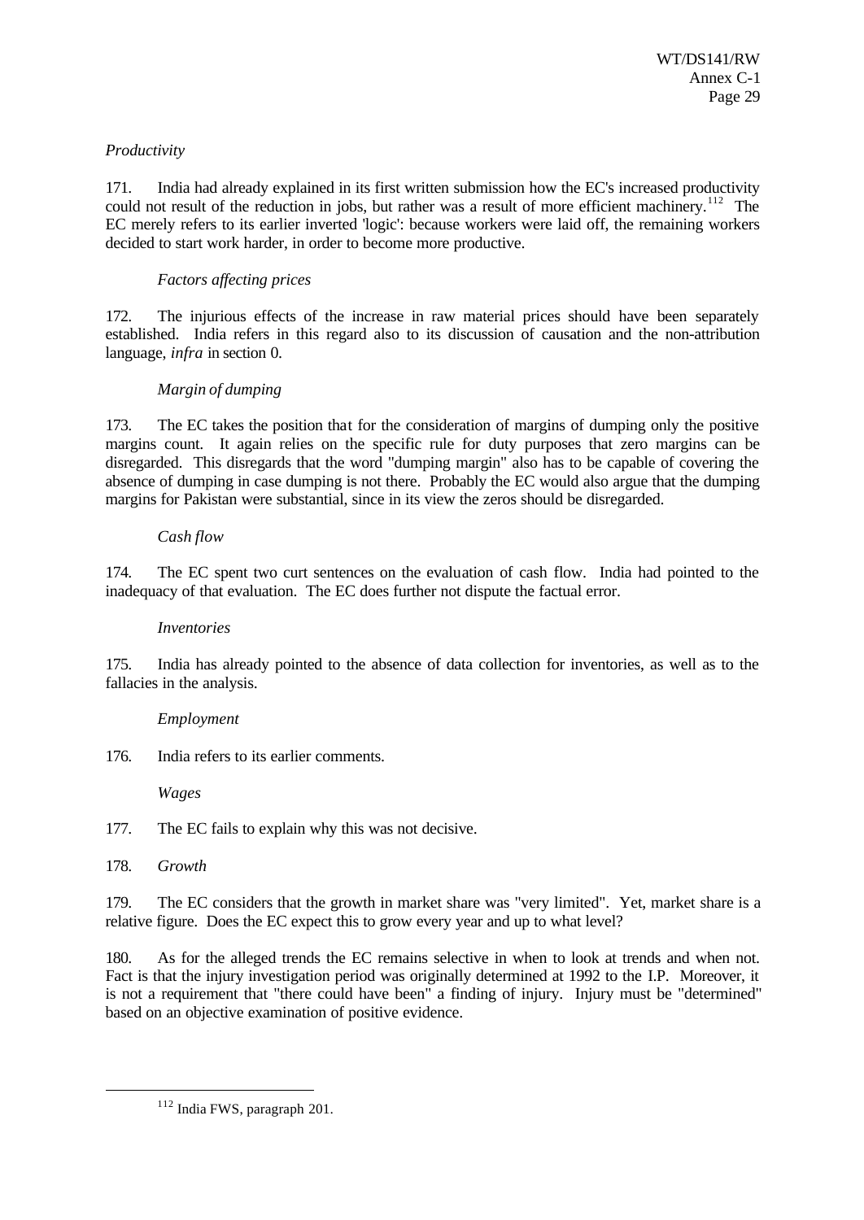*Productivity*

171. India had already explained in its first written submission how the EC's increased productivity could not result of the reduction in jobs, but rather was a result of more efficient machinery.[112] The EC merely refers to its earlier inverted 'logic': because workers were laid off, the remaining workers decided to start work harder, in order to become more productive.

*Factors affecting prices*

172. The injurious effects of the increase in raw material prices should have been separately established. India refers in this regard also to its discussion of causation and the non-attribution language, *infra* in section 0.

*Margin of dumping*

173. The EC takes the position that for the consideration of margins of dumping only the positive margins count. It again relies on the specific rule for duty purposes that zero margins can be disregarded. This disregards that the word "dumping margin" also has to be capable of covering the absence of dumping in case dumping is not there. Probably the EC would also argue that the dumping margins for Pakistan were substantial, since in its view the zeros should be disregarded.

*Cash flow*

174. The EC spent two curt sentences on the evaluation of cash flow. India had pointed to the inadequacy of that evaluation. The EC does further not dispute the factual error.

*Inventories*

175. India has already pointed to the absence of data collection for inventories, as well as to the fallacies in the analysis.

*Employment*

176. India refers to its earlier comments.

*Wages*

177. The EC fails to explain why this was not decisive.

178. *Growth*

179. The EC considers that the growth in market share was "very limited". Yet, market share is a relative figure. Does the EC expect this to grow every year and up to what level?

180. As for the alleged trends the EC remains selective in when to look at trends and when not. Fact is that the injury investigation period was originally determined at 1992 to the I.P. Moreover, it is not a requirement that "there could have been" a finding of injury. Injury must be "determined" based on an objective examination of positive evidence.

---

[112] India FWS, paragraph 201.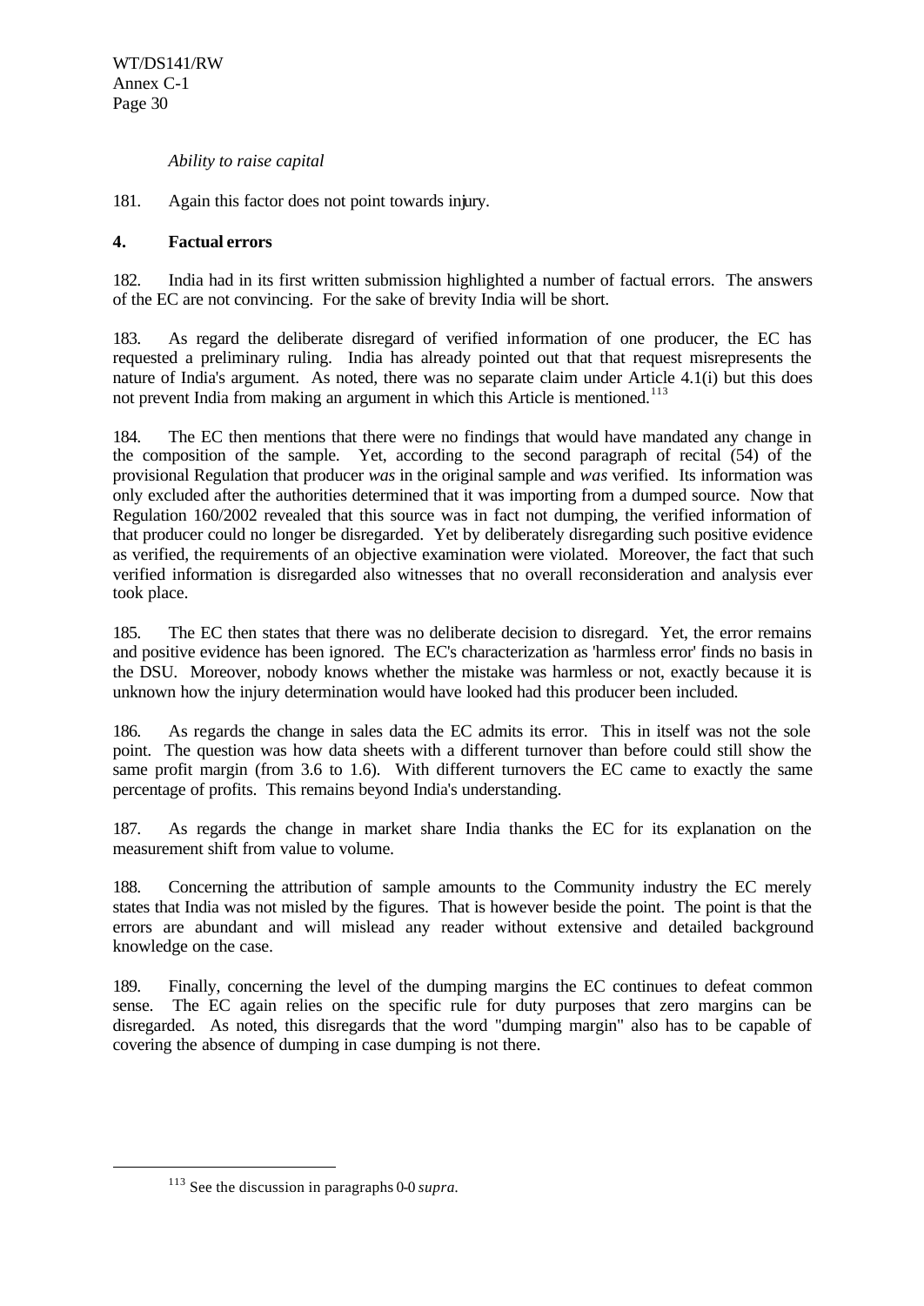*Ability to raise capital*

181. Again this factor does not point towards injury.

## 4. Factual errors

182. India had in its first written submission highlighted a number of factual errors. The answers of the EC are not convincing. For the sake of brevity India will be short.

183. As regard the deliberate disregard of verified information of one producer, the EC has requested a preliminary ruling. India has already pointed out that that request misrepresents the nature of India's argument. As noted, there was no separate claim under Article 4.1(i) but this does not prevent India from making an argument in which this Article is mentioned.[113]

184. The EC then mentions that there were no findings that would have mandated any change in the composition of the sample. Yet, according to the second paragraph of recital (54) of the provisional Regulation that producer *was* in the original sample and *was* verified. Its information was only excluded after the authorities determined that it was importing from a dumped source. Now that Regulation 160/2002 revealed that this source was in fact not dumping, the verified information of that producer could no longer be disregarded. Yet by deliberately disregarding such positive evidence as verified, the requirements of an objective examination were violated. Moreover, the fact that such verified information is disregarded also witnesses that no overall reconsideration and analysis ever took place.

185. The EC then states that there was no deliberate decision to disregard. Yet, the error remains and positive evidence has been ignored. The EC's characterization as 'harmless error' finds no basis in the DSU. Moreover, nobody knows whether the mistake was harmless or not, exactly because it is unknown how the injury determination would have looked had this producer been included.

186. As regards the change in sales data the EC admits its error. This in itself was not the sole point. The question was how data sheets with a different turnover than before could still show the same profit margin (from 3.6 to 1.6). With different turnovers the EC came to exactly the same percentage of profits. This remains beyond India's understanding.

187. As regards the change in market share India thanks the EC for its explanation on the measurement shift from value to volume.

188. Concerning the attribution of sample amounts to the Community industry the EC merely states that India was not misled by the figures. That is however beside the point. The point is that the errors are abundant and will mislead any reader without extensive and detailed background knowledge on the case.

189. Finally, concerning the level of the dumping margins the EC continues to defeat common sense. The EC again relies on the specific rule for duty purposes that zero margins can be disregarded. As noted, this disregards that the word "dumping margin" also has to be capable of covering the absence of dumping in case dumping is not there.

[113] See the discussion in paragraphs 0-0 *supra*.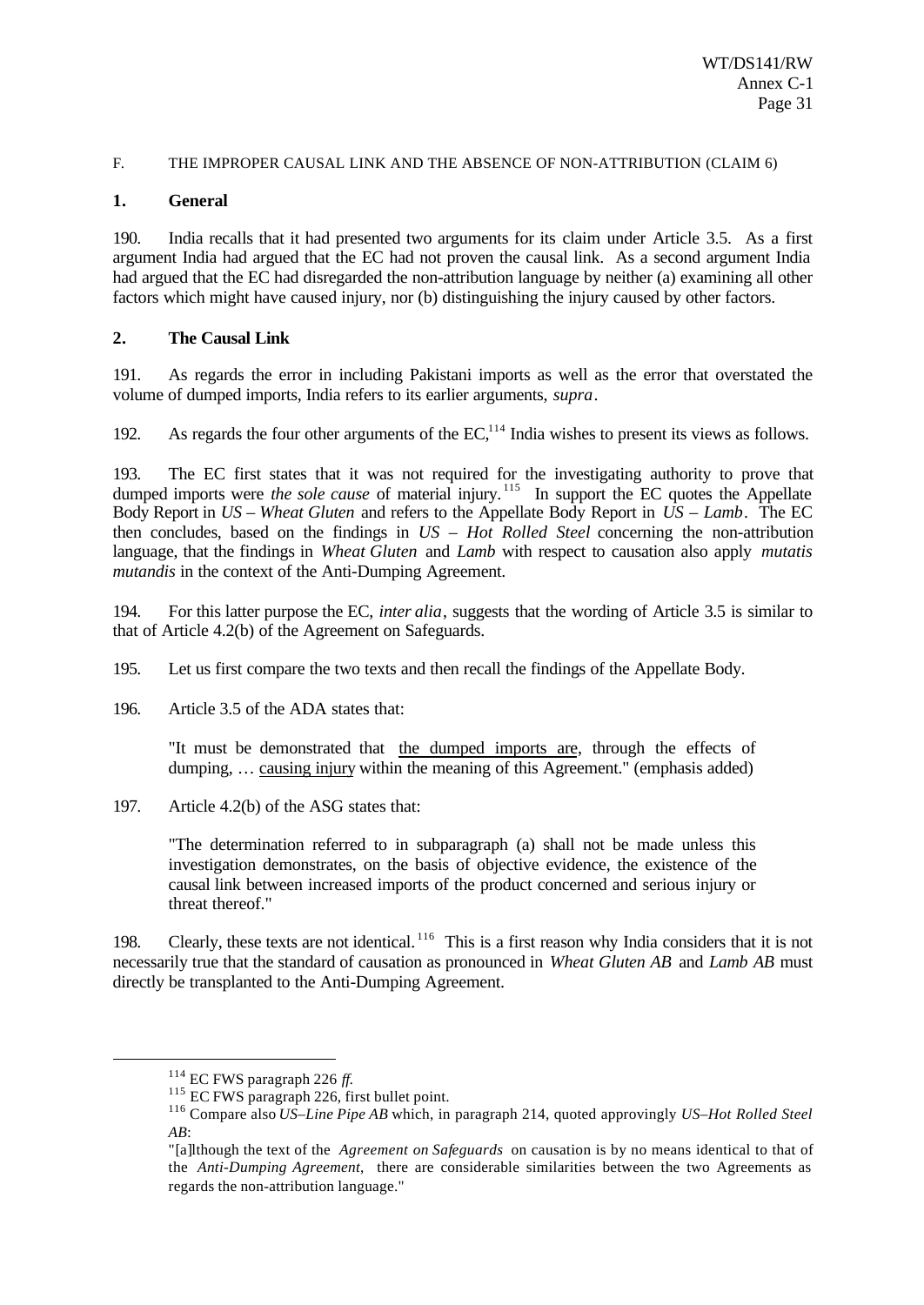F. THE IMPROPER CAUSAL LINK AND THE ABSENCE OF NON-ATTRIBUTION (CLAIM 6)

**1. General**

190. India recalls that it had presented two arguments for its claim under Article 3.5. As a first argument India had argued that the EC had not proven the causal link. As a second argument India had argued that the EC had disregarded the non-attribution language by neither (a) examining all other factors which might have caused injury, nor (b) distinguishing the injury caused by other factors.

**2. The Causal Link**

191. As regards the error in including Pakistani imports as well as the error that overstated the volume of dumped imports, India refers to its earlier arguments, *supra*.

192. As regards the four other arguments of the EC,[114] India wishes to present its views as follows.

193. The EC first states that it was not required for the investigating authority to prove that dumped imports were *the sole cause* of material injury.[115] In support the EC quotes the Appellate Body Report in *US – Wheat Gluten* and refers to the Appellate Body Report in *US – Lamb*. The EC then concludes, based on the findings in *US – Hot Rolled Steel* concerning the non-attribution language, that the findings in *Wheat Gluten* and *Lamb* with respect to causation also apply *mutatis mutandis* in the context of the Anti-Dumping Agreement.

194. For this latter purpose the EC, *inter alia*, suggests that the wording of Article 3.5 is similar to that of Article 4.2(b) of the Agreement on Safeguards.

195. Let us first compare the two texts and then recall the findings of the Appellate Body.

196. Article 3.5 of the ADA states that:

> "It must be demonstrated that <u>the dumped imports are</u>, through the effects of dumping, … <u>causing injury</u> within the meaning of this Agreement." (emphasis added)

197. Article 4.2(b) of the ASG states that:

> "The determination referred to in subparagraph (a) shall not be made unless this investigation demonstrates, on the basis of objective evidence, the existence of the causal link between increased imports of the product concerned and serious injury or threat thereof."

198. Clearly, these texts are not identical.[116] This is a first reason why India considers that it is not necessarily true that the standard of causation as pronounced in *Wheat Gluten AB* and *Lamb AB* must directly be transplanted to the Anti-Dumping Agreement.

---

[114] EC FWS paragraph 226 *ff*.

[115] EC FWS paragraph 226, first bullet point.

[116] Compare also *US–Line Pipe AB* which, in paragraph 214, quoted approvingly *US–Hot Rolled Steel AB*:

"[a]lthough the text of the *Agreement on Safeguards* on causation is by no means identical to that of the *Anti-Dumping Agreement*, there are considerable similarities between the two Agreements as regards the non-attribution language."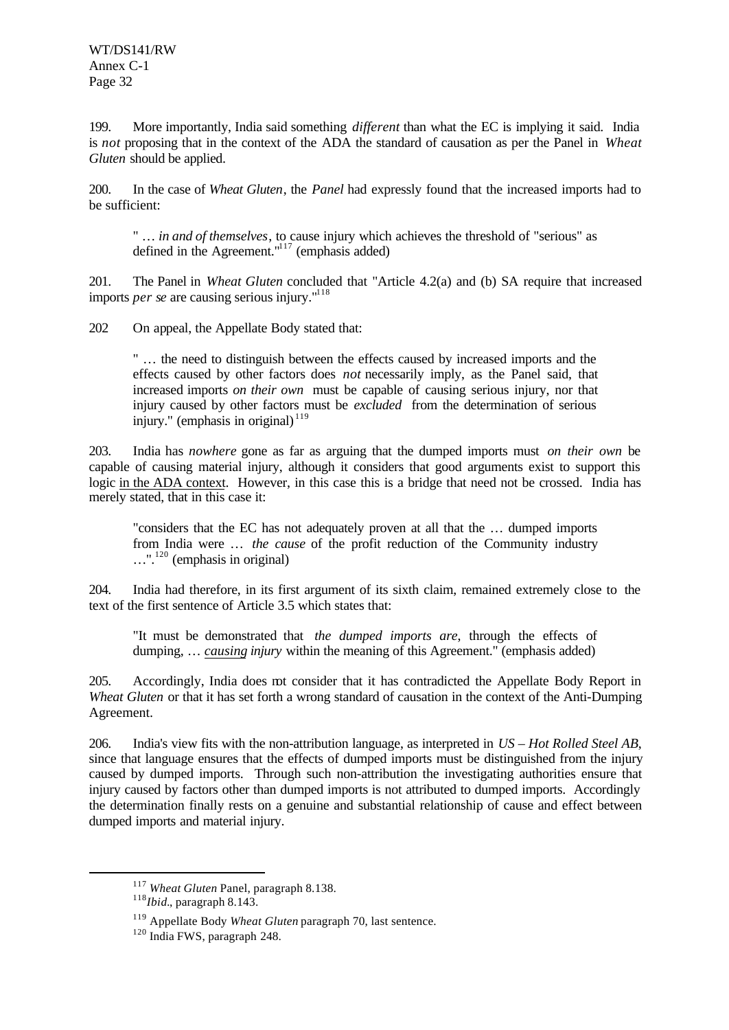199. More importantly, India said something *different* than what the EC is implying it said. India is *not* proposing that in the context of the ADA the standard of causation as per the Panel in *Wheat Gluten* should be applied.

200. In the case of *Wheat Gluten*, the *Panel* had expressly found that the increased imports had to be sufficient:

> " … *in and of themselves*, to cause injury which achieves the threshold of "serious" as defined in the Agreement."[117] (emphasis added)

201. The Panel in *Wheat Gluten* concluded that "Article 4.2(a) and (b) SA require that increased imports *per se* are causing serious injury."[118]

202 On appeal, the Appellate Body stated that:

> " … the need to distinguish between the effects caused by increased imports and the effects caused by other factors does *not* necessarily imply, as the Panel said, that increased imports *on their own* must be capable of causing serious injury, nor that injury caused by other factors must be *excluded* from the determination of serious injury." (emphasis in original)[119]

203. India has *nowhere* gone as far as arguing that the dumped imports must *on their own* be capable of causing material injury, although it considers that good arguments exist to support this logic <u>in the ADA context</u>. However, in this case this is a bridge that need not be crossed. India has merely stated, that in this case it:

> "considers that the EC has not adequately proven at all that the … dumped imports from India were … *the cause* of the profit reduction of the Community industry …".[120] (emphasis in original)

204. India had therefore, in its first argument of its sixth claim, remained extremely close to the text of the first sentence of Article 3.5 which states that:

> "It must be demonstrated that *the dumped imports are*, through the effects of dumping, … ***<u>causing</u>*** *injury* within the meaning of this Agreement." (emphasis added)

205. Accordingly, India does not consider that it has contradicted the Appellate Body Report in *Wheat Gluten* or that it has set forth a wrong standard of causation in the context of the Anti-Dumping Agreement.

206. India's view fits with the non-attribution language, as interpreted in *US – Hot Rolled Steel AB*, since that language ensures that the effects of dumped imports must be distinguished from the injury caused by dumped imports. Through such non-attribution the investigating authorities ensure that injury caused by factors other than dumped imports is not attributed to dumped imports. Accordingly the determination finally rests on a genuine and substantial relationship of cause and effect between dumped imports and material injury.

---

[117] *Wheat Gluten* Panel, paragraph 8.138.

[118] *Ibid*., paragraph 8.143.

[119] Appellate Body *Wheat Gluten* paragraph 70, last sentence.

[120] India FWS, paragraph 248.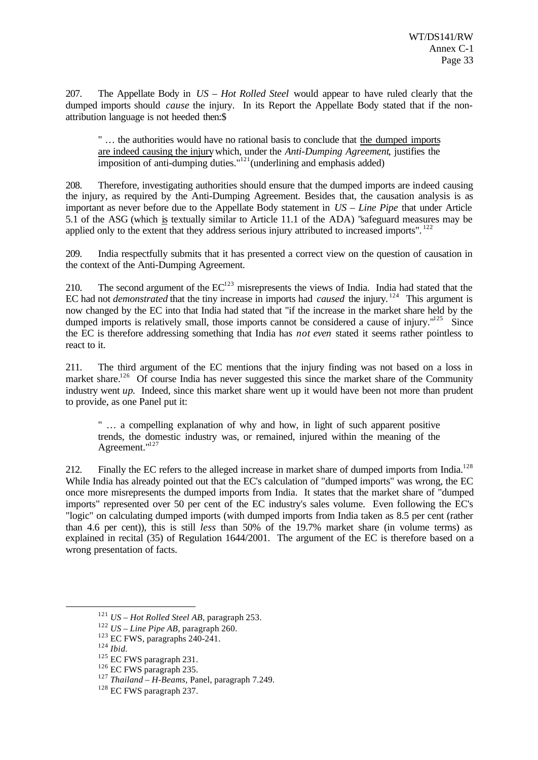207. The Appellate Body in *US – Hot Rolled Steel* would appear to have ruled clearly that the dumped imports should *cause* the injury. In its Report the Appellate Body stated that if the non-attribution language is not heeded then:$

> " … the authorities would have no rational basis to conclude that <u>the dumped imports are indeed causing the injury</u> which, under the *Anti-Dumping Agreement*, justifies the imposition of anti-dumping duties."[121] (underlining and emphasis added)

208. Therefore, investigating authorities should ensure that the dumped imports are indeed causing the injury, as required by the Anti-Dumping Agreement. Besides that, the causation analysis is as important as never before due to the Appellate Body statement in *US – Line Pipe* that under Article 5.1 of the ASG (which <u>is</u> textually similar to Article 11.1 of the ADA) "safeguard measures may be applied only to the extent that they address serious injury attributed to increased imports".[122]

209. India respectfully submits that it has presented a correct view on the question of causation in the context of the Anti-Dumping Agreement.

210. The second argument of the EC[123] misrepresents the views of India. India had stated that the EC had not *demonstrated* that the tiny increase in imports had *caused* the injury.[124] This argument is now changed by the EC into that India had stated that "if the increase in the market share held by the dumped imports is relatively small, those imports cannot be considered a cause of injury."[125] Since the EC is therefore addressing something that India has *not even* stated it seems rather pointless to react to it.

211. The third argument of the EC mentions that the injury finding was not based on a loss in market share.[126] Of course India has never suggested this since the market share of the Community industry went *up*. Indeed, since this market share went up it would have been not more than prudent to provide, as one Panel put it:

> " … a compelling explanation of why and how, in light of such apparent positive trends, the domestic industry was, or remained, injured within the meaning of the Agreement."[127]

212. Finally the EC refers to the alleged increase in market share of dumped imports from India.[128] While India has already pointed out that the EC's calculation of "dumped imports" was wrong, the EC once more misrepresents the dumped imports from India. It states that the market share of "dumped imports" represented over 50 per cent of the EC industry's sales volume. Even following the EC's "logic" on calculating dumped imports (with dumped imports from India taken as 8.5 per cent (rather than 4.6 per cent)), this is still *less* than 50% of the 19.7% market share (in volume terms) as explained in recital (35) of Regulation 1644/2001. The argument of the EC is therefore based on a wrong presentation of facts.

---

[121] *US – Hot Rolled Steel AB*, paragraph 253.

[122] *US – Line Pipe AB*, paragraph 260.

[123] EC FWS, paragraphs 240-241.

[124] *Ibid.*

[125] EC FWS paragraph 231.

[126] EC FWS paragraph 235.

[127] *Thailand – H-Beams*, Panel, paragraph 7.249.

[128] EC FWS paragraph 237.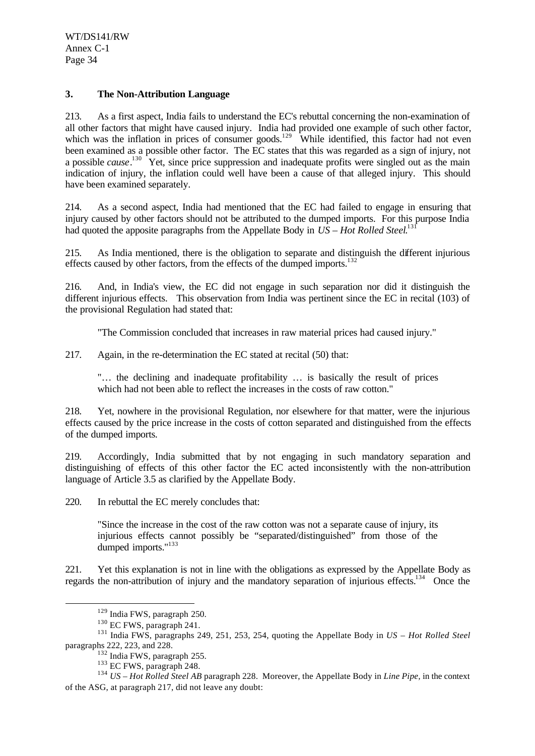### 3. The Non-Attribution Language

213. As a first aspect, India fails to understand the EC's rebuttal concerning the non-examination of all other factors that might have caused injury. India had provided one example of such other factor, which was the inflation in prices of consumer goods.[129] While identified, this factor had not even been examined as a possible other factor. The EC states that this was regarded as a sign of injury, not a possible *cause*.[130] Yet, since price suppression and inadequate profits were singled out as the main indication of injury, the inflation could well have been a cause of that alleged injury. This should have been examined separately.

214. As a second aspect, India had mentioned that the EC had failed to engage in ensuring that injury caused by other factors should not be attributed to the dumped imports. For this purpose India had quoted the apposite paragraphs from the Appellate Body in *US – Hot Rolled Steel*.[131]

215. As India mentioned, there is the obligation to separate and distinguish the different injurious effects caused by other factors, from the effects of the dumped imports.[132]

216. And, in India's view, the EC did not engage in such separation nor did it distinguish the different injurious effects. This observation from India was pertinent since the EC in recital (103) of the provisional Regulation had stated that:

> "The Commission concluded that increases in raw material prices had caused injury."

217. Again, in the re-determination the EC stated at recital (50) that:

> "… the declining and inadequate profitability … is basically the result of prices which had not been able to reflect the increases in the costs of raw cotton."

218. Yet, nowhere in the provisional Regulation, nor elsewhere for that matter, were the injurious effects caused by the price increase in the costs of cotton separated and distinguished from the effects of the dumped imports.

219. Accordingly, India submitted that by not engaging in such mandatory separation and distinguishing of effects of this other factor the EC acted inconsistently with the non-attribution language of Article 3.5 as clarified by the Appellate Body.

220. In rebuttal the EC merely concludes that:

> "Since the increase in the cost of the raw cotton was not a separate cause of injury, its injurious effects cannot possibly be "separated/distinguished" from those of the dumped imports."[133]

221. Yet this explanation is not in line with the obligations as expressed by the Appellate Body as regards the non-attribution of injury and the mandatory separation of injurious effects.[134] Once the

---

[129] India FWS, paragraph 250.

[130] EC FWS, paragraph 241.

[131] India FWS, paragraphs 249, 251, 253, 254, quoting the Appellate Body in *US – Hot Rolled Steel* paragraphs 222, 223, and 228.

[132] India FWS, paragraph 255.

[133] EC FWS, paragraph 248.

[134] *US – Hot Rolled Steel AB* paragraph 228. Moreover, the Appellate Body in *Line Pipe*, in the context of the ASG, at paragraph 217, did not leave any doubt: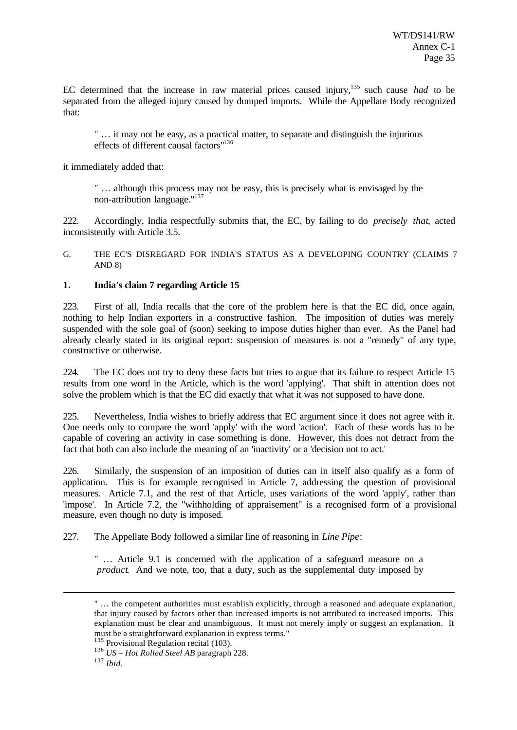EC determined that the increase in raw material prices caused injury,[135] such cause *had* to be separated from the alleged injury caused by dumped imports. While the Appellate Body recognized that:

> " … it may not be easy, as a practical matter, to separate and distinguish the injurious effects of different causal factors"[136]

it immediately added that:

> " … although this process may not be easy, this is precisely what is envisaged by the non-attribution language."[137]

222. Accordingly, India respectfully submits that, the EC, by failing to do *precisely that*, acted inconsistently with Article 3.5.

G. THE EC'S DISREGARD FOR INDIA'S STATUS AS A DEVELOPING COUNTRY (CLAIMS 7 AND 8)

**1. India's claim 7 regarding Article 15**

223. First of all, India recalls that the core of the problem here is that the EC did, once again, nothing to help Indian exporters in a constructive fashion. The imposition of duties was merely suspended with the sole goal of (soon) seeking to impose duties higher than ever. As the Panel had already clearly stated in its original report: suspension of measures is not a "remedy" of any type, constructive or otherwise.

224. The EC does not try to deny these facts but tries to argue that its failure to respect Article 15 results from one word in the Article, which is the word 'applying'. That shift in attention does not solve the problem which is that the EC did exactly that what it was not supposed to have done.

225. Nevertheless, India wishes to briefly address that EC argument since it does not agree with it. One needs only to compare the word 'apply' with the word 'action'. Each of these words has to be capable of covering an activity in case something is done. However, this does not detract from the fact that both can also include the meaning of an 'inactivity' or a 'decision not to act.'

226. Similarly, the suspension of an imposition of duties can in itself also qualify as a form of application. This is for example recognised in Article 7, addressing the question of provisional measures. Article 7.1, and the rest of that Article, uses variations of the word 'apply', rather than 'impose'. In Article 7.2, the "withholding of appraisement" is a recognised form of a provisional measure, even though no duty is imposed.

227. The Appellate Body followed a similar line of reasoning in *Line Pipe*:

> " … Article 9.1 is concerned with the application of a safeguard measure on a *product*. And we note, too, that a duty, such as the supplemental duty imposed by

---

> " … the competent authorities must establish explicitly, through a reasoned and adequate explanation, that injury caused by factors other than increased imports is not attributed to increased imports. This explanation must be clear and unambiguous. It must not merely imply or suggest an explanation. It must be a straightforward explanation in express terms."

[135] Provisional Regulation recital (103).

[136] *US – Hot Rolled Steel AB* paragraph 228.

[137] *Ibid.*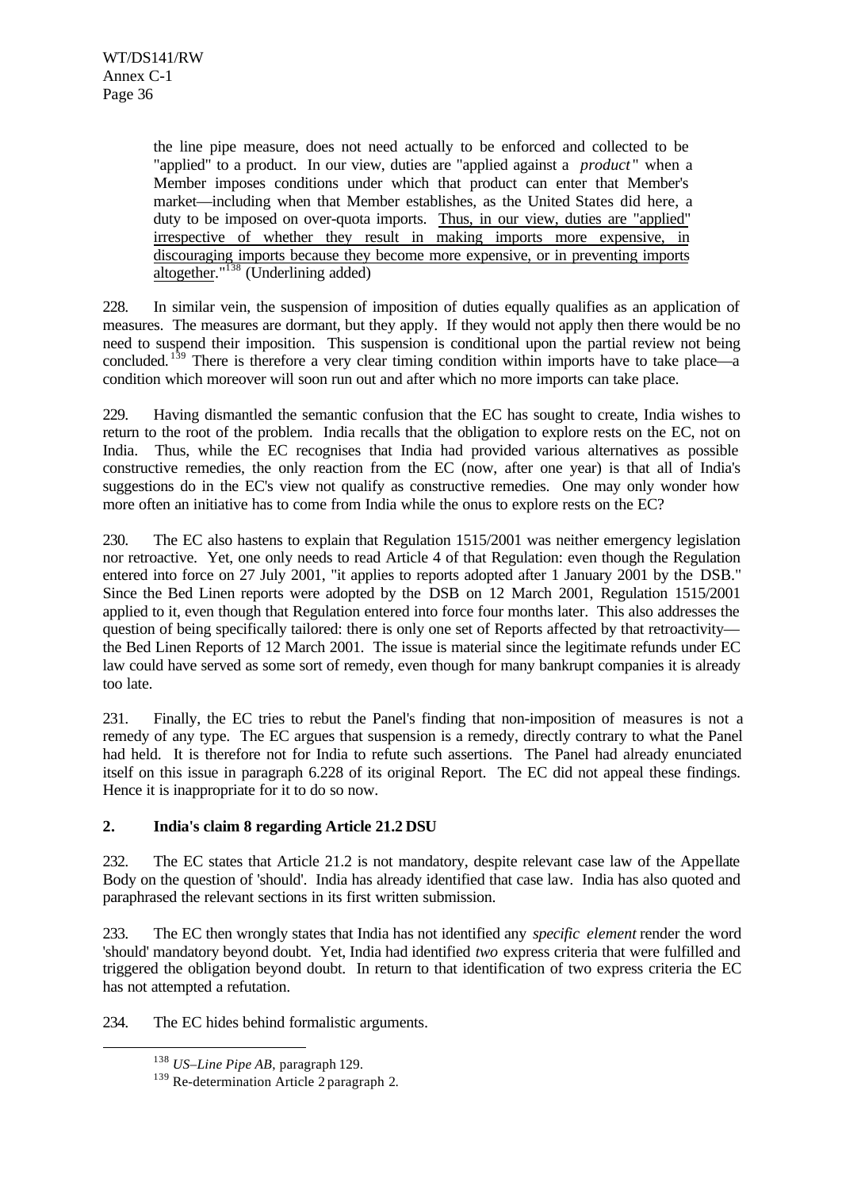the line pipe measure, does not need actually to be enforced and collected to be "applied" to a product. In our view, duties are "applied against a *product*" when a Member imposes conditions under which that product can enter that Member's market—including when that Member establishes, as the United States did here, a duty to be imposed on over-quota imports. <u>Thus, in our view, duties are "applied" irrespective of whether they result in making imports more expensive, in discouraging imports because they become more expensive, or in preventing imports altogether</u>."[138] (Underlining added)

228. In similar vein, the suspension of imposition of duties equally qualifies as an application of measures. The measures are dormant, but they apply. If they would not apply then there would be no need to suspend their imposition. This suspension is conditional upon the partial review not being concluded.[139] There is therefore a very clear timing condition within imports have to take place—a condition which moreover will soon run out and after which no more imports can take place.

229. Having dismantled the semantic confusion that the EC has sought to create, India wishes to return to the root of the problem. India recalls that the obligation to explore rests on the EC, not on India. Thus, while the EC recognises that India had provided various alternatives as possible constructive remedies, the only reaction from the EC (now, after one year) is that all of India's suggestions do in the EC's view not qualify as constructive remedies. One may only wonder how more often an initiative has to come from India while the onus to explore rests on the EC?

230. The EC also hastens to explain that Regulation 1515/2001 was neither emergency legislation nor retroactive. Yet, one only needs to read Article 4 of that Regulation: even though the Regulation entered into force on 27 July 2001, "it applies to reports adopted after 1 January 2001 by the DSB." Since the Bed Linen reports were adopted by the DSB on 12 March 2001, Regulation 1515/2001 applied to it, even though that Regulation entered into force four months later. This also addresses the question of being specifically tailored: there is only one set of Reports affected by that retroactivity—the Bed Linen Reports of 12 March 2001. The issue is material since the legitimate refunds under EC law could have served as some sort of remedy, even though for many bankrupt companies it is already too late.

231. Finally, the EC tries to rebut the Panel's finding that non-imposition of measures is not a remedy of any type. The EC argues that suspension is a remedy, directly contrary to what the Panel had held. It is therefore not for India to refute such assertions. The Panel had already enunciated itself on this issue in paragraph 6.228 of its original Report. The EC did not appeal these findings. Hence it is inappropriate for it to do so now.

## 2. India's claim 8 regarding Article 21.2 DSU

232. The EC states that Article 21.2 is not mandatory, despite relevant case law of the Appellate Body on the question of 'should'. India has already identified that case law. India has also quoted and paraphrased the relevant sections in its first written submission.

233. The EC then wrongly states that India has not identified any *specific element* render the word 'should' mandatory beyond doubt. Yet, India had identified *two* express criteria that were fulfilled and triggered the obligation beyond doubt. In return to that identification of two express criteria the EC has not attempted a refutation.

234. The EC hides behind formalistic arguments.

---

[138] *US–Line Pipe AB*, paragraph 129.

[139] Re-determination Article 2 paragraph 2.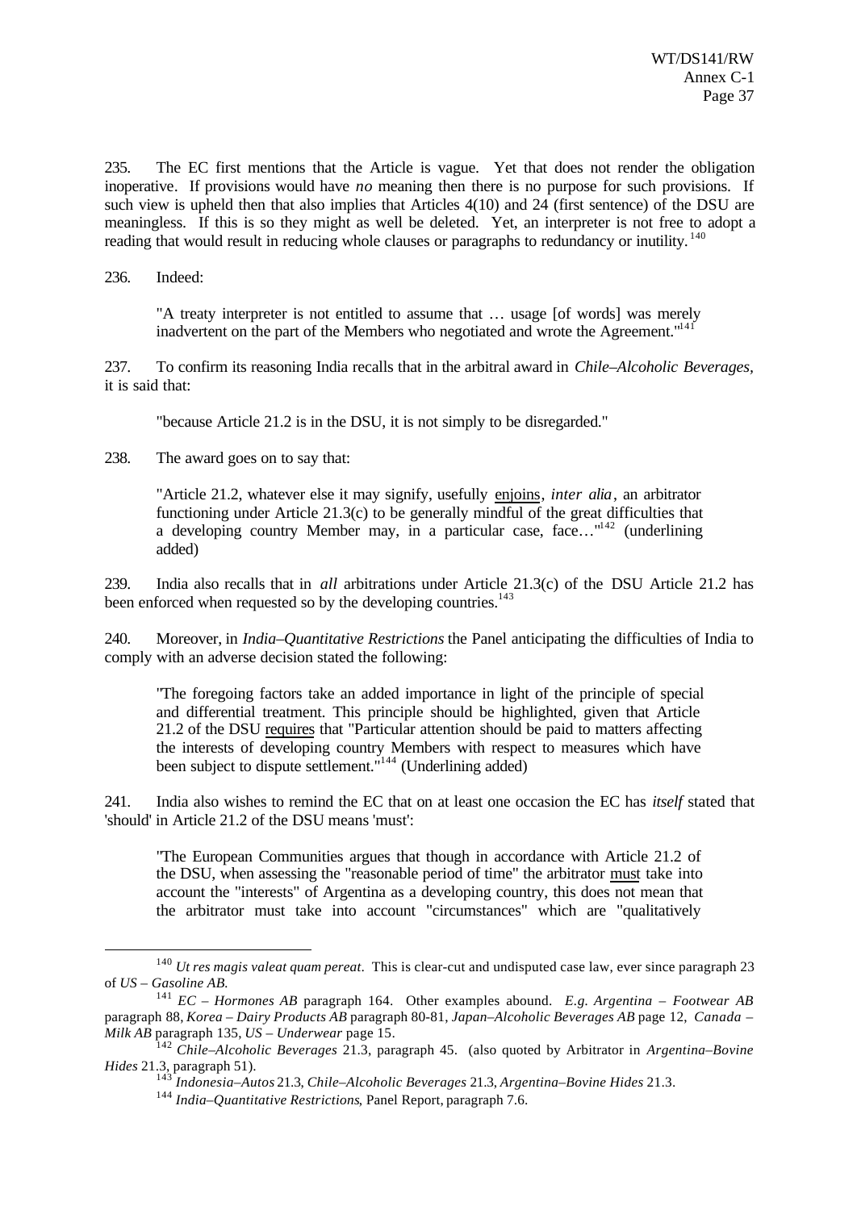235. The EC first mentions that the Article is vague. Yet that does not render the obligation inoperative. If provisions would have *no* meaning then there is no purpose for such provisions. If such view is upheld then that also implies that Articles 4(10) and 24 (first sentence) of the DSU are meaningless. If this is so they might as well be deleted. Yet, an interpreter is not free to adopt a reading that would result in reducing whole clauses or paragraphs to redundancy or inutility.[140]

236. Indeed:

> "A treaty interpreter is not entitled to assume that … usage [of words] was merely inadvertent on the part of the Members who negotiated and wrote the Agreement."[141]

237. To confirm its reasoning India recalls that in the arbitral award in *Chile–Alcoholic Beverages*, it is said that:

> "because Article 21.2 is in the DSU, it is not simply to be disregarded."

238. The award goes on to say that:

> "Article 21.2, whatever else it may signify, usefully enjoins, *inter alia*, an arbitrator functioning under Article 21.3(c) to be generally mindful of the great difficulties that a developing country Member may, in a particular case, face…"[142] (underlining added)

239. India also recalls that in *all* arbitrations under Article 21.3(c) of the DSU Article 21.2 has been enforced when requested so by the developing countries.[143]

240. Moreover, in *India–Quantitative Restrictions* the Panel anticipating the difficulties of India to comply with an adverse decision stated the following:

> "The foregoing factors take an added importance in light of the principle of special and differential treatment. This principle should be highlighted, given that Article 21.2 of the DSU requires that "Particular attention should be paid to matters affecting the interests of developing country Members with respect to measures which have been subject to dispute settlement."[144] (Underlining added)

241. India also wishes to remind the EC that on at least one occasion the EC has *itself* stated that 'should' in Article 21.2 of the DSU means 'must':

> "The European Communities argues that though in accordance with Article 21.2 of the DSU, when assessing the "reasonable period of time" the arbitrator must take into account the "interests" of Argentina as a developing country, this does not mean that the arbitrator must take into account "circumstances" which are "qualitatively

---

[140] *Ut res magis valeat quam pereat*. This is clear-cut and undisputed case law, ever since paragraph 23 of *US – Gasoline AB*.

[141] *EC – Hormones AB* paragraph 164. Other examples abound. *E.g. Argentina – Footwear AB* paragraph 88, *Korea – Dairy Products AB* paragraph 80-81, *Japan–Alcoholic Beverages AB* page 12, *Canada – Milk AB* paragraph 135, *US – Underwear* page 15.

[142] *Chile–Alcoholic Beverages* 21.3, paragraph 45. (also quoted by Arbitrator in *Argentina–Bovine Hides* 21.3, paragraph 51).

[143] *Indonesia–Autos* 21.3, *Chile–Alcoholic Beverages* 21.3, *Argentina–Bovine Hides* 21.3.

[144] *India–Quantitative Restrictions*, Panel Report, paragraph 7.6.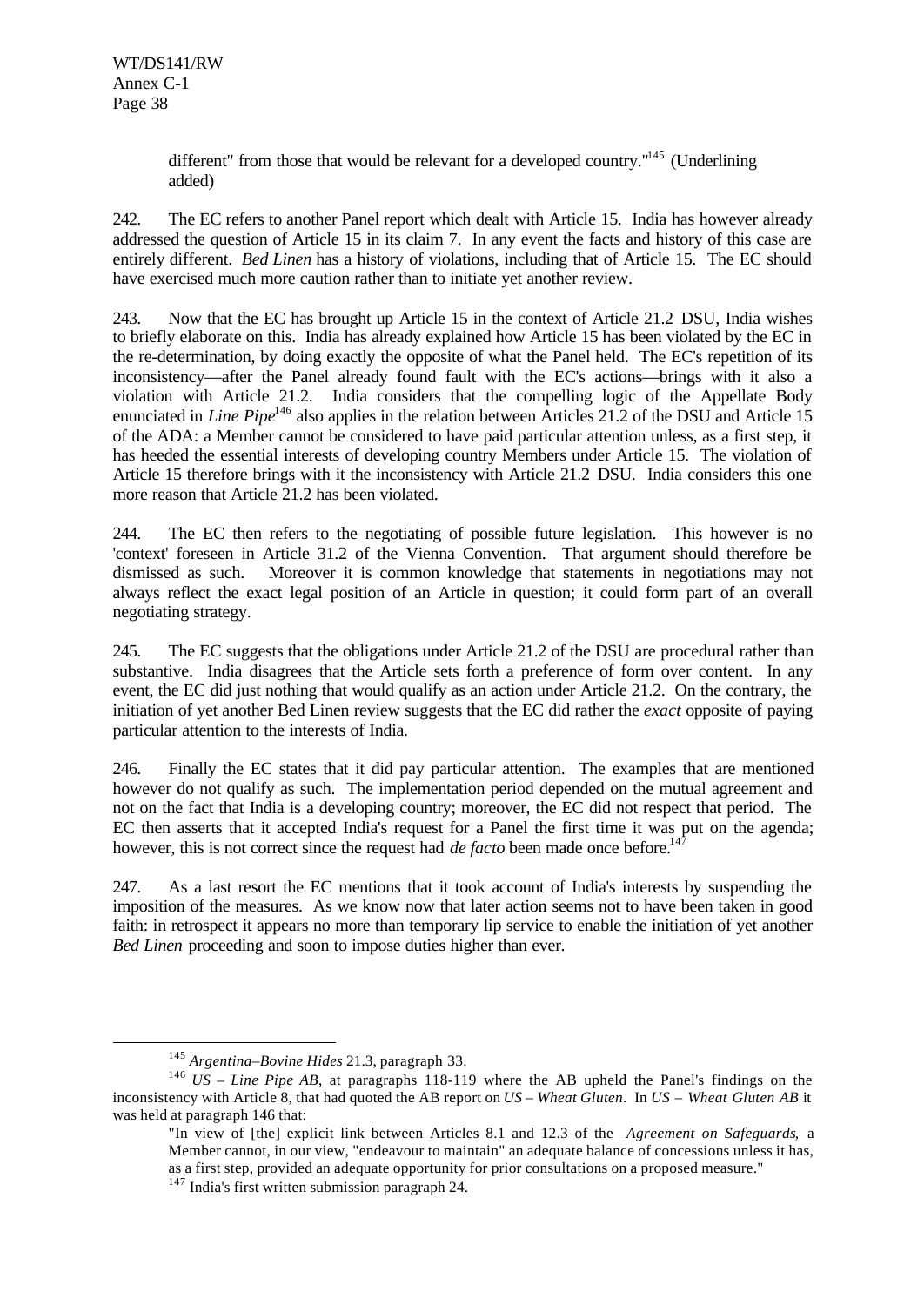different" from those that would be relevant for a developed country."[145] (Underlining added)

242. The EC refers to another Panel report which dealt with Article 15. India has however already addressed the question of Article 15 in its claim 7. In any event the facts and history of this case are entirely different. *Bed Linen* has a history of violations, including that of Article 15. The EC should have exercised much more caution rather than to initiate yet another review.

243. Now that the EC has brought up Article 15 in the context of Article 21.2 DSU, India wishes to briefly elaborate on this. India has already explained how Article 15 has been violated by the EC in the re-determination, by doing exactly the opposite of what the Panel held. The EC's repetition of its inconsistency—after the Panel already found fault with the EC's actions—brings with it also a violation with Article 21.2. India considers that the compelling logic of the Appellate Body enunciated in *Line Pipe*[146] also applies in the relation between Articles 21.2 of the DSU and Article 15 of the ADA: a Member cannot be considered to have paid particular attention unless, as a first step, it has heeded the essential interests of developing country Members under Article 15. The violation of Article 15 therefore brings with it the inconsistency with Article 21.2 DSU. India considers this one more reason that Article 21.2 has been violated.

244. The EC then refers to the negotiating of possible future legislation. This however is no 'context' foreseen in Article 31.2 of the Vienna Convention. That argument should therefore be dismissed as such. Moreover it is common knowledge that statements in negotiations may not always reflect the exact legal position of an Article in question; it could form part of an overall negotiating strategy.

245. The EC suggests that the obligations under Article 21.2 of the DSU are procedural rather than substantive. India disagrees that the Article sets forth a preference of form over content. In any event, the EC did just nothing that would qualify as an action under Article 21.2. On the contrary, the initiation of yet another Bed Linen review suggests that the EC did rather the *exact* opposite of paying particular attention to the interests of India.

246. Finally the EC states that it did pay particular attention. The examples that are mentioned however do not qualify as such. The implementation period depended on the mutual agreement and not on the fact that India is a developing country; moreover, the EC did not respect that period. The EC then asserts that it accepted India's request for a Panel the first time it was put on the agenda; however, this is not correct since the request had *de facto* been made once before.[147]

247. As a last resort the EC mentions that it took account of India's interests by suspending the imposition of the measures. As we know now that later action seems not to have been taken in good faith: in retrospect it appears no more than temporary lip service to enable the initiation of yet another *Bed Linen* proceeding and soon to impose duties higher than ever.

---

[145] *Argentina–Bovine Hides* 21.3, paragraph 33.

[146] *US – Line Pipe AB*, at paragraphs 118-119 where the AB upheld the Panel's findings on the inconsistency with Article 8, that had quoted the AB report on *US – Wheat Gluten*. In *US – Wheat Gluten AB* it was held at paragraph 146 that:

> "In view of [the] explicit link between Articles 8.1 and 12.3 of the *Agreement on Safeguards*, a Member cannot, in our view, "endeavour to maintain" an adequate balance of concessions unless it has, as a first step, provided an adequate opportunity for prior consultations on a proposed measure."

[147] India's first written submission paragraph 24.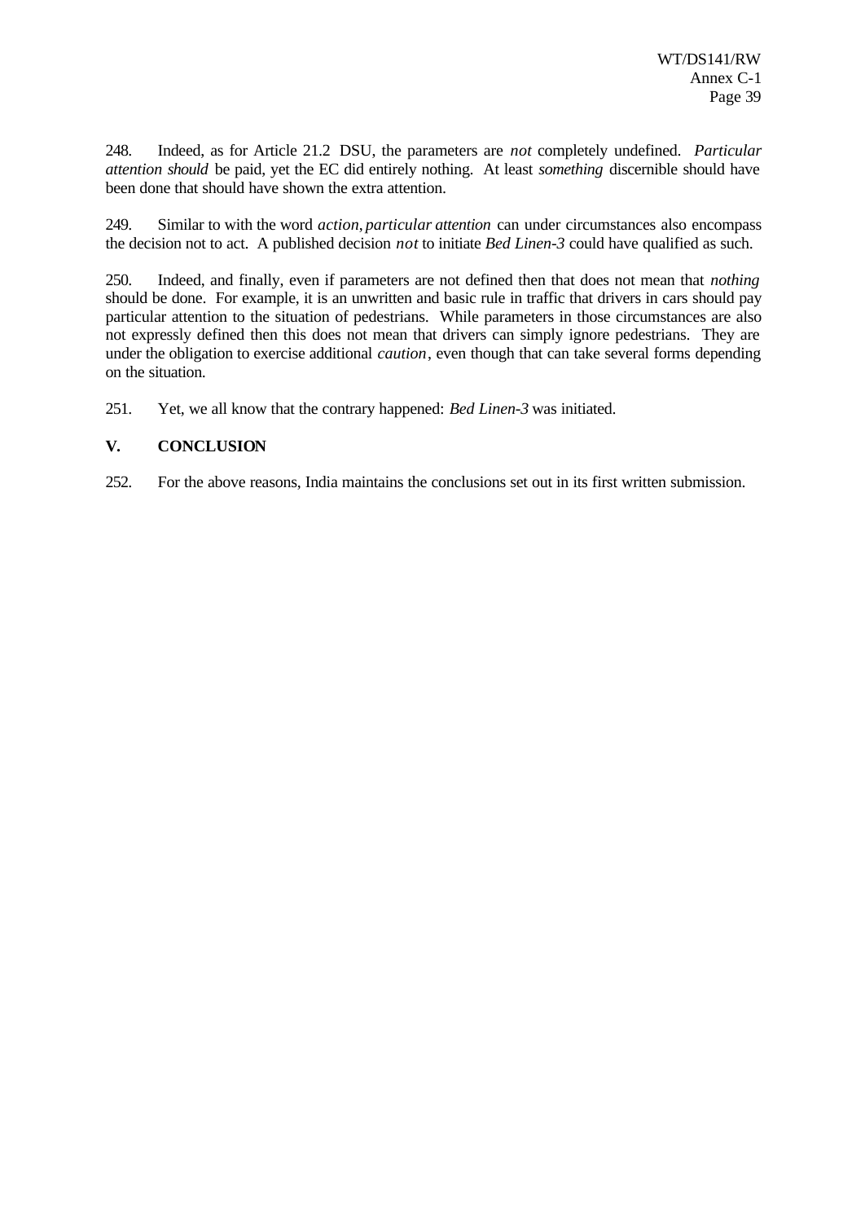248. Indeed, as for Article 21.2 DSU, the parameters are *not* completely undefined. *Particular attention should* be paid, yet the EC did entirely nothing. At least *something* discernible should have been done that should have shown the extra attention.

249. Similar to with the word *action*, *particular attention* can under circumstances also encompass the decision not to act. A published decision *not* to initiate *Bed Linen-3* could have qualified as such.

250. Indeed, and finally, even if parameters are not defined then that does not mean that *nothing* should be done. For example, it is an unwritten and basic rule in traffic that drivers in cars should pay particular attention to the situation of pedestrians. While parameters in those circumstances are also not expressly defined then this does not mean that drivers can simply ignore pedestrians. They are under the obligation to exercise additional *caution*, even though that can take several forms depending on the situation.

251. Yet, we all know that the contrary happened: *Bed Linen-3* was initiated.

## V. CONCLUSION

252. For the above reasons, India maintains the conclusions set out in its first written submission.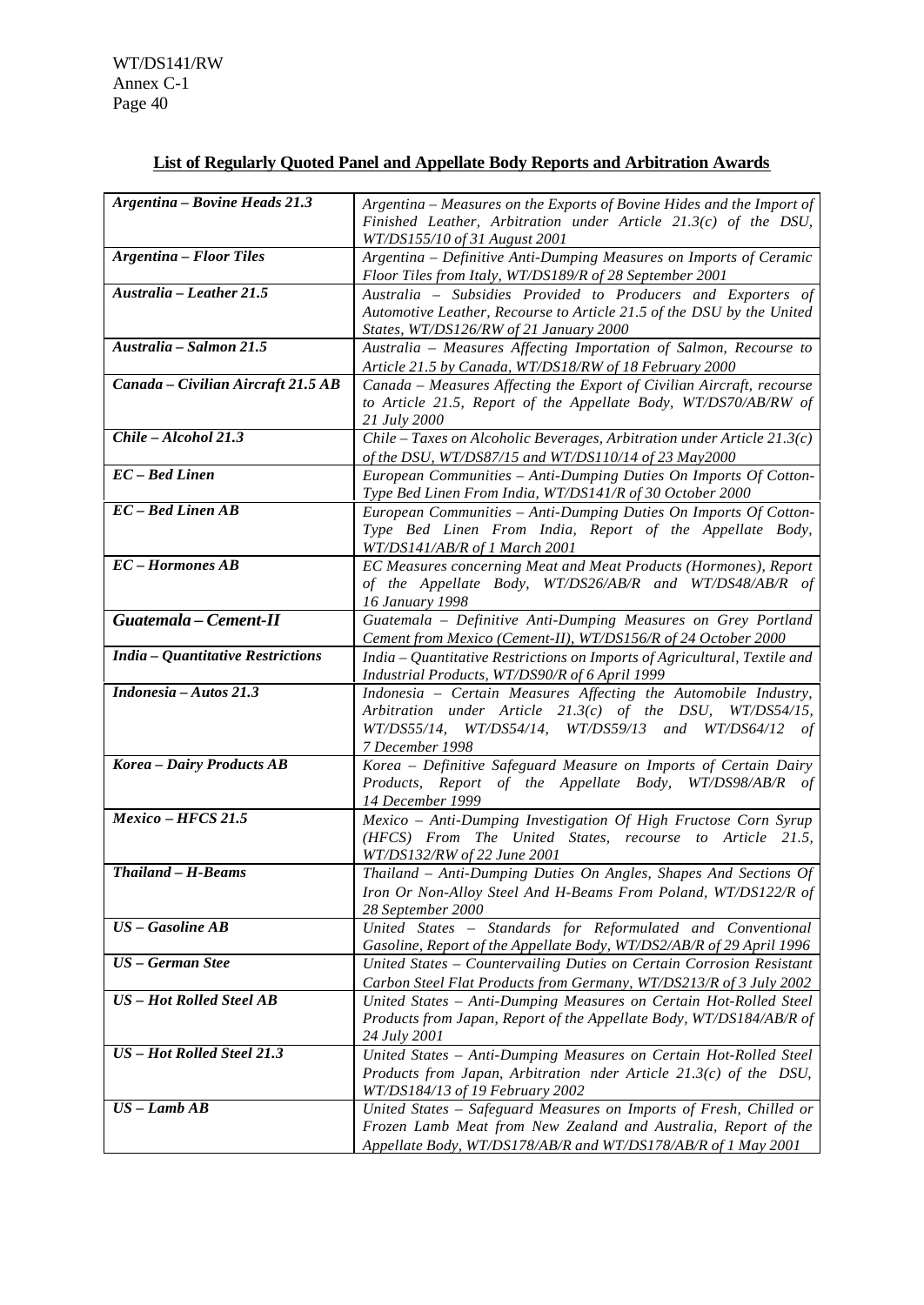**List of Regularly Quoted Panel and Appellate Body Reports and Arbitration Awards**

| | |
|---|---|
| ***Argentina – Bovine Heads 21.3*** | *Argentina – Measures on the Exports of Bovine Hides and the Import of Finished Leather, Arbitration under Article 21.3(c) of the DSU, WT/DS155/10 of 31 August 2001* |
| ***Argentina – Floor Tiles*** | *Argentina – Definitive Anti-Dumping Measures on Imports of Ceramic Floor Tiles from Italy, WT/DS189/R of 28 September 2001* |
| ***Australia – Leather 21.5*** | *Australia – Subsidies Provided to Producers and Exporters of Automotive Leather, Recourse to Article 21.5 of the DSU by the United States, WT/DS126/RW of 21 January 2000* |
| ***Australia – Salmon 21.5*** | *Australia – Measures Affecting Importation of Salmon, Recourse to Article 21.5 by Canada, WT/DS18/RW of 18 February 2000* |
| ***Canada – Civilian Aircraft 21.5 AB*** | *Canada – Measures Affecting the Export of Civilian Aircraft, recourse to Article 21.5, Report of the Appellate Body, WT/DS70/AB/RW of 21 July 2000* |
| ***Chile – Alcohol 21.3*** | *Chile – Taxes on Alcoholic Beverages, Arbitration under Article 21.3(c) of the DSU, WT/DS87/15 and WT/DS110/14 of 23 May2000* |
| ***EC – Bed Linen*** | *European Communities – Anti-Dumping Duties On Imports Of Cotton-Type Bed Linen From India, WT/DS141/R of 30 October 2000* |
| ***EC – Bed Linen AB*** | *European Communities – Anti-Dumping Duties On Imports Of Cotton-Type Bed Linen From India, Report of the Appellate Body, WT/DS141/AB/R of 1 March 2001* |
| ***EC – Hormones AB*** | *EC Measures concerning Meat and Meat Products (Hormones), Report of the Appellate Body, WT/DS26/AB/R and WT/DS48/AB/R of 16 January 1998* |
| ***Guatemala – Cement-II*** | *Guatemala – Definitive Anti-Dumping Measures on Grey Portland Cement from Mexico (Cement-II), WT/DS156/R of 24 October 2000* |
| ***India – Quantitative Restrictions*** | *India – Quantitative Restrictions on Imports of Agricultural, Textile and Industrial Products, WT/DS90/R of 6 April 1999* |
| ***Indonesia – Autos 21.3*** | *Indonesia – Certain Measures Affecting the Automobile Industry, Arbitration under Article 21.3(c) of the DSU, WT/DS54/15, WT/DS55/14, WT/DS54/14, WT/DS59/13 and WT/DS64/12 of 7 December 1998* |
| ***Korea – Dairy Products AB*** | *Korea – Definitive Safeguard Measure on Imports of Certain Dairy Products, Report of the Appellate Body, WT/DS98/AB/R of 14 December 1999* |
| ***Mexico – HFCS 21.5*** | *Mexico – Anti-Dumping Investigation Of High Fructose Corn Syrup (HFCS) From The United States, recourse to Article 21.5, WT/DS132/RW of 22 June 2001* |
| ***Thailand – H-Beams*** | *Thailand – Anti-Dumping Duties On Angles, Shapes And Sections Of Iron Or Non-Alloy Steel And H-Beams From Poland, WT/DS122/R of 28 September 2000* |
| ***US – Gasoline AB*** | *United States – Standards for Reformulated and Conventional Gasoline, Report of the Appellate Body, WT/DS2/AB/R of 29 April 1996* |
| ***US – German Stee*** | *United States – Countervailing Duties on Certain Corrosion Resistant Carbon Steel Flat Products from Germany, WT/DS213/R of 3 July 2002* |
| ***US – Hot Rolled Steel AB*** | *United States – Anti-Dumping Measures on Certain Hot-Rolled Steel Products from Japan, Report of the Appellate Body, WT/DS184/AB/R of 24 July 2001* |
| ***US – Hot Rolled Steel 21.3*** | *United States – Anti-Dumping Measures on Certain Hot-Rolled Steel Products from Japan, Arbitration nder Article 21.3(c) of the DSU, WT/DS184/13 of 19 February 2002* |
| ***US – Lamb AB*** | *United States – Safeguard Measures on Imports of Fresh, Chilled or Frozen Lamb Meat from New Zealand and Australia, Report of the Appellate Body, WT/DS178/AB/R and WT/DS178/AB/R of 1 May 2001* |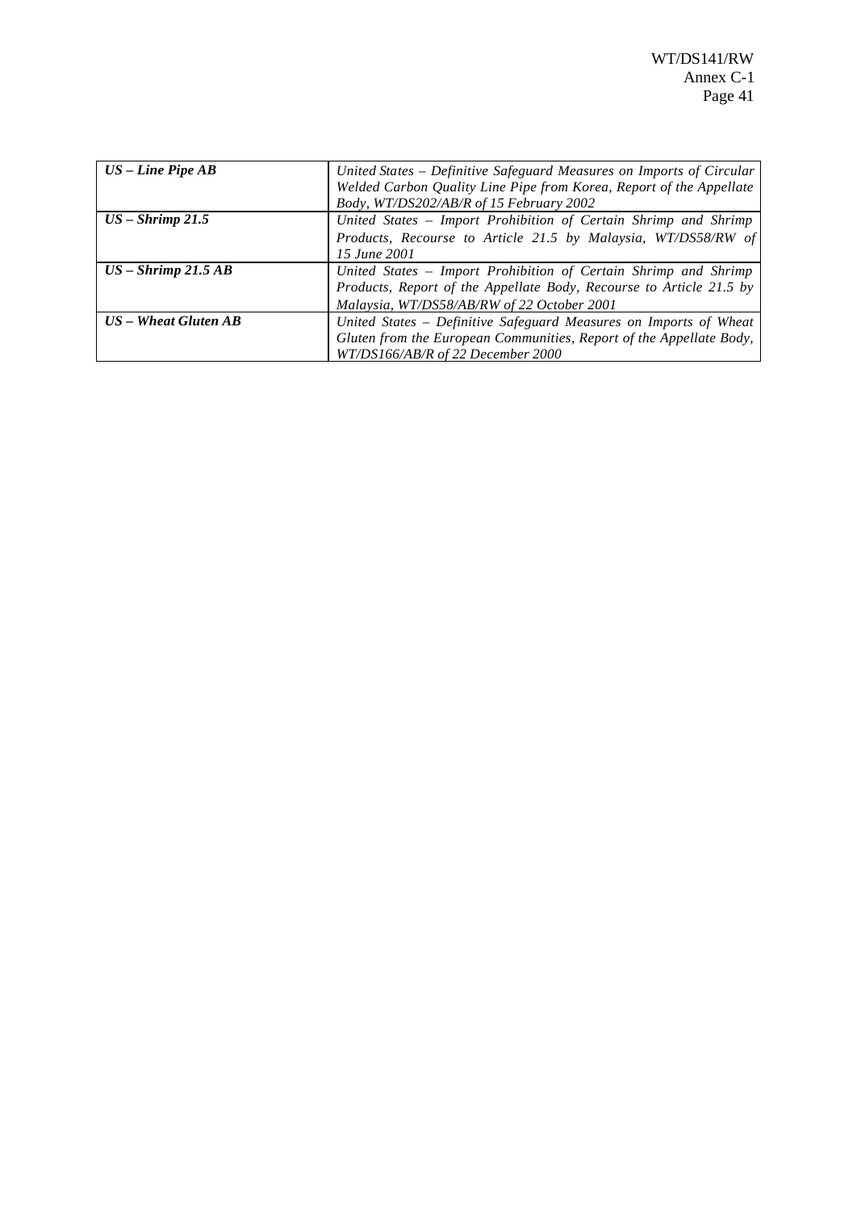| | |
|---|---|
| ***US – Line Pipe AB*** | *United States – Definitive Safeguard Measures on Imports of Circular Welded Carbon Quality Line Pipe from Korea, Report of the Appellate Body, WT/DS202/AB/R of 15 February 2002* |
| ***US – Shrimp 21.5*** | *United States – Import Prohibition of Certain Shrimp and Shrimp Products, Recourse to Article 21.5 by Malaysia, WT/DS58/RW of 15 June 2001* |
| ***US – Shrimp 21.5 AB*** | *United States – Import Prohibition of Certain Shrimp and Shrimp Products, Report of the Appellate Body, Recourse to Article 21.5 by Malaysia, WT/DS58/AB/RW of 22 October 2001* |
| ***US – Wheat Gluten AB*** | *United States – Definitive Safeguard Measures on Imports of Wheat Gluten from the European Communities, Report of the Appellate Body, WT/DS166/AB/R of 22 December 2000* |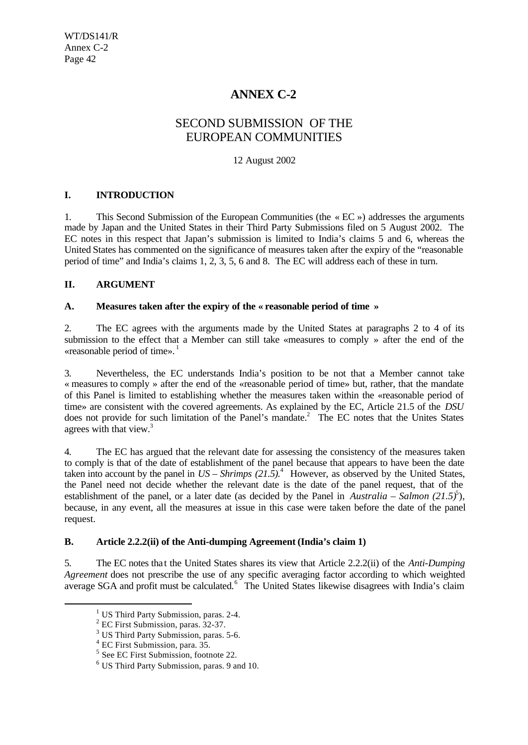# ANNEX C-2

## SECOND SUBMISSION OF THE EUROPEAN COMMUNITIES

12 August 2002

### I. INTRODUCTION

1. This Second Submission of the European Communities (the « EC ») addresses the arguments made by Japan and the United States in their Third Party Submissions filed on 5 August 2002. The EC notes in this respect that Japan's submission is limited to India's claims 5 and 6, whereas the United States has commented on the significance of measures taken after the expiry of the "reasonable period of time" and India's claims 1, 2, 3, 5, 6 and 8. The EC will address each of these in turn.

### II. ARGUMENT

#### A. Measures taken after the expiry of the « reasonable period of time »

2. The EC agrees with the arguments made by the United States at paragraphs 2 to 4 of its submission to the effect that a Member can still take «measures to comply » after the end of the «reasonable period of time».[1]

3. Nevertheless, the EC understands India's position to be not that a Member cannot take « measures to comply » after the end of the «reasonable period of time» but, rather, that the mandate of this Panel is limited to establishing whether the measures taken within the «reasonable period of time» are consistent with the covered agreements. As explained by the EC, Article 21.5 of the *DSU* does not provide for such limitation of the Panel's mandate.[2] The EC notes that the Unites States agrees with that view.[3]

4. The EC has argued that the relevant date for assessing the consistency of the measures taken to comply is that of the date of establishment of the panel because that appears to have been the date taken into account by the panel in *US – Shrimps (21.5)*.[4] However, as observed by the United States, the Panel need not decide whether the relevant date is the date of the panel request, that of the establishment of the panel, or a later date (as decided by the Panel in *Australia – Salmon (21.5)*[5]), because, in any event, all the measures at issue in this case were taken before the date of the panel request.

#### B. Article 2.2.2(ii) of the Anti-dumping Agreement (India's claim 1)

5. The EC notes that the United States shares its view that Article 2.2.2(ii) of the *Anti-Dumping Agreement* does not prescribe the use of any specific averaging factor according to which weighted average SGA and profit must be calculated.[6] The United States likewise disagrees with India's claim

---

[1] US Third Party Submission, paras. 2-4.

[2] EC First Submission, paras. 32-37.

[3] US Third Party Submission, paras. 5-6.

[4] EC First Submission, para. 35.

[5] See EC First Submission, footnote 22.

[6] US Third Party Submission, paras. 9 and 10.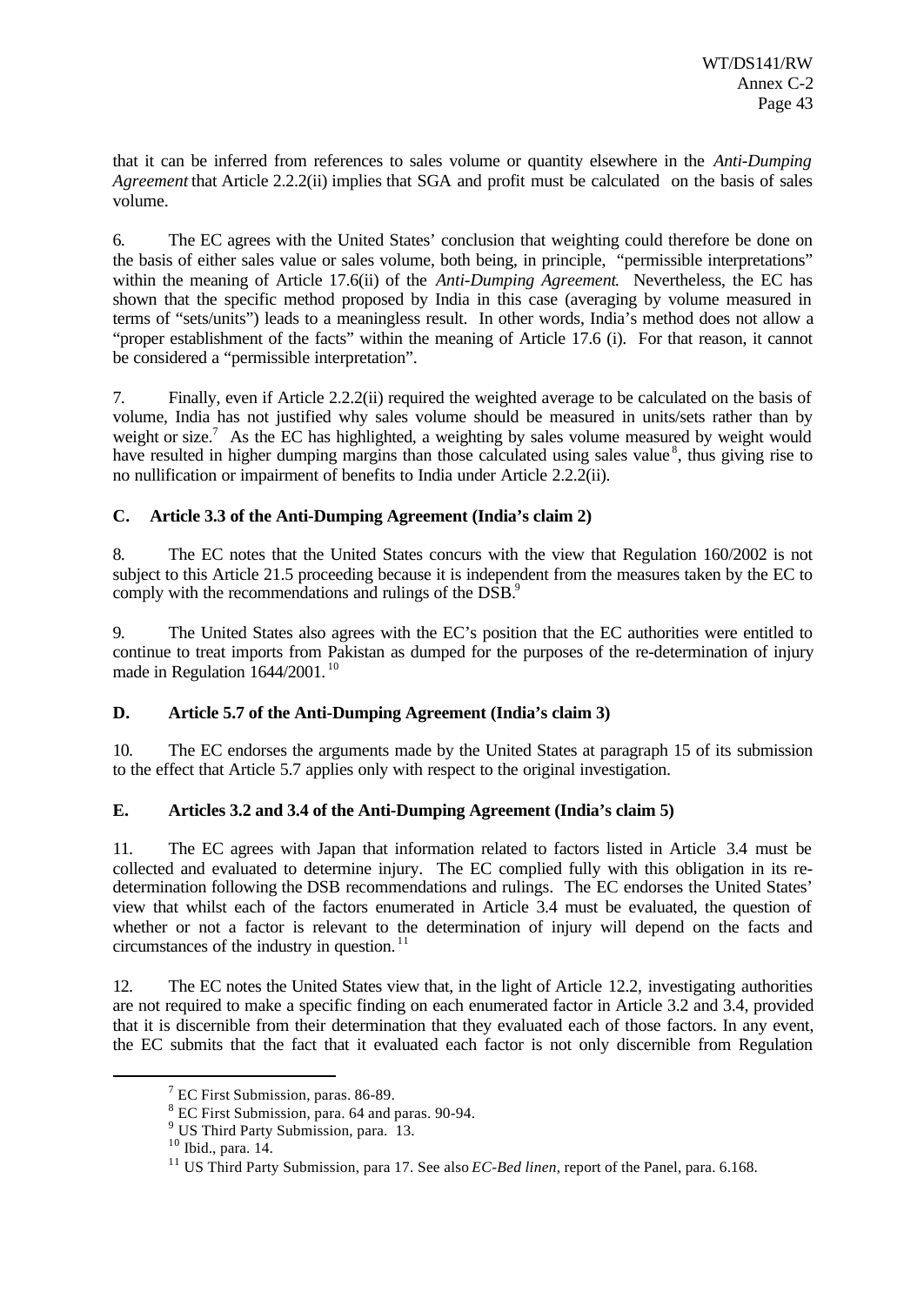that it can be inferred from references to sales volume or quantity elsewhere in the *Anti-Dumping Agreement* that Article 2.2.2(ii) implies that SGA and profit must be calculated on the basis of sales volume.

6. The EC agrees with the United States' conclusion that weighting could therefore be done on the basis of either sales value or sales volume, both being, in principle, "permissible interpretations" within the meaning of Article 17.6(ii) of the *Anti-Dumping Agreement*. Nevertheless, the EC has shown that the specific method proposed by India in this case (averaging by volume measured in terms of "sets/units") leads to a meaningless result. In other words, India's method does not allow a "proper establishment of the facts" within the meaning of Article 17.6 (i). For that reason, it cannot be considered a "permissible interpretation".

7. Finally, even if Article 2.2.2(ii) required the weighted average to be calculated on the basis of volume, India has not justified why sales volume should be measured in units/sets rather than by weight or size.[7] As the EC has highlighted, a weighting by sales volume measured by weight would have resulted in higher dumping margins than those calculated using sales value[8], thus giving rise to no nullification or impairment of benefits to India under Article 2.2.2(ii).

### C. Article 3.3 of the Anti-Dumping Agreement (India's claim 2)

8. The EC notes that the United States concurs with the view that Regulation 160/2002 is not subject to this Article 21.5 proceeding because it is independent from the measures taken by the EC to comply with the recommendations and rulings of the DSB.[9]

9. The United States also agrees with the EC's position that the EC authorities were entitled to continue to treat imports from Pakistan as dumped for the purposes of the re-determination of injury made in Regulation 1644/2001.[10]

### D. Article 5.7 of the Anti-Dumping Agreement (India's claim 3)

10. The EC endorses the arguments made by the United States at paragraph 15 of its submission to the effect that Article 5.7 applies only with respect to the original investigation.

### E. Articles 3.2 and 3.4 of the Anti-Dumping Agreement (India's claim 5)

11. The EC agrees with Japan that information related to factors listed in Article 3.4 must be collected and evaluated to determine injury. The EC complied fully with this obligation in its re-determination following the DSB recommendations and rulings. The EC endorses the United States' view that whilst each of the factors enumerated in Article 3.4 must be evaluated, the question of whether or not a factor is relevant to the determination of injury will depend on the facts and circumstances of the industry in question.[11]

12. The EC notes the United States view that, in the light of Article 12.2, investigating authorities are not required to make a specific finding on each enumerated factor in Article 3.2 and 3.4, provided that it is discernible from their determination that they evaluated each of those factors. In any event, the EC submits that the fact that it evaluated each factor is not only discernible from Regulation

---

[7] EC First Submission, paras. 86-89.

[8] EC First Submission, para. 64 and paras. 90-94.

[9] US Third Party Submission, para. 13.

[10] Ibid., para. 14.

[11] US Third Party Submission, para 17. See also *EC-Bed linen*, report of the Panel, para. 6.168.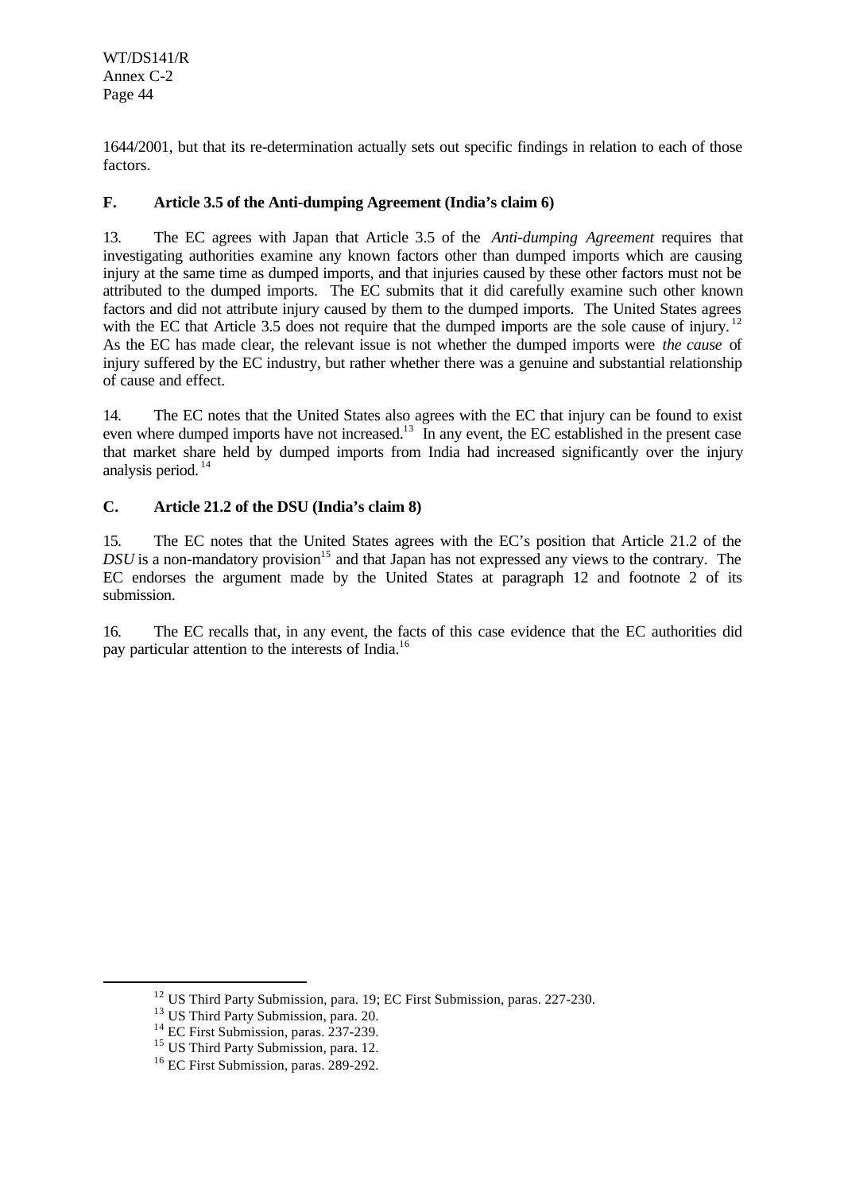1644/2001, but that its re-determination actually sets out specific findings in relation to each of those factors.

## F. Article 3.5 of the Anti-dumping Agreement (India's claim 6)

13. The EC agrees with Japan that Article 3.5 of the *Anti-dumping Agreement* requires that investigating authorities examine any known factors other than dumped imports which are causing injury at the same time as dumped imports, and that injuries caused by these other factors must not be attributed to the dumped imports. The EC submits that it did carefully examine such other known factors and did not attribute injury caused by them to the dumped imports. The United States agrees with the EC that Article 3.5 does not require that the dumped imports are the sole cause of injury.[12] As the EC has made clear, the relevant issue is not whether the dumped imports were *the cause* of injury suffered by the EC industry, but rather whether there was a genuine and substantial relationship of cause and effect.

14. The EC notes that the United States also agrees with the EC that injury can be found to exist even where dumped imports have not increased.[13] In any event, the EC established in the present case that market share held by dumped imports from India had increased significantly over the injury analysis period.[14]

## C. Article 21.2 of the DSU (India's claim 8)

15. The EC notes that the United States agrees with the EC's position that Article 21.2 of the *DSU* is a non-mandatory provision[15] and that Japan has not expressed any views to the contrary. The EC endorses the argument made by the United States at paragraph 12 and footnote 2 of its submission.

16. The EC recalls that, in any event, the facts of this case evidence that the EC authorities did pay particular attention to the interests of India.[16]

---

[12] US Third Party Submission, para. 19; EC First Submission, paras. 227-230.

[13] US Third Party Submission, para. 20.

[14] EC First Submission, paras. 237-239.

[15] US Third Party Submission, para. 12.

[16] EC First Submission, paras. 289-292.